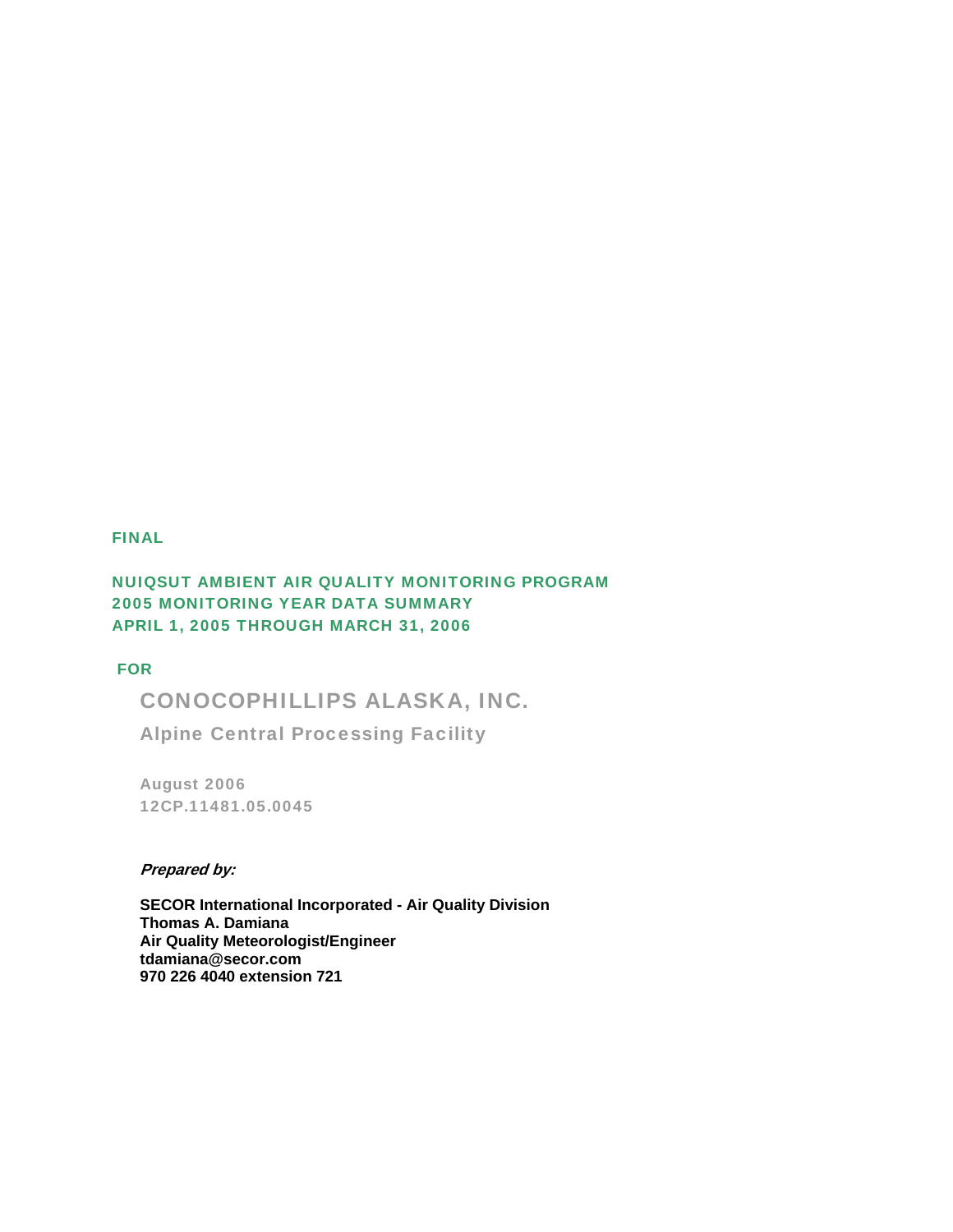**FINAL**

# NUIQSUT AMBIENT AIR QUALITY MONITORING PROGRAM
# 2005 MONITORING YEAR DATA SUMMARY
# APRIL 1, 2005 THROUGH MARCH 31, 2006

**FOR**

## CONOCOPHILLIPS ALASKA, INC.

### Alpine Central Processing Facility

**August 2006**
**12CP.11481.05.0045**

***Prepared by:***

**SECOR International Incorporated - Air Quality Division**
**Thomas A. Damiana**
**Air Quality Meteorologist/Engineer**
**tdamiana@secor.com**
**970 226 4040 extension 721**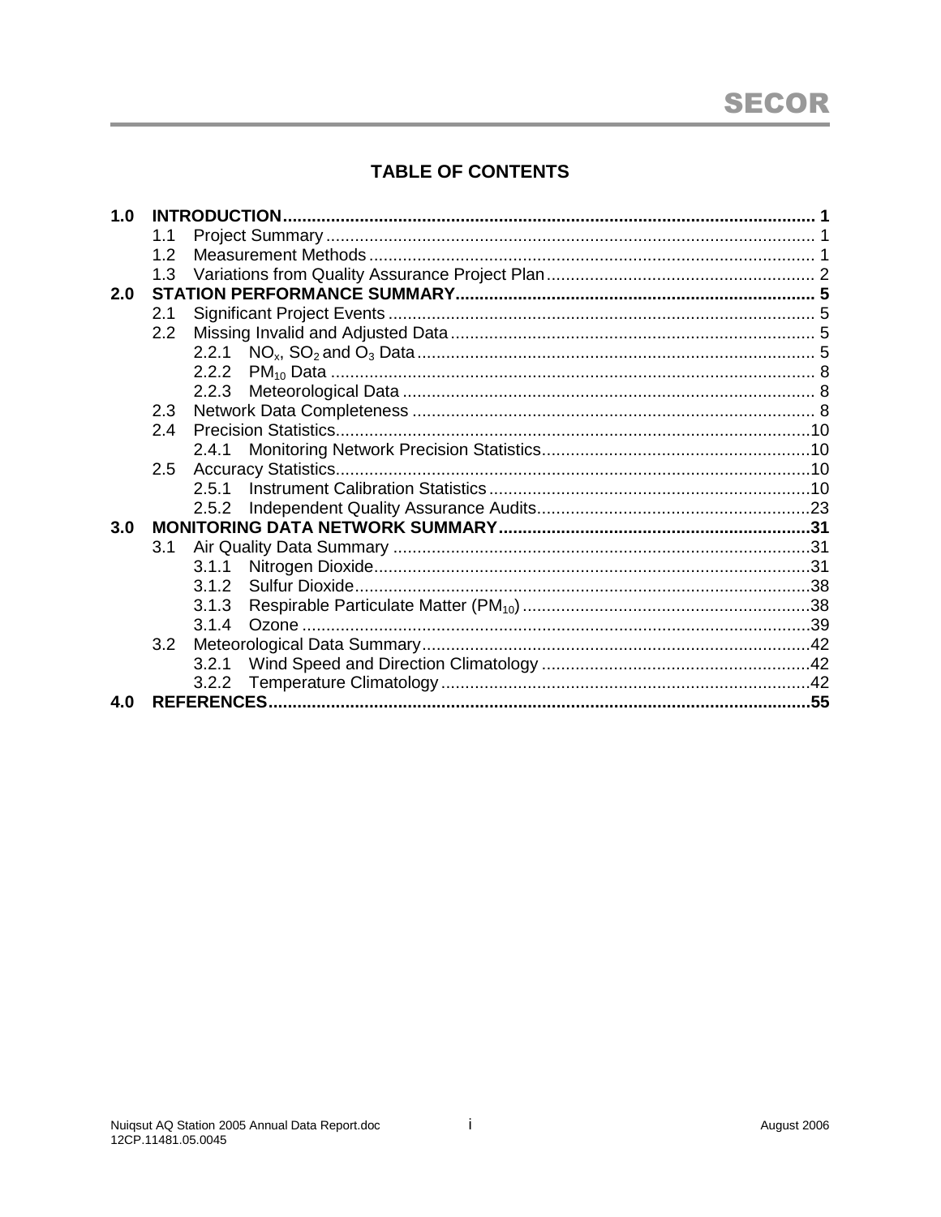# TABLE OF CONTENTS

| | | | |
|---|---|---|---|
| **1.0** | **INTRODUCTION** | | **1** |
| | 1.1 | Project Summary | 1 |
| | 1.2 | Measurement Methods | 1 |
| | 1.3 | Variations from Quality Assurance Project Plan | 2 |
| **2.0** | **STATION PERFORMANCE SUMMARY** | | **5** |
| | 2.1 | Significant Project Events | 5 |
| | 2.2 | Missing Invalid and Adjusted Data | 5 |
| | | 2.2.1 $NO_x$, $SO_2$ and $O_3$ Data | 5 |
| | | 2.2.2 $PM_{10}$ Data | 8 |
| | | 2.2.3 Meteorological Data | 8 |
| | 2.3 | Network Data Completeness | 8 |
| | 2.4 | Precision Statistics | 10 |
| | | 2.4.1 Monitoring Network Precision Statistics | 10 |
| | 2.5 | Accuracy Statistics | 10 |
| | | 2.5.1 Instrument Calibration Statistics | 10 |
| | | 2.5.2 Independent Quality Assurance Audits | 23 |
| **3.0** | **MONITORING DATA NETWORK SUMMARY** | | **31** |
| | 3.1 | Air Quality Data Summary | 31 |
| | | 3.1.1 Nitrogen Dioxide | 31 |
| | | 3.1.2 Sulfur Dioxide | 38 |
| | | 3.1.3 Respirable Particulate Matter ($PM_{10}$) | 38 |
| | | 3.1.4 Ozone | 39 |
| | 3.2 | Meteorological Data Summary | 42 |
| | | 3.2.1 Wind Speed and Direction Climatology | 42 |
| | | 3.2.2 Temperature Climatology | 42 |
| **4.0** | **REFERENCES** | | **55** |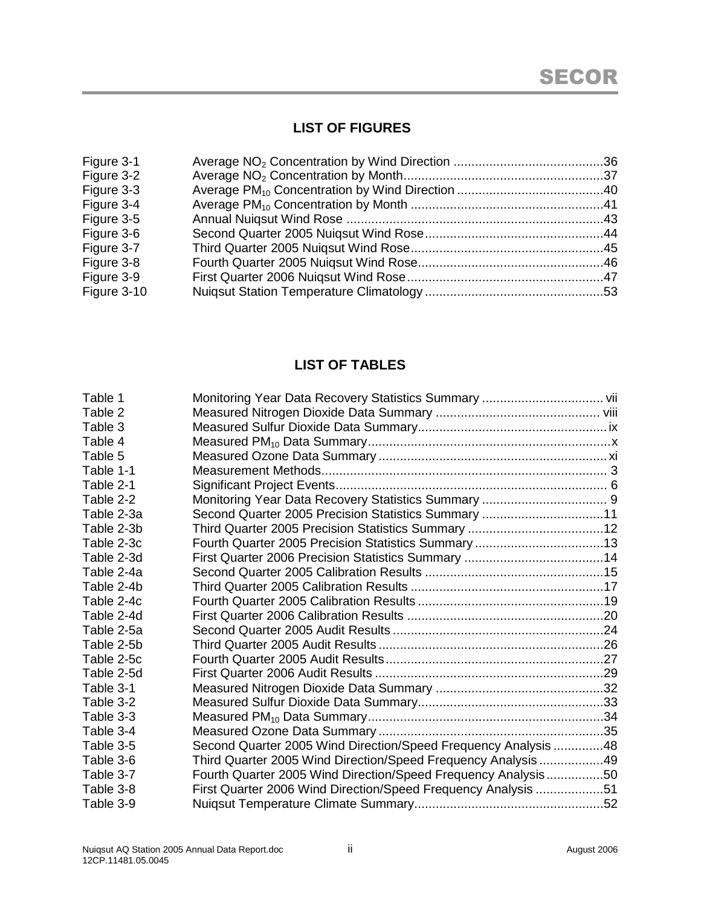## LIST OF FIGURES

| | | |
|---|---|---|
| Figure 3-1 | Average $NO_2$ Concentration by Wind Direction | 36 |
| Figure 3-2 | Average $NO_2$ Concentration by Month | 37 |
| Figure 3-3 | Average $PM_{10}$ Concentration by Wind Direction | 40 |
| Figure 3-4 | Average $PM_{10}$ Concentration by Month | 41 |
| Figure 3-5 | Annual Nuiqsut Wind Rose | 43 |
| Figure 3-6 | Second Quarter 2005 Nuiqsut Wind Rose | 44 |
| Figure 3-7 | Third Quarter 2005 Nuiqsut Wind Rose | 45 |
| Figure 3-8 | Fourth Quarter 2005 Nuiqsut Wind Rose | 46 |
| Figure 3-9 | First Quarter 2006 Nuiqsut Wind Rose | 47 |
| Figure 3-10 | Nuiqsut Station Temperature Climatology | 53 |

## LIST OF TABLES

| | | |
|---|---|---|
| Table 1 | Monitoring Year Data Recovery Statistics Summary | vii |
| Table 2 | Measured Nitrogen Dioxide Data Summary | viii |
| Table 3 | Measured Sulfur Dioxide Data Summary | ix |
| Table 4 | Measured $PM_{10}$ Data Summary | x |
| Table 5 | Measured Ozone Data Summary | xi |
| Table 1-1 | Measurement Methods | 3 |
| Table 2-1 | Significant Project Events | 6 |
| Table 2-2 | Monitoring Year Data Recovery Statistics Summary | 9 |
| Table 2-3a | Second Quarter 2005 Precision Statistics Summary | 11 |
| Table 2-3b | Third Quarter 2005 Precision Statistics Summary | 12 |
| Table 2-3c | Fourth Quarter 2005 Precision Statistics Summary | 13 |
| Table 2-3d | First Quarter 2006 Precision Statistics Summary | 14 |
| Table 2-4a | Second Quarter 2005 Calibration Results | 15 |
| Table 2-4b | Third Quarter 2005 Calibration Results | 17 |
| Table 2-4c | Fourth Quarter 2005 Calibration Results | 19 |
| Table 2-4d | First Quarter 2006 Calibration Results | 20 |
| Table 2-5a | Second Quarter 2005 Audit Results | 24 |
| Table 2-5b | Third Quarter 2005 Audit Results | 26 |
| Table 2-5c | Fourth Quarter 2005 Audit Results | 27 |
| Table 2-5d | First Quarter 2006 Audit Results | 29 |
| Table 3-1 | Measured Nitrogen Dioxide Data Summary | 32 |
| Table 3-2 | Measured Sulfur Dioxide Data Summary | 33 |
| Table 3-3 | Measured $PM_{10}$ Data Summary | 34 |
| Table 3-4 | Measured Ozone Data Summary | 35 |
| Table 3-5 | Second Quarter 2005 Wind Direction/Speed Frequency Analysis | 48 |
| Table 3-6 | Third Quarter 2005 Wind Direction/Speed Frequency Analysis | 49 |
| Table 3-7 | Fourth Quarter 2005 Wind Direction/Speed Frequency Analysis | 50 |
| Table 3-8 | First Quarter 2006 Wind Direction/Speed Frequency Analysis | 51 |
| Table 3-9 | Nuiqsut Temperature Climate Summary | 52 |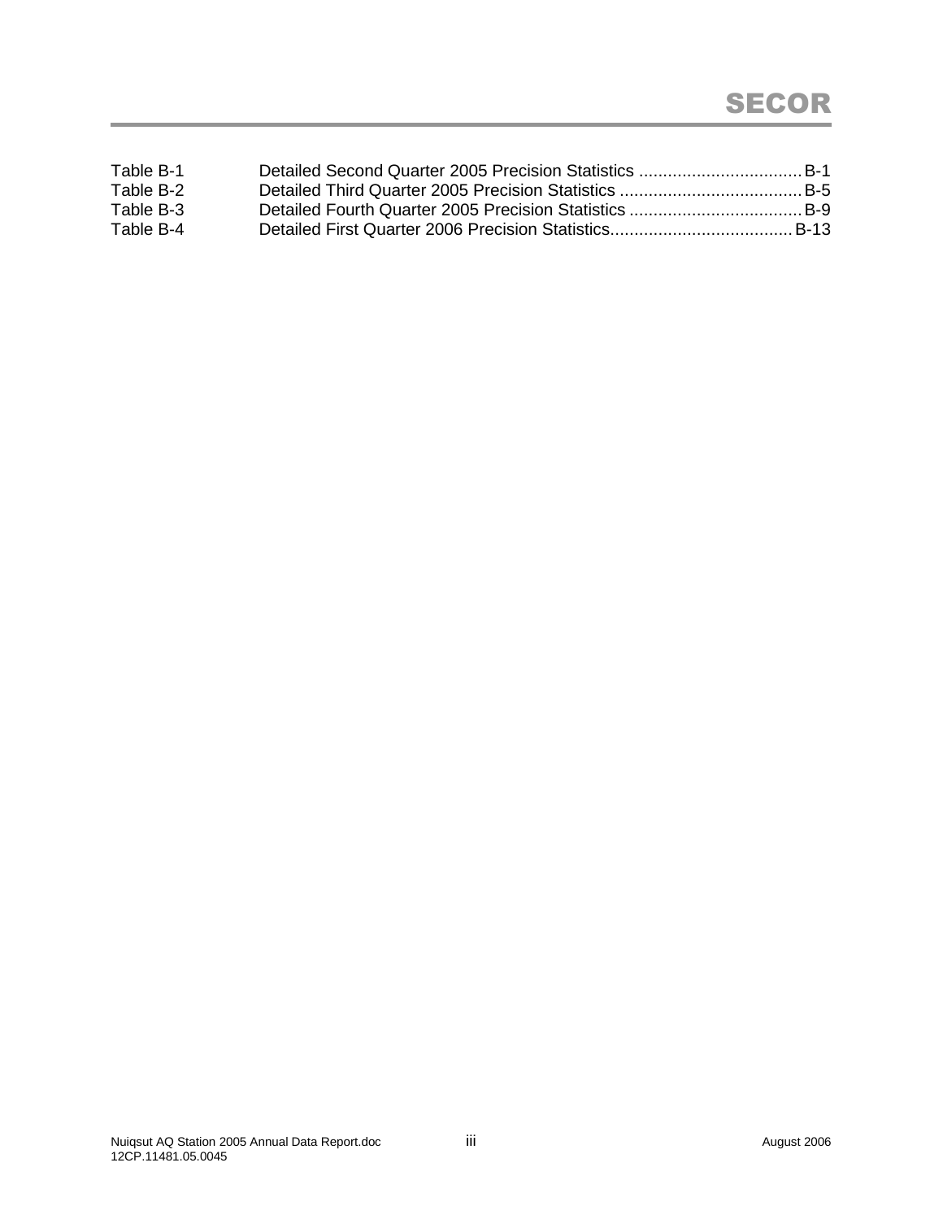Table B-1 Detailed Second Quarter 2005 Precision Statistics .................................. B-1
Table B-2 Detailed Third Quarter 2005 Precision Statistics ..................................... B-5
Table B-3 Detailed Fourth Quarter 2005 Precision Statistics .................................... B-9
Table B-4 Detailed First Quarter 2006 Precision Statistics...................................... B-13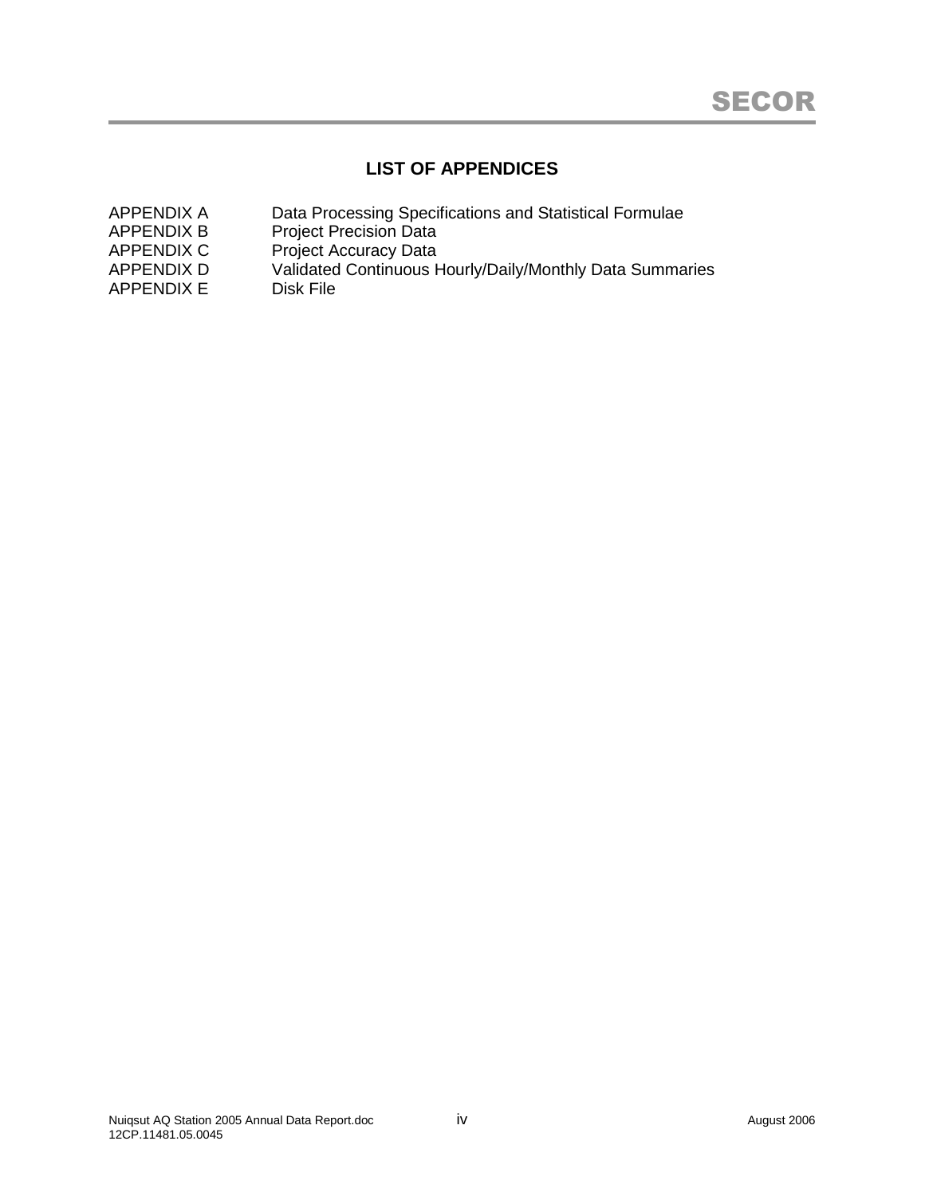## LIST OF APPENDICES

| | |
|---|---|
| APPENDIX A | Data Processing Specifications and Statistical Formulae |
| APPENDIX B | Project Precision Data |
| APPENDIX C | Project Accuracy Data |
| APPENDIX D | Validated Continuous Hourly/Daily/Monthly Data Summaries |
| APPENDIX E | Disk File |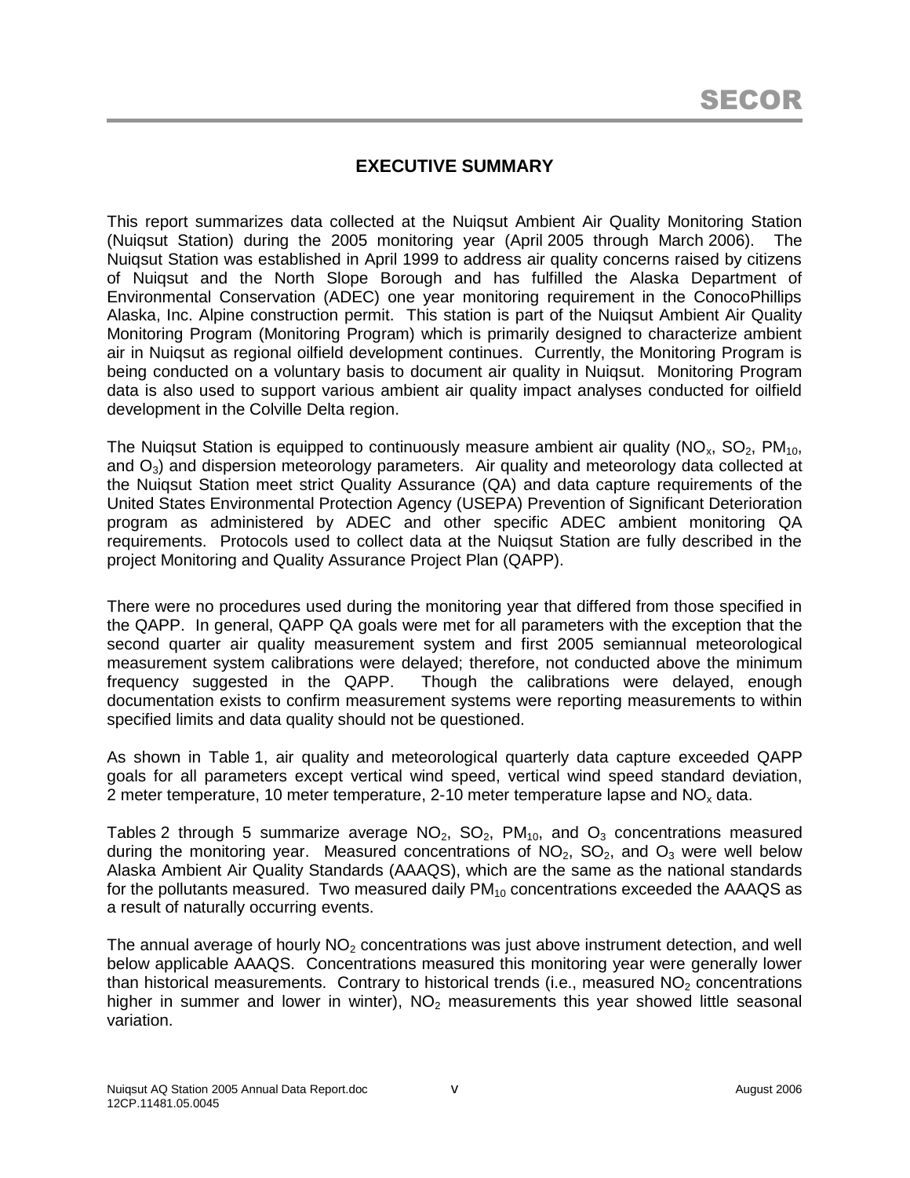## EXECUTIVE SUMMARY

This report summarizes data collected at the Nuiqsut Ambient Air Quality Monitoring Station (Nuiqsut Station) during the 2005 monitoring year (April 2005 through March 2006). The Nuiqsut Station was established in April 1999 to address air quality concerns raised by citizens of Nuiqsut and the North Slope Borough and has fulfilled the Alaska Department of Environmental Conservation (ADEC) one year monitoring requirement in the ConocoPhillips Alaska, Inc. Alpine construction permit. This station is part of the Nuiqsut Ambient Air Quality Monitoring Program (Monitoring Program) which is primarily designed to characterize ambient air in Nuiqsut as regional oilfield development continues. Currently, the Monitoring Program is being conducted on a voluntary basis to document air quality in Nuiqsut. Monitoring Program data is also used to support various ambient air quality impact analyses conducted for oilfield development in the Colville Delta region.

The Nuiqsut Station is equipped to continuously measure ambient air quality ($NO_x$, $SO_2$, $PM_{10}$, and $O_3$) and dispersion meteorology parameters. Air quality and meteorology data collected at the Nuiqsut Station meet strict Quality Assurance (QA) and data capture requirements of the United States Environmental Protection Agency (USEPA) Prevention of Significant Deterioration program as administered by ADEC and other specific ADEC ambient monitoring QA requirements. Protocols used to collect data at the Nuiqsut Station are fully described in the project Monitoring and Quality Assurance Project Plan (QAPP).

There were no procedures used during the monitoring year that differed from those specified in the QAPP. In general, QAPP QA goals were met for all parameters with the exception that the second quarter air quality measurement system and first 2005 semiannual meteorological measurement system calibrations were delayed; therefore, not conducted above the minimum frequency suggested in the QAPP. Though the calibrations were delayed, enough documentation exists to confirm measurement systems were reporting measurements to within specified limits and data quality should not be questioned.

As shown in Table 1, air quality and meteorological quarterly data capture exceeded QAPP goals for all parameters except vertical wind speed, vertical wind speed standard deviation, 2 meter temperature, 10 meter temperature, 2-10 meter temperature lapse and $NO_x$ data.

Tables 2 through 5 summarize average $NO_2$, $SO_2$, $PM_{10}$, and $O_3$ concentrations measured during the monitoring year. Measured concentrations of $NO_2$, $SO_2$, and $O_3$ were well below Alaska Ambient Air Quality Standards (AAAQS), which are the same as the national standards for the pollutants measured. Two measured daily $PM_{10}$ concentrations exceeded the AAAQS as a result of naturally occurring events.

The annual average of hourly $NO_2$ concentrations was just above instrument detection, and well below applicable AAAQS. Concentrations measured this monitoring year were generally lower than historical measurements. Contrary to historical trends (i.e., measured $NO_2$ concentrations higher in summer and lower in winter), $NO_2$ measurements this year showed little seasonal variation.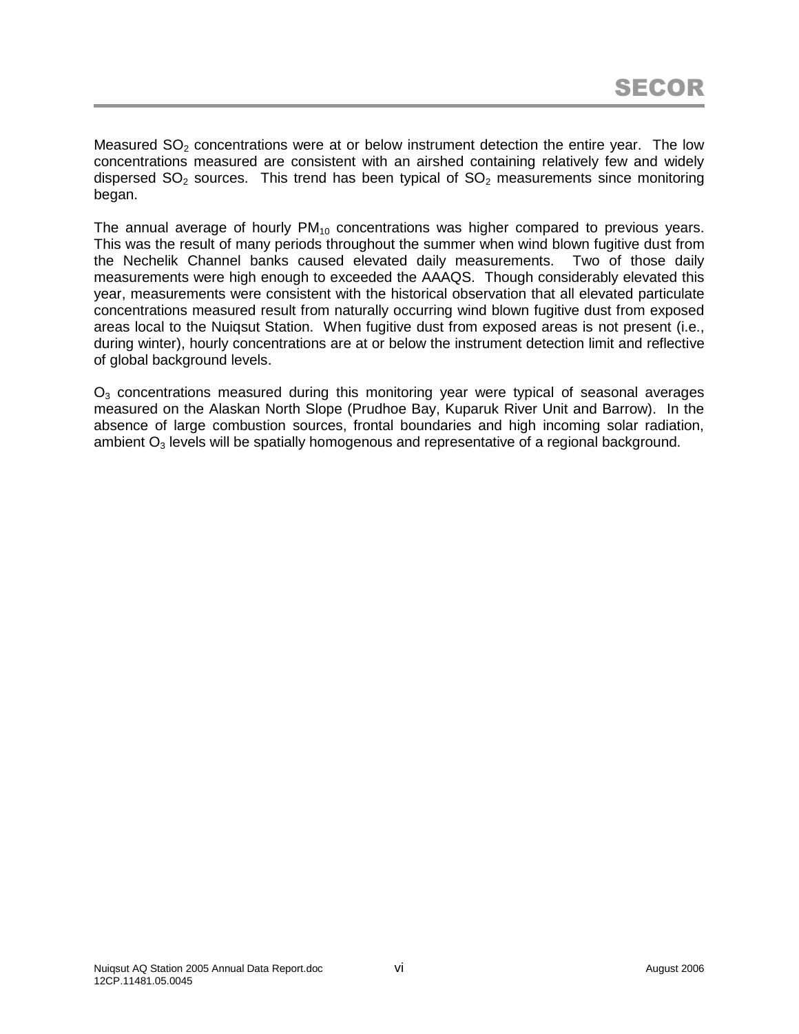Measured $SO_2$ concentrations were at or below instrument detection the entire year. The low concentrations measured are consistent with an airshed containing relatively few and widely dispersed $SO_2$ sources. This trend has been typical of $SO_2$ measurements since monitoring began.

The annual average of hourly $PM_{10}$ concentrations was higher compared to previous years. This was the result of many periods throughout the summer when wind blown fugitive dust from the Nechelik Channel banks caused elevated daily measurements. Two of those daily measurements were high enough to exceeded the AAAQS. Though considerably elevated this year, measurements were consistent with the historical observation that all elevated particulate concentrations measured result from naturally occurring wind blown fugitive dust from exposed areas local to the Nuiqsut Station. When fugitive dust from exposed areas is not present (i.e., during winter), hourly concentrations are at or below the instrument detection limit and reflective of global background levels.

$O_3$ concentrations measured during this monitoring year were typical of seasonal averages measured on the Alaskan North Slope (Prudhoe Bay, Kuparuk River Unit and Barrow). In the absence of large combustion sources, frontal boundaries and high incoming solar radiation, ambient $O_3$ levels will be spatially homogenous and representative of a regional background.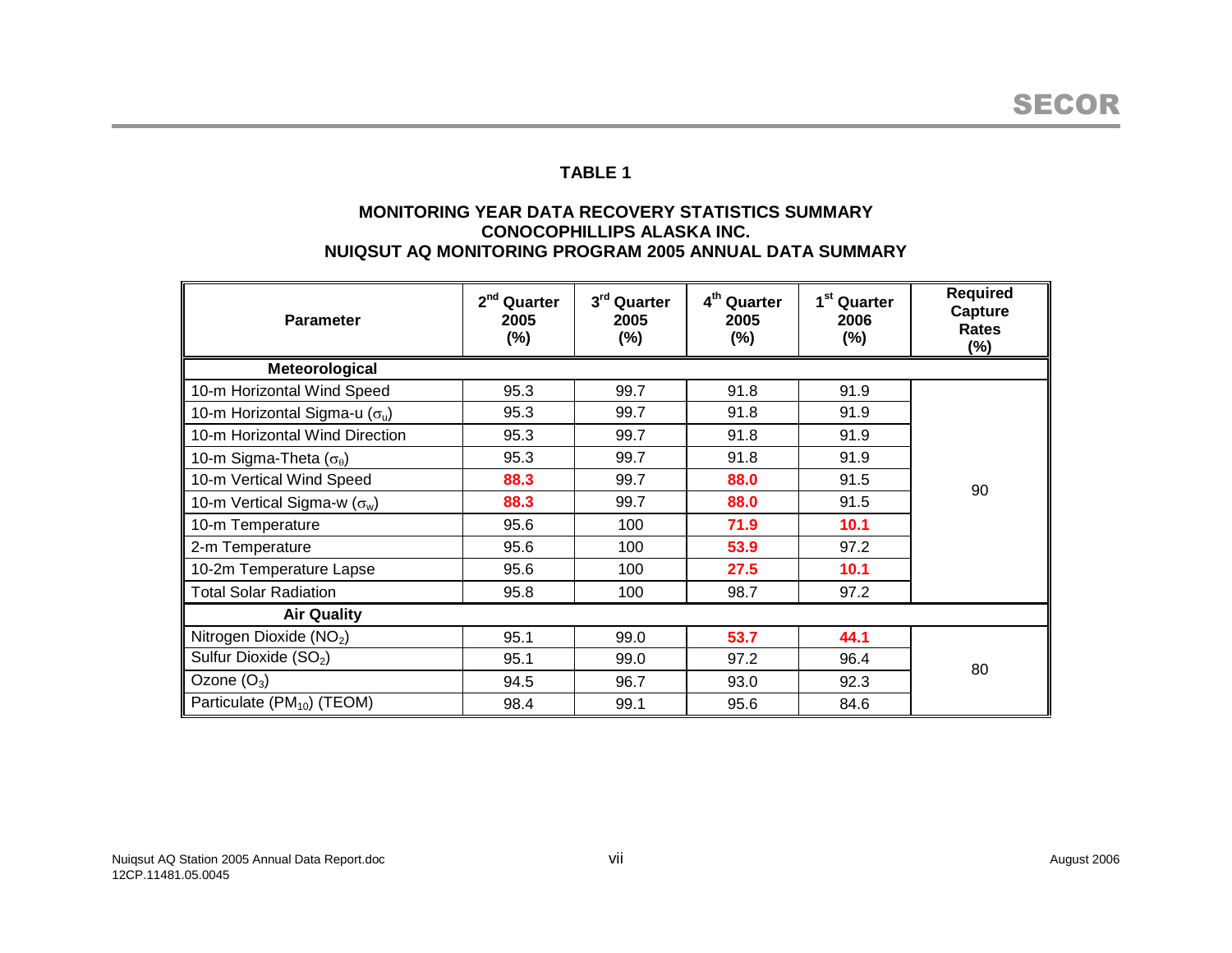## TABLE 1

**MONITORING YEAR DATA RECOVERY STATISTICS SUMMARY**
**CONOCOPHILLIPS ALASKA INC.**
**NUIQSUT AQ MONITORING PROGRAM 2005 ANNUAL DATA SUMMARY**

| Parameter | 2nd Quarter 2005 (%) | 3rd Quarter 2005 (%) | 4th Quarter 2005 (%) | 1st Quarter 2006 (%) | Required Capture Rates (%) |
|---|---|---|---|---|---|
| **Meteorological** | | | | | |
| 10-m Horizontal Wind Speed | 95.3 | 99.7 | 91.8 | 91.9 | 90 |
| 10-m Horizontal Sigma-u ($\sigma_u$) | 95.3 | 99.7 | 91.8 | 91.9 | |
| 10-m Horizontal Wind Direction | 95.3 | 99.7 | 91.8 | 91.9 | |
| 10-m Sigma-Theta ($\sigma_\theta$) | 95.3 | 99.7 | 91.8 | 91.9 | |
| 10-m Vertical Wind Speed | **88.3** | 99.7 | **88.0** | 91.5 | |
| 10-m Vertical Sigma-w ($\sigma_w$) | **88.3** | 99.7 | **88.0** | 91.5 | |
| 10-m Temperature | 95.6 | 100 | **71.9** | **10.1** | |
| 2-m Temperature | 95.6 | 100 | **53.9** | 97.2 | |
| 10-2m Temperature Lapse | 95.6 | 100 | **27.5** | **10.1** | |
| Total Solar Radiation | 95.8 | 100 | 98.7 | 97.2 | |
| **Air Quality** | | | | | |
| Nitrogen Dioxide ($NO_2$) | 95.1 | 99.0 | **53.7** | **44.1** | 80 |
| Sulfur Dioxide ($SO_2$) | 95.1 | 99.0 | 97.2 | 96.4 | |
| Ozone ($O_3$) | 94.5 | 96.7 | 93.0 | 92.3 | |
| Particulate ($PM_{10}$) (TEOM) | 98.4 | 99.1 | 95.6 | 84.6 | |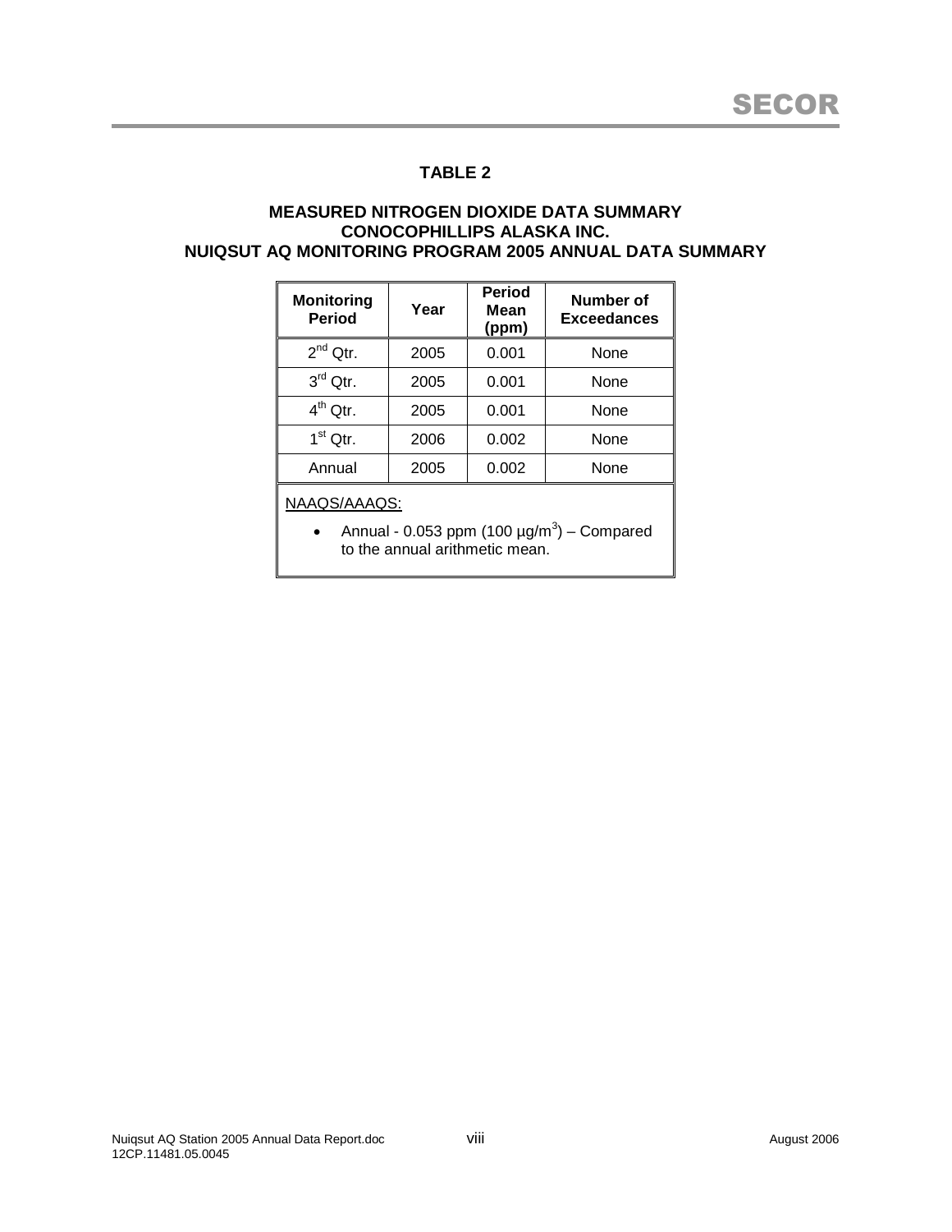## TABLE 2

### MEASURED NITROGEN DIOXIDE DATA SUMMARY
### CONOCOPHILLIPS ALASKA INC.
### NUIQSUT AQ MONITORING PROGRAM 2005 ANNUAL DATA SUMMARY

| Monitoring Period | Year | Period Mean (ppm) | Number of Exceedances |
|---|---|---|---|
| 2nd Qtr. | 2005 | 0.001 | None |
| 3rd Qtr. | 2005 | 0.001 | None |
| 4th Qtr. | 2005 | 0.001 | None |
| 1st Qtr. | 2006 | 0.002 | None |
| Annual | 2005 | 0.002 | None |

NAAQS/AAAQS:

- Annual - 0.053 ppm (100 µg/m$^3$) – Compared to the annual arithmetic mean.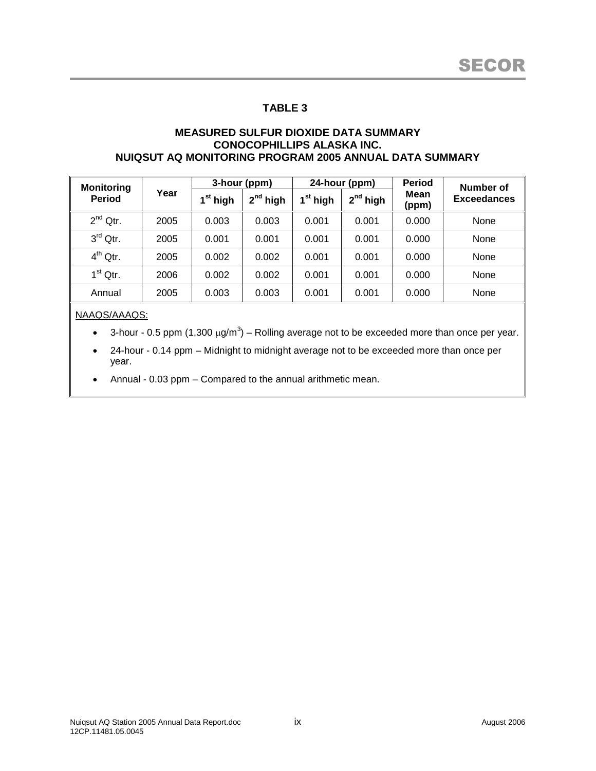# TABLE 3

## MEASURED SULFUR DIOXIDE DATA SUMMARY
## CONOCOPHILLIPS ALASKA INC.
## NUIQSUT AQ MONITORING PROGRAM 2005 ANNUAL DATA SUMMARY

| Monitoring Period | Year | 3-hour (ppm) | | 24-hour (ppm) | | Period Mean (ppm) | Number of Exceedances |
|---|---|---|---|---|---|---|---|
| | | 1st high | 2nd high | 1st high | 2nd high | | |
| 2nd Qtr. | 2005 | 0.003 | 0.003 | 0.001 | 0.001 | 0.000 | None |
| 3rd Qtr. | 2005 | 0.001 | 0.001 | 0.001 | 0.001 | 0.000 | None |
| 4th Qtr. | 2005 | 0.002 | 0.002 | 0.001 | 0.001 | 0.000 | None |
| 1st Qtr. | 2006 | 0.002 | 0.002 | 0.001 | 0.001 | 0.000 | None |
| Annual | 2005 | 0.003 | 0.003 | 0.001 | 0.001 | 0.000 | None |

NAAQS/AAAQS:

- 3-hour - 0.5 ppm (1,300 $\mu g/m^3$) – Rolling average not to be exceeded more than once per year.
- 24-hour - 0.14 ppm – Midnight to midnight average not to be exceeded more than once per year.
- Annual - 0.03 ppm – Compared to the annual arithmetic mean.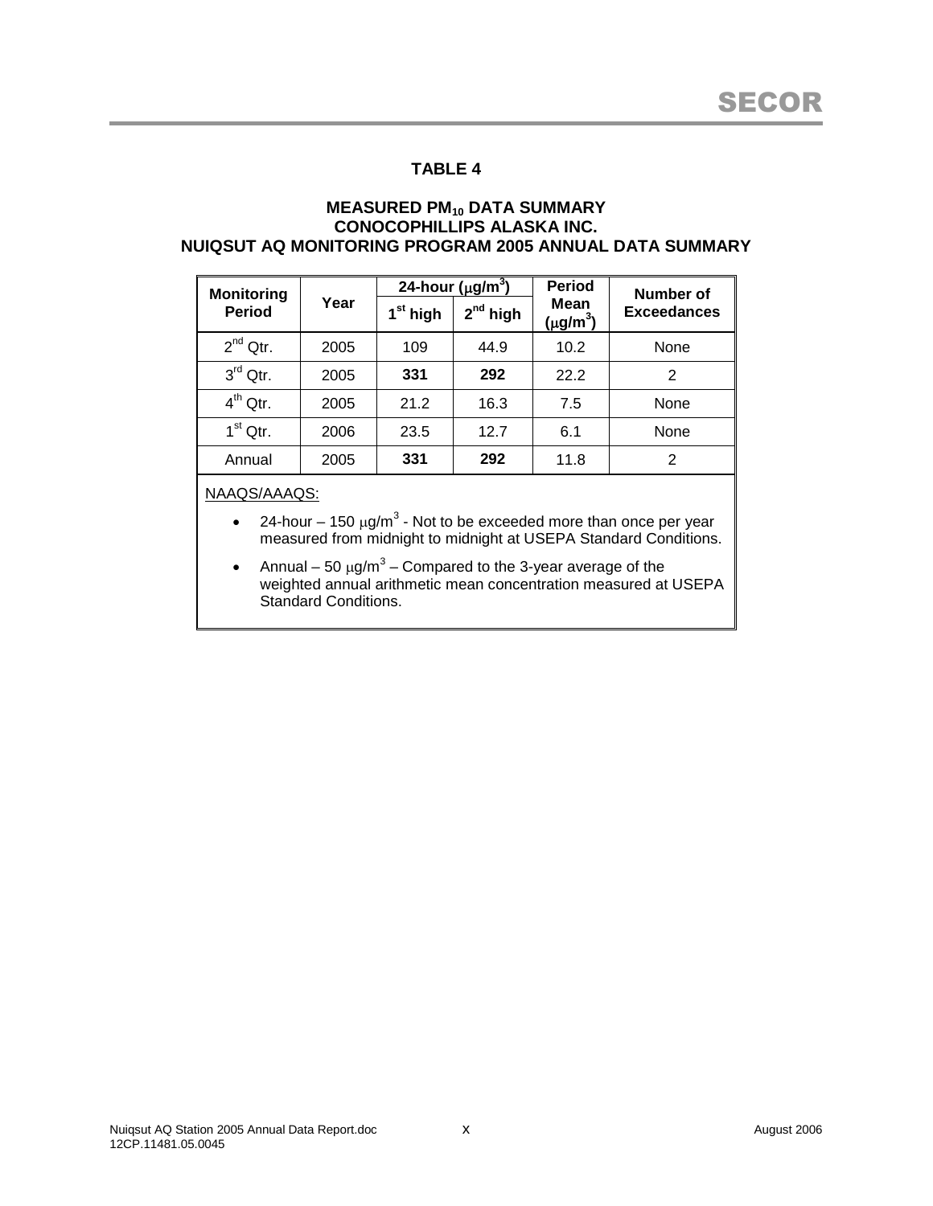## TABLE 4

### MEASURED $PM_{10}$ DATA SUMMARY
### CONOCOPHILLIPS ALASKA INC.
### NUIQSUT AQ MONITORING PROGRAM 2005 ANNUAL DATA SUMMARY

| Monitoring Period | Year | 24-hour ($\mu g/m^3$) | | Period Mean ($\mu g/m^3$) | Number of Exceedances |
|---|---|---|---|---|---|
| | | 1st high | 2nd high | | |
| 2nd Qtr. | 2005 | 109 | 44.9 | 10.2 | None |
| 3rd Qtr. | 2005 | **331** | **292** | 22.2 | 2 |
| 4th Qtr. | 2005 | 21.2 | 16.3 | 7.5 | None |
| 1st Qtr. | 2006 | 23.5 | 12.7 | 6.1 | None |
| Annual | 2005 | **331** | **292** | 11.8 | 2 |

NAAQS/AAAQS:

- 24-hour – 150 $\mu g/m^3$ - Not to be exceeded more than once per year measured from midnight to midnight at USEPA Standard Conditions.
- Annual – 50 $\mu g/m^3$ – Compared to the 3-year average of the weighted annual arithmetic mean concentration measured at USEPA Standard Conditions.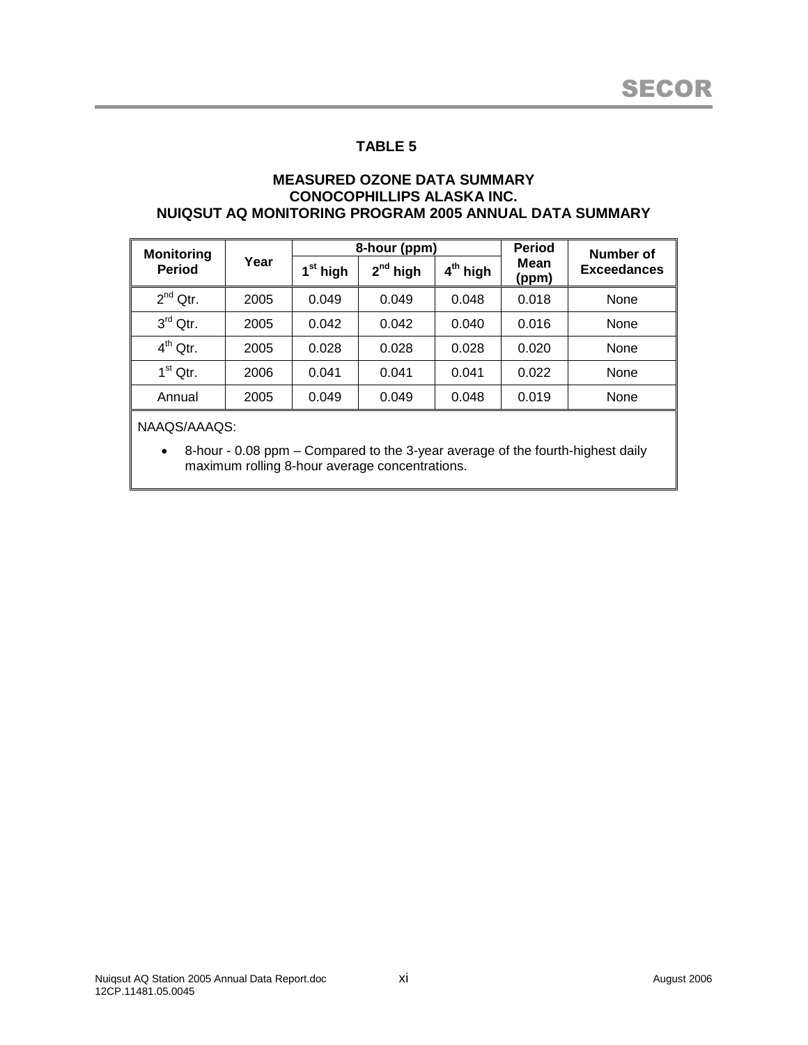## TABLE 5

### MEASURED OZONE DATA SUMMARY
### CONOCOPHILLIPS ALASKA INC.
### NUIQSUT AQ MONITORING PROGRAM 2005 ANNUAL DATA SUMMARY

| Monitoring Period | Year | 8-hour (ppm) | | | Period Mean (ppm) | Number of Exceedances |
|---|---|---|---|---|---|---|
| | | 1st high | 2nd high | 4th high | | |
| 2nd Qtr. | 2005 | 0.049 | 0.049 | 0.048 | 0.018 | None |
| 3rd Qtr. | 2005 | 0.042 | 0.042 | 0.040 | 0.016 | None |
| 4th Qtr. | 2005 | 0.028 | 0.028 | 0.028 | 0.020 | None |
| 1st Qtr. | 2006 | 0.041 | 0.041 | 0.041 | 0.022 | None |
| Annual | 2005 | 0.049 | 0.049 | 0.048 | 0.019 | None |

NAAQS/AAAQS:

- 8-hour - 0.08 ppm – Compared to the 3-year average of the fourth-highest daily maximum rolling 8-hour average concentrations.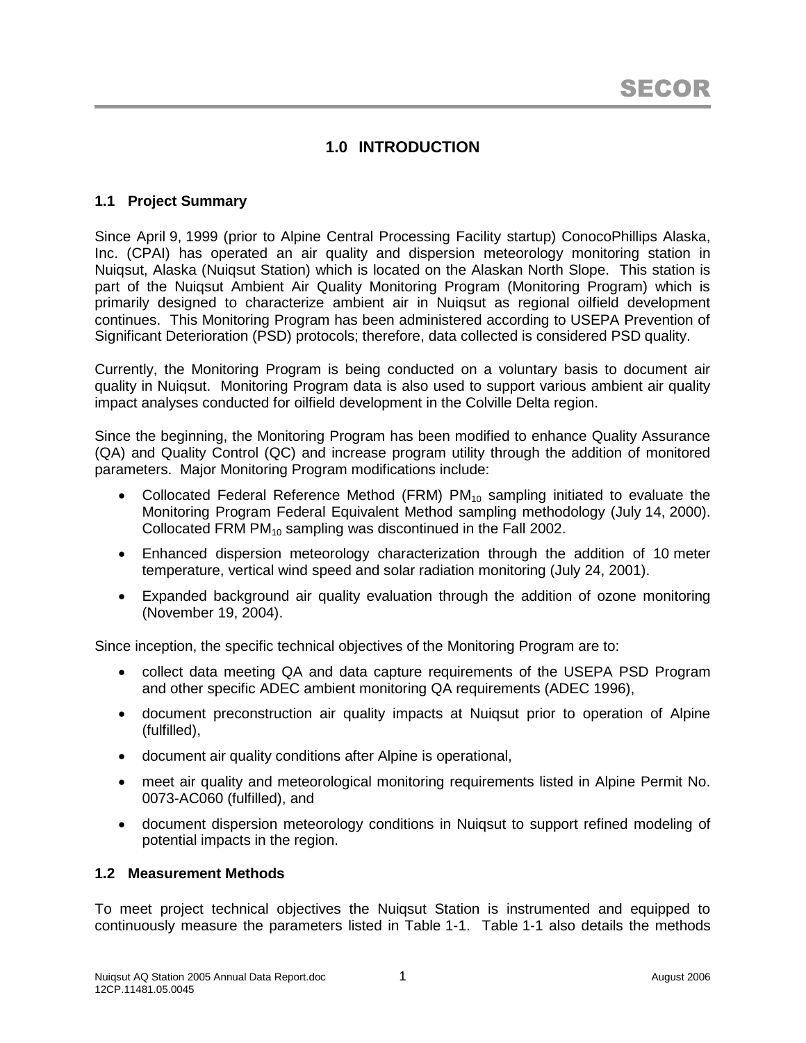# 1.0 INTRODUCTION

## 1.1 Project Summary

Since April 9, 1999 (prior to Alpine Central Processing Facility startup) ConocoPhillips Alaska, Inc. (CPAI) has operated an air quality and dispersion meteorology monitoring station in Nuiqsut, Alaska (Nuiqsut Station) which is located on the Alaskan North Slope. This station is part of the Nuiqsut Ambient Air Quality Monitoring Program (Monitoring Program) which is primarily designed to characterize ambient air in Nuiqsut as regional oilfield development continues. This Monitoring Program has been administered according to USEPA Prevention of Significant Deterioration (PSD) protocols; therefore, data collected is considered PSD quality.

Currently, the Monitoring Program is being conducted on a voluntary basis to document air quality in Nuiqsut. Monitoring Program data is also used to support various ambient air quality impact analyses conducted for oilfield development in the Colville Delta region.

Since the beginning, the Monitoring Program has been modified to enhance Quality Assurance (QA) and Quality Control (QC) and increase program utility through the addition of monitored parameters. Major Monitoring Program modifications include:

- Collocated Federal Reference Method (FRM) $PM_{10}$ sampling initiated to evaluate the Monitoring Program Federal Equivalent Method sampling methodology (July 14, 2000). Collocated FRM $PM_{10}$ sampling was discontinued in the Fall 2002.
- Enhanced dispersion meteorology characterization through the addition of 10 meter temperature, vertical wind speed and solar radiation monitoring (July 24, 2001).
- Expanded background air quality evaluation through the addition of ozone monitoring (November 19, 2004).

Since inception, the specific technical objectives of the Monitoring Program are to:

- collect data meeting QA and data capture requirements of the USEPA PSD Program and other specific ADEC ambient monitoring QA requirements (ADEC 1996),
- document preconstruction air quality impacts at Nuiqsut prior to operation of Alpine (fulfilled),
- document air quality conditions after Alpine is operational,
- meet air quality and meteorological monitoring requirements listed in Alpine Permit No. 0073-AC060 (fulfilled), and
- document dispersion meteorology conditions in Nuiqsut to support refined modeling of potential impacts in the region.

## 1.2 Measurement Methods

To meet project technical objectives the Nuiqsut Station is instrumented and equipped to continuously measure the parameters listed in Table 1-1. Table 1-1 also details the methods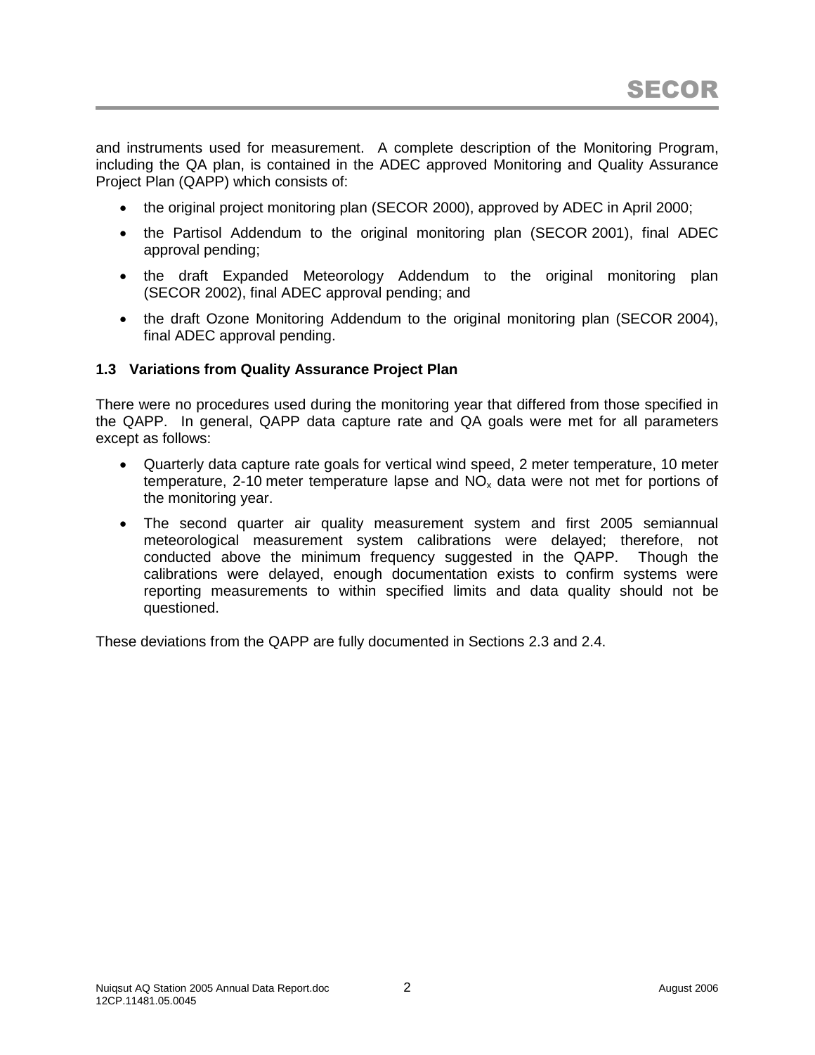and instruments used for measurement. A complete description of the Monitoring Program, including the QA plan, is contained in the ADEC approved Monitoring and Quality Assurance Project Plan (QAPP) which consists of:

- the original project monitoring plan (SECOR 2000), approved by ADEC in April 2000;
- the Partisol Addendum to the original monitoring plan (SECOR 2001), final ADEC approval pending;
- the draft Expanded Meteorology Addendum to the original monitoring plan (SECOR 2002), final ADEC approval pending; and
- the draft Ozone Monitoring Addendum to the original monitoring plan (SECOR 2004), final ADEC approval pending.

### 1.3 Variations from Quality Assurance Project Plan

There were no procedures used during the monitoring year that differed from those specified in the QAPP. In general, QAPP data capture rate and QA goals were met for all parameters except as follows:

- Quarterly data capture rate goals for vertical wind speed, 2 meter temperature, 10 meter temperature, 2-10 meter temperature lapse and $NO_x$ data were not met for portions of the monitoring year.
- The second quarter air quality measurement system and first 2005 semiannual meteorological measurement system calibrations were delayed; therefore, not conducted above the minimum frequency suggested in the QAPP. Though the calibrations were delayed, enough documentation exists to confirm systems were reporting measurements to within specified limits and data quality should not be questioned.

These deviations from the QAPP are fully documented in Sections 2.3 and 2.4.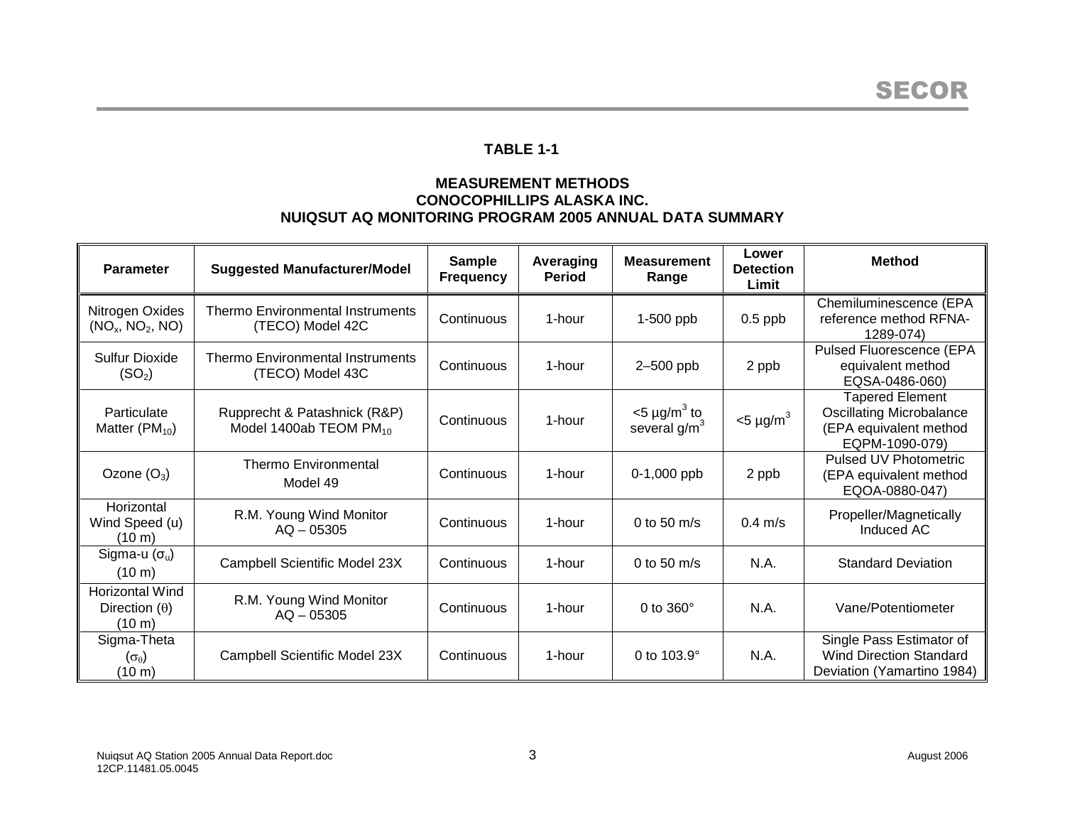**TABLE 1-1**

**MEASUREMENT METHODS**
**CONOCOPHILLIPS ALASKA INC.**
**NUIQSUT AQ MONITORING PROGRAM 2005 ANNUAL DATA SUMMARY**

| Parameter | Suggested Manufacturer/Model | Sample Frequency | Averaging Period | Measurement Range | Lower Detection Limit | Method |
|---|---|---|---|---|---|---|
| Nitrogen Oxides ($NO_x$, $NO_2$, NO) | Thermo Environmental Instruments (TECO) Model 42C | Continuous | 1-hour | 1-500 ppb | 0.5 ppb | Chemiluminescence (EPA reference method RFNA-1289-074) |
| Sulfur Dioxide ($SO_2$) | Thermo Environmental Instruments (TECO) Model 43C | Continuous | 1-hour | 2–500 ppb | 2 ppb | Pulsed Fluorescence (EPA equivalent method EQSA-0486-060) |
| Particulate Matter ($PM_{10}$) | Rupprecht & Patashnick (R&P) Model 1400ab TEOM $PM_{10}$ | Continuous | 1-hour | <5 µg/$m^3$ to several g/$m^3$ | <5 µg/$m^3$ | Tapered Element Oscillating Microbalance (EPA equivalent method EQPM-1090-079) |
| Ozone ($O_3$) | Thermo Environmental Model 49 | Continuous | 1-hour | 0-1,000 ppb | 2 ppb | Pulsed UV Photometric (EPA equivalent method EQOA-0880-047) |
| Horizontal Wind Speed (u) (10 m) | R.M. Young Wind Monitor AQ – 05305 | Continuous | 1-hour | 0 to 50 m/s | 0.4 m/s | Propeller/Magnetically Induced AC |
| Sigma-u ($\sigma_u$) (10 m) | Campbell Scientific Model 23X | Continuous | 1-hour | 0 to 50 m/s | N.A. | Standard Deviation |
| Horizontal Wind Direction ($\theta$) (10 m) | R.M. Young Wind Monitor AQ – 05305 | Continuous | 1-hour | 0 to 360° | N.A. | Vane/Potentiometer |
| Sigma-Theta ($\sigma_\theta$) (10 m) | Campbell Scientific Model 23X | Continuous | 1-hour | 0 to 103.9° | N.A. | Single Pass Estimator of Wind Direction Standard Deviation (Yamartino 1984) |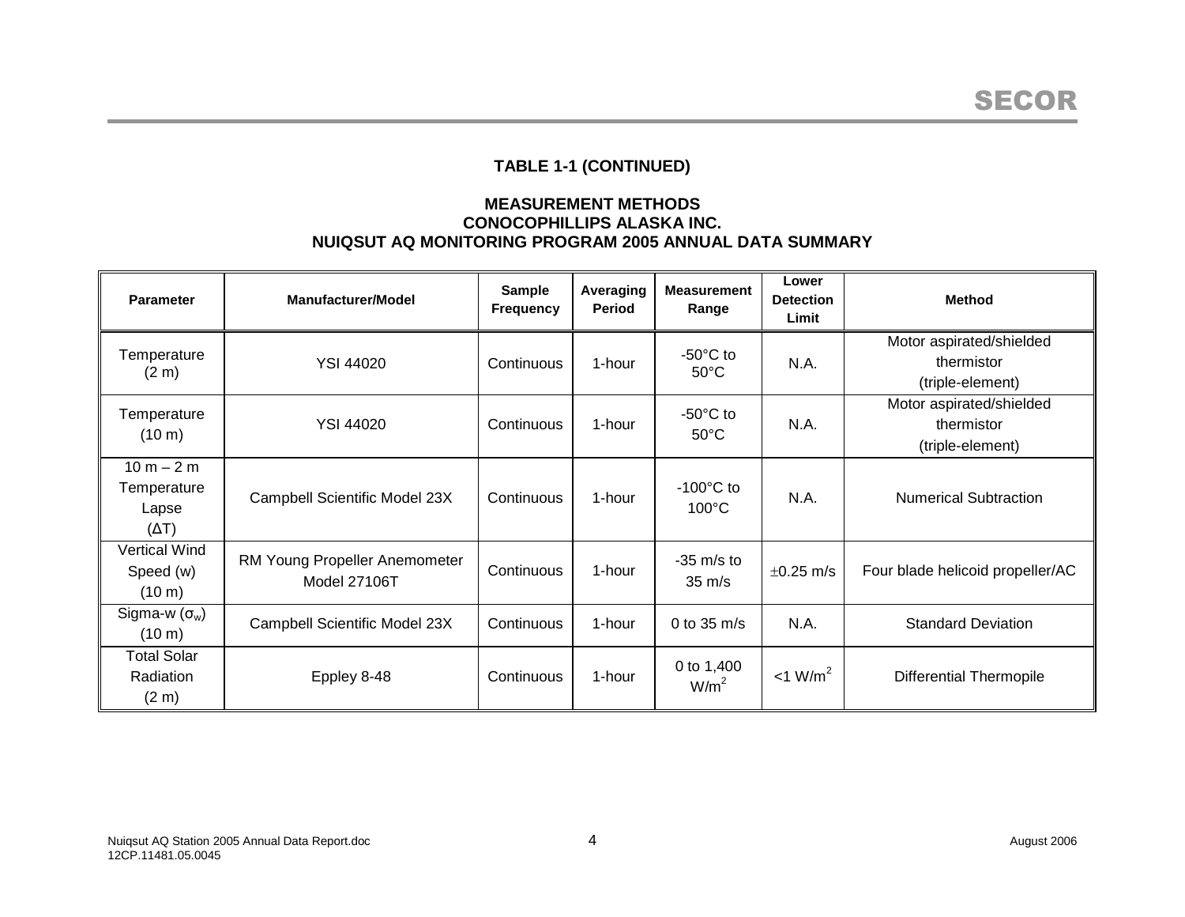**TABLE 1-1 (CONTINUED)**

**MEASUREMENT METHODS**
**CONOCOPHILLIPS ALASKA INC.**
**NUIQSUT AQ MONITORING PROGRAM 2005 ANNUAL DATA SUMMARY**

| Parameter | Manufacturer/Model | Sample Frequency | Averaging Period | Measurement Range | Lower Detection Limit | Method |
|---|---|---|---|---|---|---|
| Temperature (2 m) | YSI 44020 | Continuous | 1-hour | -50°C to 50°C | N.A. | Motor aspirated/shielded thermistor (triple-element) |
| Temperature (10 m) | YSI 44020 | Continuous | 1-hour | -50°C to 50°C | N.A. | Motor aspirated/shielded thermistor (triple-element) |
| 10 m – 2 m Temperature Lapse (ΔT) | Campbell Scientific Model 23X | Continuous | 1-hour | -100°C to 100°C | N.A. | Numerical Subtraction |
| Vertical Wind Speed (w) (10 m) | RM Young Propeller Anemometer Model 27106T | Continuous | 1-hour | -35 m/s to 35 m/s | ±0.25 m/s | Four blade helicoid propeller/AC |
| Sigma-w ($\sigma_w$) (10 m) | Campbell Scientific Model 23X | Continuous | 1-hour | 0 to 35 m/s | N.A. | Standard Deviation |
| Total Solar Radiation (2 m) | Eppley 8-48 | Continuous | 1-hour | 0 to 1,400 W/m$^2$ | <1 W/m$^2$ | Differential Thermopile |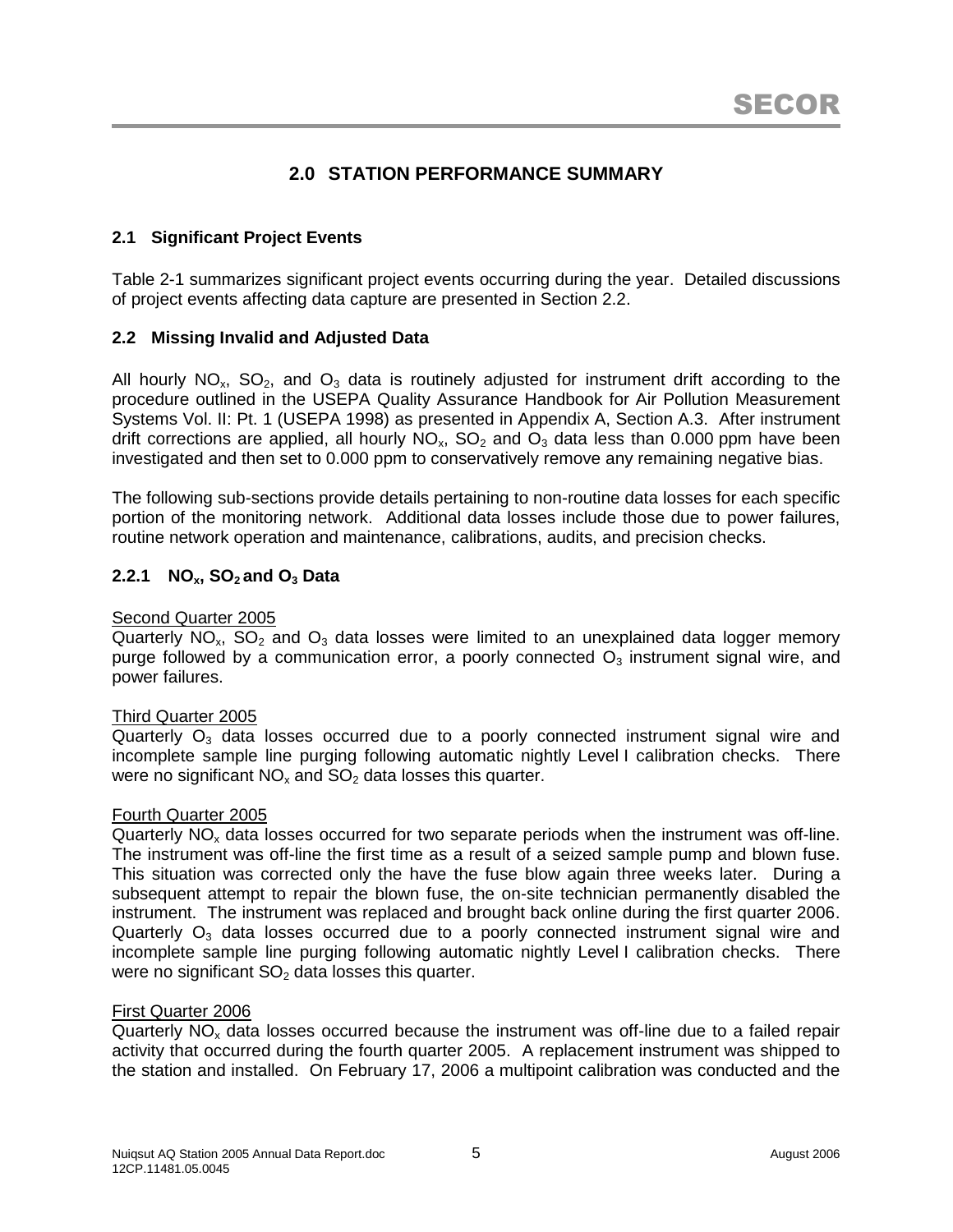## 2.0 STATION PERFORMANCE SUMMARY

### 2.1 Significant Project Events

Table 2-1 summarizes significant project events occurring during the year. Detailed discussions of project events affecting data capture are presented in Section 2.2.

### 2.2 Missing Invalid and Adjusted Data

All hourly $NO_x$, $SO_2$, and $O_3$ data is routinely adjusted for instrument drift according to the procedure outlined in the USEPA Quality Assurance Handbook for Air Pollution Measurement Systems Vol. II: Pt. 1 (USEPA 1998) as presented in Appendix A, Section A.3. After instrument drift corrections are applied, all hourly $NO_x$, $SO_2$ and $O_3$ data less than 0.000 ppm have been investigated and then set to 0.000 ppm to conservatively remove any remaining negative bias.

The following sub-sections provide details pertaining to non-routine data losses for each specific portion of the monitoring network. Additional data losses include those due to power failures, routine network operation and maintenance, calibrations, audits, and precision checks.

#### 2.2.1 $NO_x$, $SO_2$ and $O_3$ Data

Second Quarter 2005

Quarterly $NO_x$, $SO_2$ and $O_3$ data losses were limited to an unexplained data logger memory purge followed by a communication error, a poorly connected $O_3$ instrument signal wire, and power failures.

Third Quarter 2005

Quarterly $O_3$ data losses occurred due to a poorly connected instrument signal wire and incomplete sample line purging following automatic nightly Level I calibration checks. There were no significant $NO_x$ and $SO_2$ data losses this quarter.

Fourth Quarter 2005

Quarterly $NO_x$ data losses occurred for two separate periods when the instrument was off-line. The instrument was off-line the first time as a result of a seized sample pump and blown fuse. This situation was corrected only the have the fuse blow again three weeks later. During a subsequent attempt to repair the blown fuse, the on-site technician permanently disabled the instrument. The instrument was replaced and brought back online during the first quarter 2006. Quarterly $O_3$ data losses occurred due to a poorly connected instrument signal wire and incomplete sample line purging following automatic nightly Level I calibration checks. There were no significant $SO_2$ data losses this quarter.

First Quarter 2006

Quarterly $NO_x$ data losses occurred because the instrument was off-line due to a failed repair activity that occurred during the fourth quarter 2005. A replacement instrument was shipped to the station and installed. On February 17, 2006 a multipoint calibration was conducted and the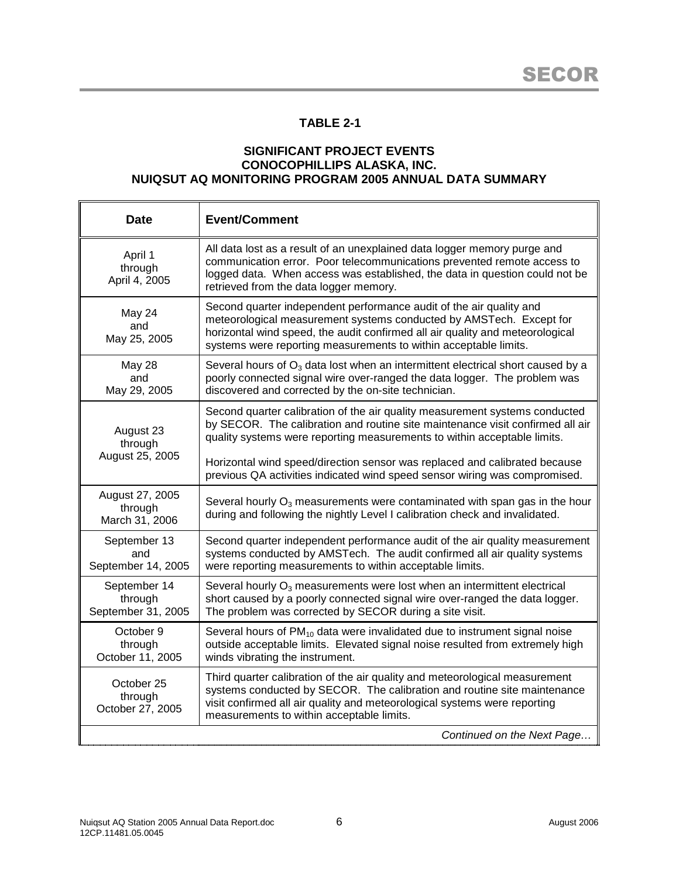**TABLE 2-1**

**SIGNIFICANT PROJECT EVENTS**
**CONOCOPHILLIPS ALASKA, INC.**
**NUIQSUT AQ MONITORING PROGRAM 2005 ANNUAL DATA SUMMARY**

| Date | Event/Comment |
|---|---|
| April 1 through April 4, 2005 | All data lost as a result of an unexplained data logger memory purge and communication error. Poor telecommunications prevented remote access to logged data. When access was established, the data in question could not be retrieved from the data logger memory. |
| May 24 and May 25, 2005 | Second quarter independent performance audit of the air quality and meteorological measurement systems conducted by AMSTech. Except for horizontal wind speed, the audit confirmed all air quality and meteorological systems were reporting measurements to within acceptable limits. |
| May 28 and May 29, 2005 | Several hours of $O_3$ data lost when an intermittent electrical short caused by a poorly connected signal wire over-ranged the data logger. The problem was discovered and corrected by the on-site technician. |
| August 23 through August 25, 2005 | Second quarter calibration of the air quality measurement systems conducted by SECOR. The calibration and routine site maintenance visit confirmed all air quality systems were reporting measurements to within acceptable limits.<br><br>Horizontal wind speed/direction sensor was replaced and calibrated because previous QA activities indicated wind speed sensor wiring was compromised. |
| August 27, 2005 through March 31, 2006 | Several hourly $O_3$ measurements were contaminated with span gas in the hour during and following the nightly Level I calibration check and invalidated. |
| September 13 and September 14, 2005 | Second quarter independent performance audit of the air quality measurement systems conducted by AMSTech. The audit confirmed all air quality systems were reporting measurements to within acceptable limits. |
| September 14 through September 31, 2005 | Several hourly $O_3$ measurements were lost when an intermittent electrical short caused by a poorly connected signal wire over-ranged the data logger. The problem was corrected by SECOR during a site visit. |
| October 9 through October 11, 2005 | Several hours of $PM_{10}$ data were invalidated due to instrument signal noise outside acceptable limits. Elevated signal noise resulted from extremely high winds vibrating the instrument. |
| October 25 through October 27, 2005 | Third quarter calibration of the air quality and meteorological measurement systems conducted by SECOR. The calibration and routine site maintenance visit confirmed all air quality and meteorological systems were reporting measurements to within acceptable limits. |

*Continued on the Next Page…*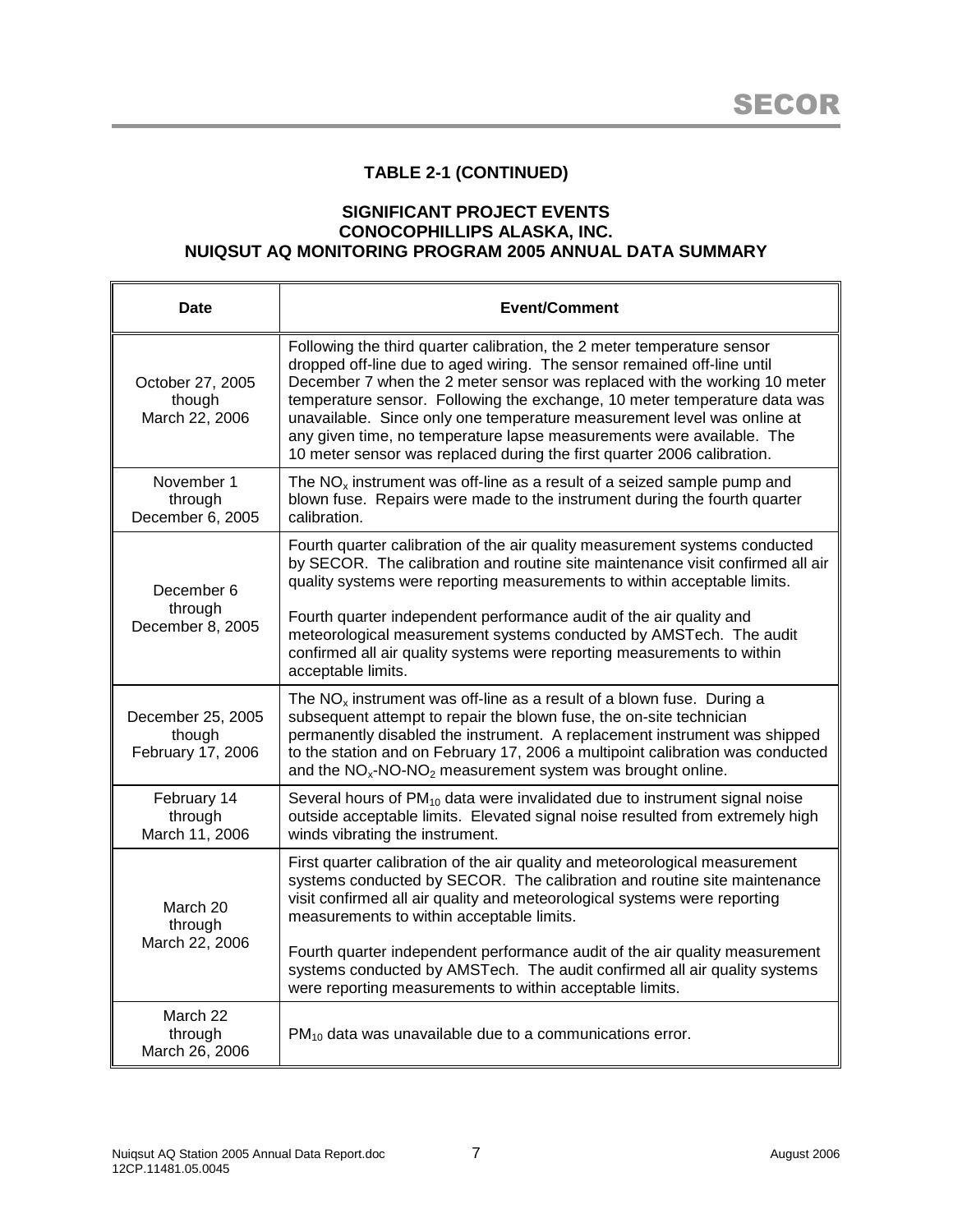**TABLE 2-1 (CONTINUED)**

**SIGNIFICANT PROJECT EVENTS**
**CONOCOPHILLIPS ALASKA, INC.**
**NUIQSUT AQ MONITORING PROGRAM 2005 ANNUAL DATA SUMMARY**

| Date | Event/Comment |
|---|---|
| October 27, 2005 though March 22, 2006 | Following the third quarter calibration, the 2 meter temperature sensor dropped off-line due to aged wiring. The sensor remained off-line until December 7 when the 2 meter sensor was replaced with the working 10 meter temperature sensor. Following the exchange, 10 meter temperature data was unavailable. Since only one temperature measurement level was online at any given time, no temperature lapse measurements were available. The 10 meter sensor was replaced during the first quarter 2006 calibration. |
| November 1 through December 6, 2005 | The $NO_x$ instrument was off-line as a result of a seized sample pump and blown fuse. Repairs were made to the instrument during the fourth quarter calibration. |
| December 6 through December 8, 2005 | Fourth quarter calibration of the air quality measurement systems conducted by SECOR. The calibration and routine site maintenance visit confirmed all air quality systems were reporting measurements to within acceptable limits.<br><br>Fourth quarter independent performance audit of the air quality and meteorological measurement systems conducted by AMSTech. The audit confirmed all air quality systems were reporting measurements to within acceptable limits. |
| December 25, 2005 though February 17, 2006 | The $NO_x$ instrument was off-line as a result of a blown fuse. During a subsequent attempt to repair the blown fuse, the on-site technician permanently disabled the instrument. A replacement instrument was shipped to the station and on February 17, 2006 a multipoint calibration was conducted and the $NO_x$-NO-$NO_2$ measurement system was brought online. |
| February 14 through March 11, 2006 | Several hours of $PM_{10}$ data were invalidated due to instrument signal noise outside acceptable limits. Elevated signal noise resulted from extremely high winds vibrating the instrument. |
| March 20 through March 22, 2006 | First quarter calibration of the air quality and meteorological measurement systems conducted by SECOR. The calibration and routine site maintenance visit confirmed all air quality and meteorological systems were reporting measurements to within acceptable limits.<br><br>Fourth quarter independent performance audit of the air quality measurement systems conducted by AMSTech. The audit confirmed all air quality systems were reporting measurements to within acceptable limits. |
| March 22 through March 26, 2006 | $PM_{10}$ data was unavailable due to a communications error. |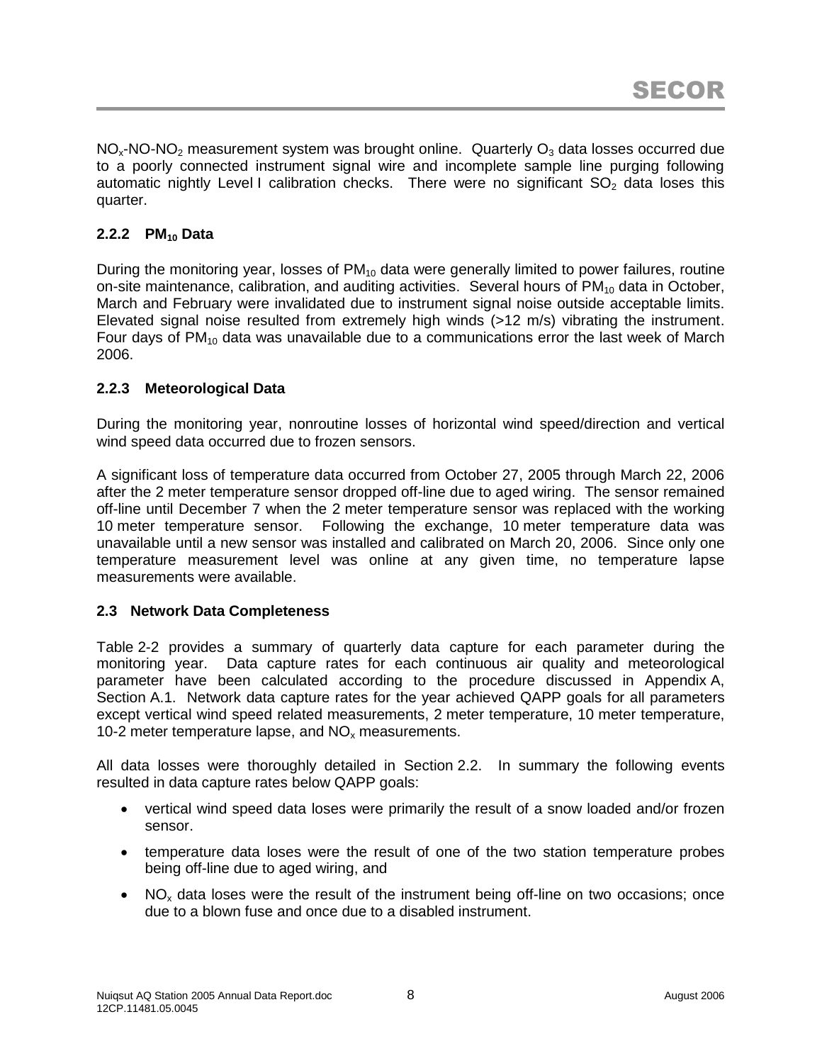$NO_x$-NO-$NO_2$ measurement system was brought online. Quarterly $O_3$ data losses occurred due to a poorly connected instrument signal wire and incomplete sample line purging following automatic nightly Level I calibration checks. There were no significant $SO_2$ data loses this quarter.

### 2.2.2 $PM_{10}$ Data

During the monitoring year, losses of $PM_{10}$ data were generally limited to power failures, routine on-site maintenance, calibration, and auditing activities. Several hours of $PM_{10}$ data in October, March and February were invalidated due to instrument signal noise outside acceptable limits. Elevated signal noise resulted from extremely high winds (>12 m/s) vibrating the instrument. Four days of $PM_{10}$ data was unavailable due to a communications error the last week of March 2006.

### 2.2.3 Meteorological Data

During the monitoring year, nonroutine losses of horizontal wind speed/direction and vertical wind speed data occurred due to frozen sensors.

A significant loss of temperature data occurred from October 27, 2005 through March 22, 2006 after the 2 meter temperature sensor dropped off-line due to aged wiring. The sensor remained off-line until December 7 when the 2 meter temperature sensor was replaced with the working 10 meter temperature sensor. Following the exchange, 10 meter temperature data was unavailable until a new sensor was installed and calibrated on March 20, 2006. Since only one temperature measurement level was online at any given time, no temperature lapse measurements were available.

## 2.3 Network Data Completeness

Table 2-2 provides a summary of quarterly data capture for each parameter during the monitoring year. Data capture rates for each continuous air quality and meteorological parameter have been calculated according to the procedure discussed in Appendix A, Section A.1. Network data capture rates for the year achieved QAPP goals for all parameters except vertical wind speed related measurements, 2 meter temperature, 10 meter temperature, 10-2 meter temperature lapse, and $NO_x$ measurements.

All data losses were thoroughly detailed in Section 2.2. In summary the following events resulted in data capture rates below QAPP goals:

- vertical wind speed data loses were primarily the result of a snow loaded and/or frozen sensor.
- temperature data loses were the result of one of the two station temperature probes being off-line due to aged wiring, and
- $NO_x$ data loses were the result of the instrument being off-line on two occasions; once due to a blown fuse and once due to a disabled instrument.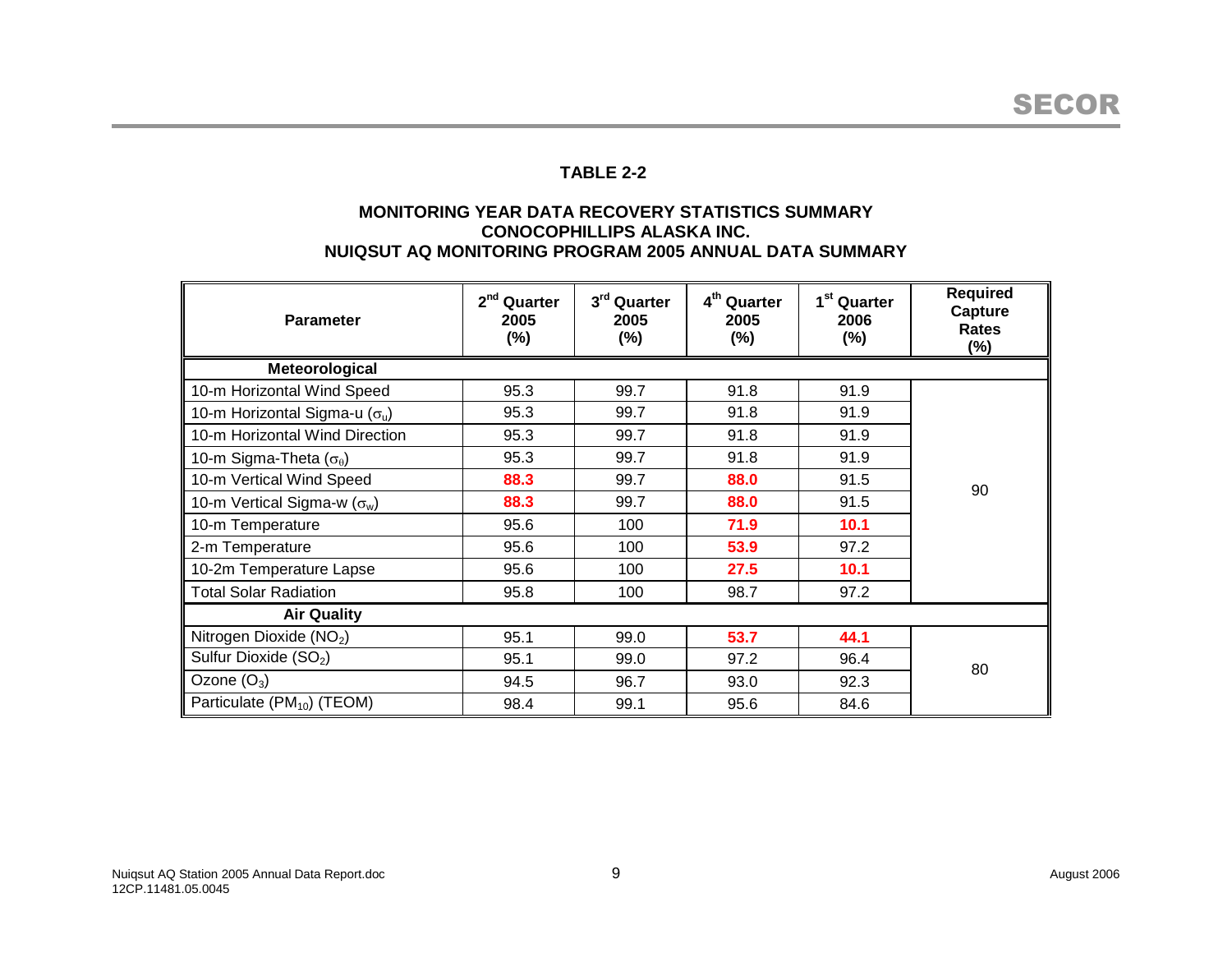**TABLE 2-2**

**MONITORING YEAR DATA RECOVERY STATISTICS SUMMARY**
**CONOCOPHILLIPS ALASKA INC.**
**NUIQSUT AQ MONITORING PROGRAM 2005 ANNUAL DATA SUMMARY**

| Parameter | 2nd Quarter 2005 (%) | 3rd Quarter 2005 (%) | 4th Quarter 2005 (%) | 1st Quarter 2006 (%) | Required Capture Rates (%) |
|---|---|---|---|---|---|
| **Meteorological** | | | | | |
| 10-m Horizontal Wind Speed | 95.3 | 99.7 | 91.8 | 91.9 | 90 |
| 10-m Horizontal Sigma-u ($\sigma_u$) | 95.3 | 99.7 | 91.8 | 91.9 | |
| 10-m Horizontal Wind Direction | 95.3 | 99.7 | 91.8 | 91.9 | |
| 10-m Sigma-Theta ($\sigma_\theta$) | 95.3 | 99.7 | 91.8 | 91.9 | |
| 10-m Vertical Wind Speed | **88.3** | 99.7 | **88.0** | 91.5 | |
| 10-m Vertical Sigma-w ($\sigma_w$) | **88.3** | 99.7 | **88.0** | 91.5 | |
| 10-m Temperature | 95.6 | 100 | **71.9** | **10.1** | |
| 2-m Temperature | 95.6 | 100 | **53.9** | 97.2 | |
| 10-2m Temperature Lapse | 95.6 | 100 | **27.5** | **10.1** | |
| Total Solar Radiation | 95.8 | 100 | 98.7 | 97.2 | |
| **Air Quality** | | | | | |
| Nitrogen Dioxide ($NO_2$) | 95.1 | 99.0 | **53.7** | **44.1** | 80 |
| Sulfur Dioxide ($SO_2$) | 95.1 | 99.0 | 97.2 | 96.4 | |
| Ozone ($O_3$) | 94.5 | 96.7 | 93.0 | 92.3 | |
| Particulate ($PM_{10}$) (TEOM) | 98.4 | 99.1 | 95.6 | 84.6 | |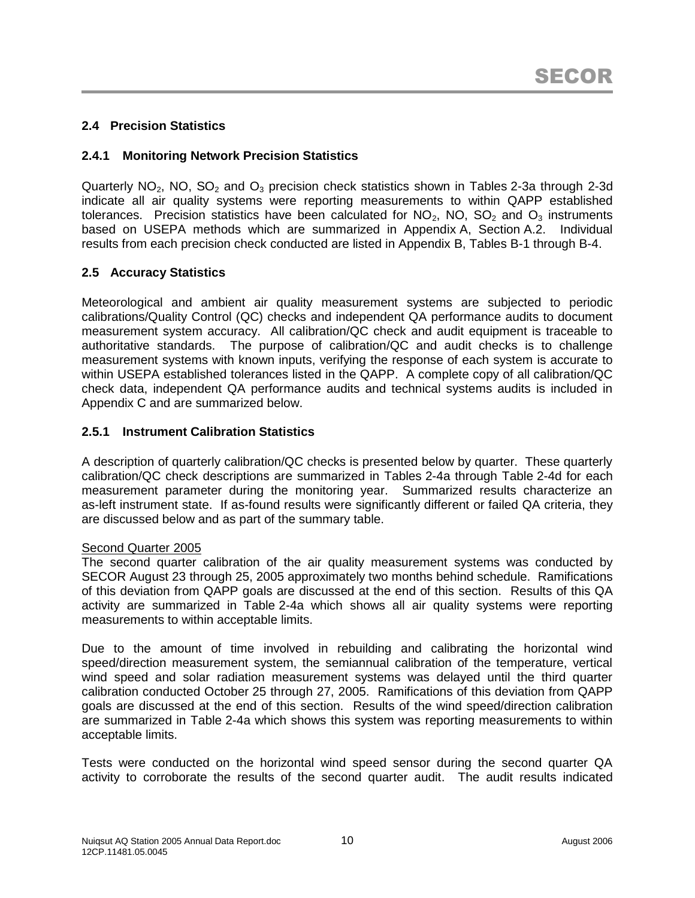## 2.4 Precision Statistics

### 2.4.1 Monitoring Network Precision Statistics

Quarterly $NO_2$, NO, $SO_2$ and $O_3$ precision check statistics shown in Tables 2-3a through 2-3d indicate all air quality systems were reporting measurements to within QAPP established tolerances. Precision statistics have been calculated for $NO_2$, NO, $SO_2$ and $O_3$ instruments based on USEPA methods which are summarized in Appendix A, Section A.2. Individual results from each precision check conducted are listed in Appendix B, Tables B-1 through B-4.

## 2.5 Accuracy Statistics

Meteorological and ambient air quality measurement systems are subjected to periodic calibrations/Quality Control (QC) checks and independent QA performance audits to document measurement system accuracy. All calibration/QC check and audit equipment is traceable to authoritative standards. The purpose of calibration/QC and audit checks is to challenge measurement systems with known inputs, verifying the response of each system is accurate to within USEPA established tolerances listed in the QAPP. A complete copy of all calibration/QC check data, independent QA performance audits and technical systems audits is included in Appendix C and are summarized below.

### 2.5.1 Instrument Calibration Statistics

A description of quarterly calibration/QC checks is presented below by quarter. These quarterly calibration/QC check descriptions are summarized in Tables 2-4a through Table 2-4d for each measurement parameter during the monitoring year. Summarized results characterize an as-left instrument state. If as-found results were significantly different or failed QA criteria, they are discussed below and as part of the summary table.

Second Quarter 2005

The second quarter calibration of the air quality measurement systems was conducted by SECOR August 23 through 25, 2005 approximately two months behind schedule. Ramifications of this deviation from QAPP goals are discussed at the end of this section. Results of this QA activity are summarized in Table 2-4a which shows all air quality systems were reporting measurements to within acceptable limits.

Due to the amount of time involved in rebuilding and calibrating the horizontal wind speed/direction measurement system, the semiannual calibration of the temperature, vertical wind speed and solar radiation measurement systems was delayed until the third quarter calibration conducted October 25 through 27, 2005. Ramifications of this deviation from QAPP goals are discussed at the end of this section. Results of the wind speed/direction calibration are summarized in Table 2-4a which shows this system was reporting measurements to within acceptable limits.

Tests were conducted on the horizontal wind speed sensor during the second quarter QA activity to corroborate the results of the second quarter audit. The audit results indicated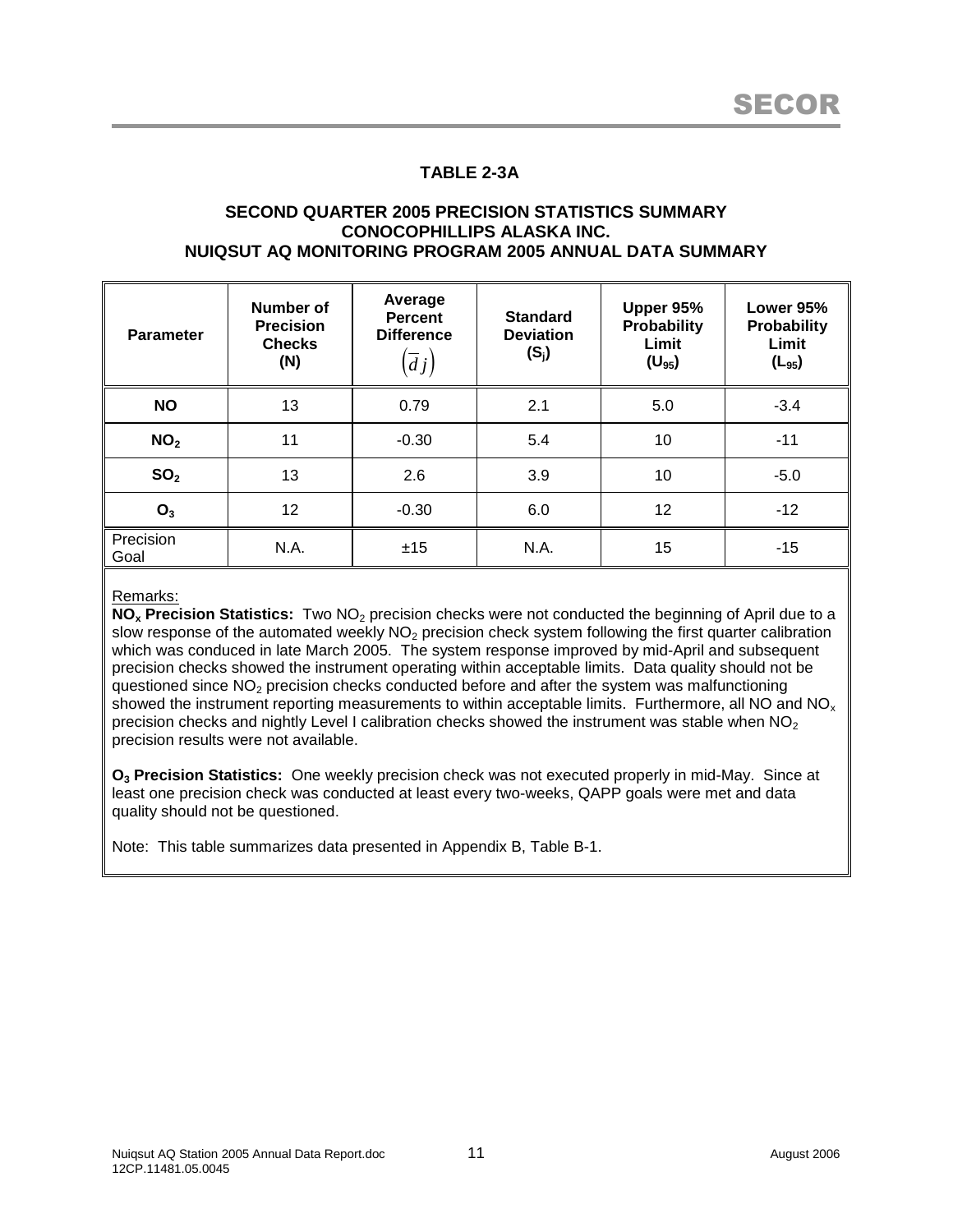## TABLE 2-3A

### SECOND QUARTER 2005 PRECISION STATISTICS SUMMARY
### CONOCOPHILLIPS ALASKA INC.
### NUIQSUT AQ MONITORING PROGRAM 2005 ANNUAL DATA SUMMARY

| Parameter | Number of Precision Checks (N) | Average Percent Difference $\left(\bar{d}j\right)$ | Standard Deviation ($S_j$) | Upper 95% Probability Limit ($U_{95}$) | Lower 95% Probability Limit ($L_{95}$) |
|---|---|---|---|---|---|
| **NO** | 13 | 0.79 | 2.1 | 5.0 | -3.4 |
| **$NO_2$** | 11 | -0.30 | 5.4 | 10 | -11 |
| **$SO_2$** | 13 | 2.6 | 3.9 | 10 | -5.0 |
| **$O_3$** | 12 | -0.30 | 6.0 | 12 | -12 |
| Precision Goal | N.A. | ±15 | N.A. | 15 | -15 |

Remarks:

**$NO_x$ Precision Statistics:** Two $NO_2$ precision checks were not conducted the beginning of April due to a slow response of the automated weekly $NO_2$ precision check system following the first quarter calibration which was conduced in late March 2005. The system response improved by mid-April and subsequent precision checks showed the instrument operating within acceptable limits. Data quality should not be questioned since $NO_2$ precision checks conducted before and after the system was malfunctioning showed the instrument reporting measurements to within acceptable limits. Furthermore, all NO and $NO_x$ precision checks and nightly Level I calibration checks showed the instrument was stable when $NO_2$ precision results were not available.

**$O_3$ Precision Statistics:** One weekly precision check was not executed properly in mid-May. Since at least one precision check was conducted at least every two-weeks, QAPP goals were met and data quality should not be questioned.

Note: This table summarizes data presented in Appendix B, Table B-1.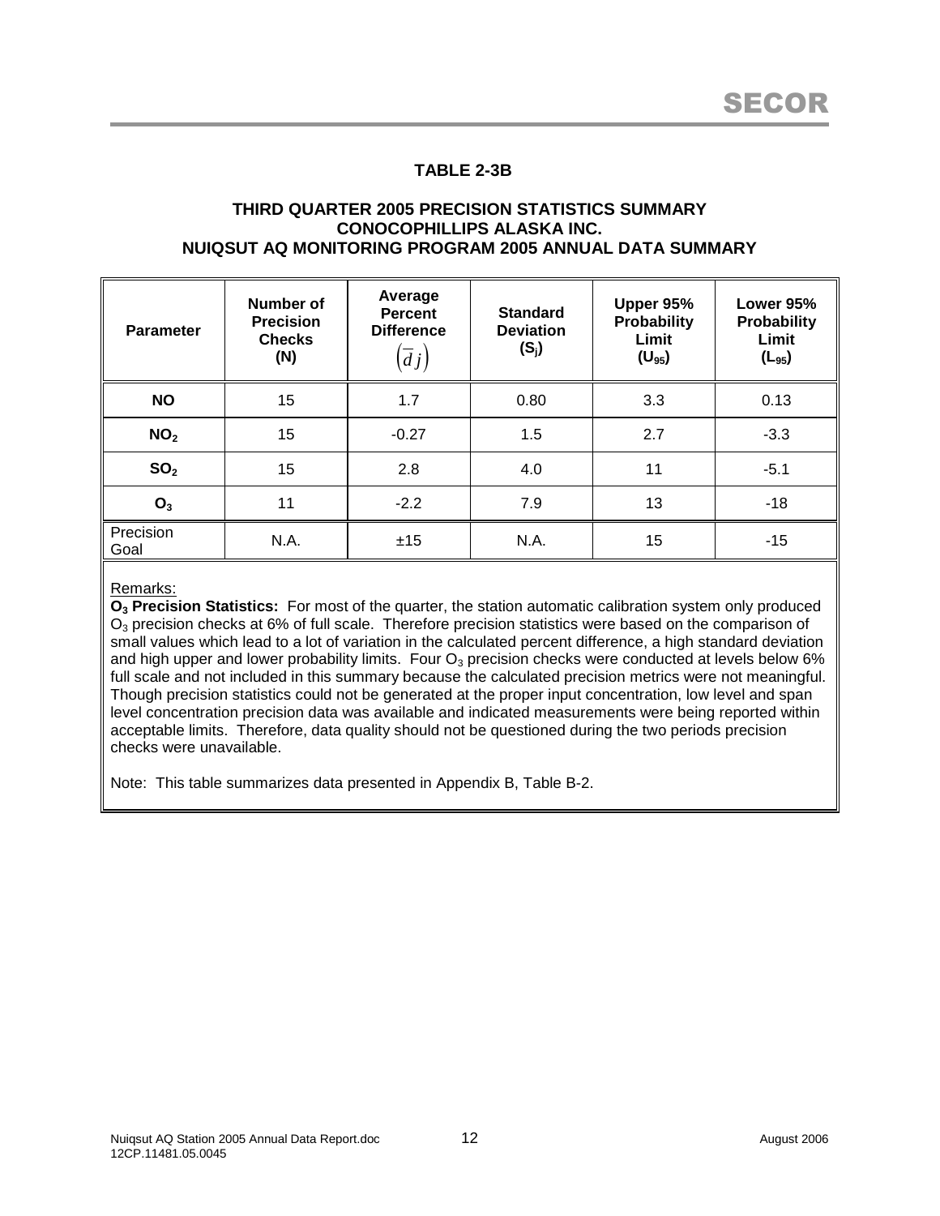# TABLE 2-3B

## THIRD QUARTER 2005 PRECISION STATISTICS SUMMARY
## CONOCOPHILLIPS ALASKA INC.
## NUIQSUT AQ MONITORING PROGRAM 2005 ANNUAL DATA SUMMARY

| Parameter | Number of Precision Checks (N) | Average Percent Difference $\left(\overline{d}j\right)$ | Standard Deviation ($S_j$) | Upper 95% Probability Limit ($U_{95}$) | Lower 95% Probability Limit ($L_{95}$) |
|---|---|---|---|---|---|
| **NO** | 15 | 1.7 | 0.80 | 3.3 | 0.13 |
| **$NO_2$** | 15 | -0.27 | 1.5 | 2.7 | -3.3 |
| **$SO_2$** | 15 | 2.8 | 4.0 | 11 | -5.1 |
| **$O_3$** | 11 | -2.2 | 7.9 | 13 | -18 |
| Precision Goal | N.A. | ±15 | N.A. | 15 | -15 |

Remarks:

**$O_3$ Precision Statistics:** For most of the quarter, the station automatic calibration system only produced $O_3$ precision checks at 6% of full scale. Therefore precision statistics were based on the comparison of small values which lead to a lot of variation in the calculated percent difference, a high standard deviation and high upper and lower probability limits. Four $O_3$ precision checks were conducted at levels below 6% full scale and not included in this summary because the calculated precision metrics were not meaningful. Though precision statistics could not be generated at the proper input concentration, low level and span level concentration precision data was available and indicated measurements were being reported within acceptable limits. Therefore, data quality should not be questioned during the two periods precision checks were unavailable.

Note: This table summarizes data presented in Appendix B, Table B-2.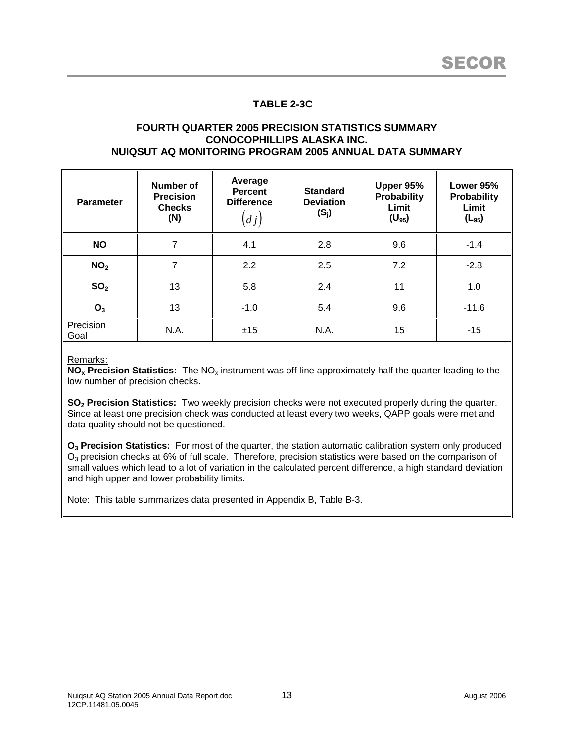## TABLE 2-3C

### FOURTH QUARTER 2005 PRECISION STATISTICS SUMMARY
### CONOCOPHILLIPS ALASKA INC.
### NUIQSUT AQ MONITORING PROGRAM 2005 ANNUAL DATA SUMMARY

| Parameter | Number of Precision Checks (N) | Average Percent Difference $\left(\bar{d}j\right)$ | Standard Deviation ($S_j$) | Upper 95% Probability Limit ($U_{95}$) | Lower 95% Probability Limit ($L_{95}$) |
|---|---|---|---|---|---|
| **NO** | 7 | 4.1 | 2.8 | 9.6 | -1.4 |
| **$NO_2$** | 7 | 2.2 | 2.5 | 7.2 | -2.8 |
| **$SO_2$** | 13 | 5.8 | 2.4 | 11 | 1.0 |
| **$O_3$** | 13 | -1.0 | 5.4 | 9.6 | -11.6 |
| Precision Goal | N.A. | ±15 | N.A. | 15 | -15 |

Remarks:

**$NO_x$ Precision Statistics:** The $NO_x$ instrument was off-line approximately half the quarter leading to the low number of precision checks.

**$SO_2$ Precision Statistics:** Two weekly precision checks were not executed properly during the quarter. Since at least one precision check was conducted at least every two weeks, QAPP goals were met and data quality should not be questioned.

**$O_3$ Precision Statistics:** For most of the quarter, the station automatic calibration system only produced $O_3$ precision checks at 6% of full scale. Therefore, precision statistics were based on the comparison of small values which lead to a lot of variation in the calculated percent difference, a high standard deviation and high upper and lower probability limits.

Note: This table summarizes data presented in Appendix B, Table B-3.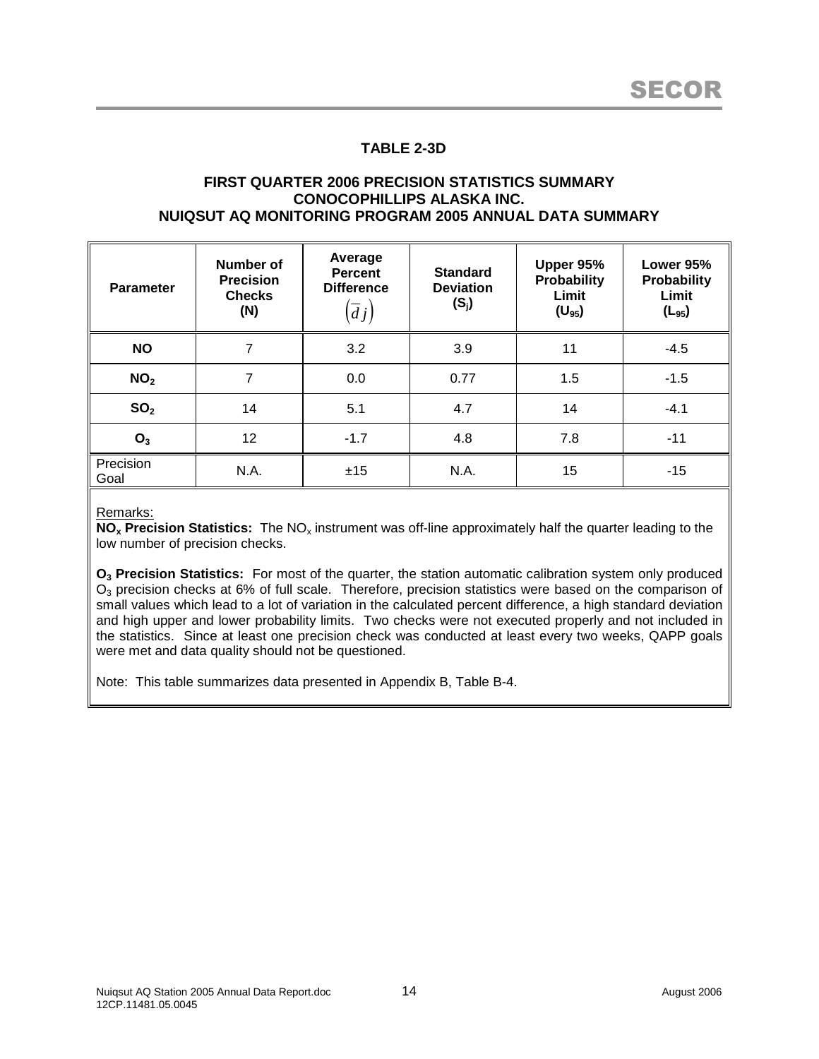### TABLE 2-3D

### FIRST QUARTER 2006 PRECISION STATISTICS SUMMARY
### CONOCOPHILLIPS ALASKA INC.
### NUIQSUT AQ MONITORING PROGRAM 2005 ANNUAL DATA SUMMARY

| Parameter | Number of Precision Checks (N) | Average Percent Difference $(\bar{d}j)$ | Standard Deviation $(S_j)$ | Upper 95% Probability Limit $(U_{95})$ | Lower 95% Probability Limit $(L_{95})$ |
|---|---|---|---|---|---|
| **NO** | 7 | 3.2 | 3.9 | 11 | -4.5 |
| **$NO_2$** | 7 | 0.0 | 0.77 | 1.5 | -1.5 |
| **$SO_2$** | 14 | 5.1 | 4.7 | 14 | -4.1 |
| **$O_3$** | 12 | -1.7 | 4.8 | 7.8 | -11 |
| Precision Goal | N.A. | ±15 | N.A. | 15 | -15 |

Remarks:

**$NO_x$ Precision Statistics:** The $NO_x$ instrument was off-line approximately half the quarter leading to the low number of precision checks.

**$O_3$ Precision Statistics:** For most of the quarter, the station automatic calibration system only produced $O_3$ precision checks at 6% of full scale. Therefore, precision statistics were based on the comparison of small values which lead to a lot of variation in the calculated percent difference, a high standard deviation and high upper and lower probability limits. Two checks were not executed properly and not included in the statistics. Since at least one precision check was conducted at least every two weeks, QAPP goals were met and data quality should not be questioned.

Note: This table summarizes data presented in Appendix B, Table B-4.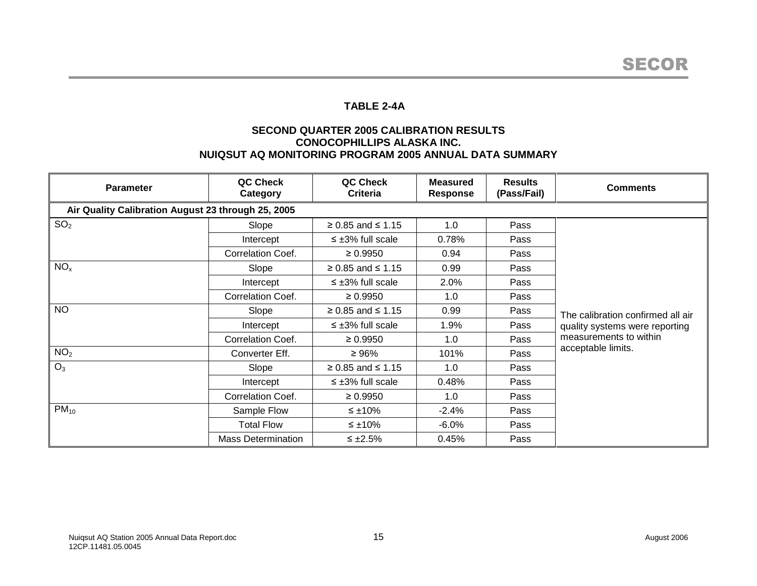## TABLE 2-4A

### SECOND QUARTER 2005 CALIBRATION RESULTS
### CONOCOPHILLIPS ALASKA INC.
### NUIQSUT AQ MONITORING PROGRAM 2005 ANNUAL DATA SUMMARY

| Parameter | QC Check Category | QC Check Criteria | Measured Response | Results (Pass/Fail) | Comments |
|---|---|---|---|---|---|
| **Air Quality Calibration August 23 through 25, 2005** | | | | | |
| $SO_2$ | Slope | ≥ 0.85 and ≤ 1.15 | 1.0 | Pass | The calibration confirmed all air quality systems were reporting measurements to within acceptable limits. |
| | Intercept | ≤ ±3% full scale | 0.78% | Pass | |
| | Correlation Coef. | ≥ 0.9950 | 0.94 | Pass | |
| $NO_x$ | Slope | ≥ 0.85 and ≤ 1.15 | 0.99 | Pass | |
| | Intercept | ≤ ±3% full scale | 2.0% | Pass | |
| | Correlation Coef. | ≥ 0.9950 | 1.0 | Pass | |
| NO | Slope | ≥ 0.85 and ≤ 1.15 | 0.99 | Pass | |
| | Intercept | ≤ ±3% full scale | 1.9% | Pass | |
| | Correlation Coef. | ≥ 0.9950 | 1.0 | Pass | |
| $NO_2$ | Converter Eff. | ≥ 96% | 101% | Pass | |
| $O_3$ | Slope | ≥ 0.85 and ≤ 1.15 | 1.0 | Pass | |
| | Intercept | ≤ ±3% full scale | 0.48% | Pass | |
| | Correlation Coef. | ≥ 0.9950 | 1.0 | Pass | |
| $PM_{10}$ | Sample Flow | ≤ ±10% | -2.4% | Pass | |
| | Total Flow | ≤ ±10% | -6.0% | Pass | |
| | Mass Determination | ≤ ±2.5% | 0.45% | Pass | |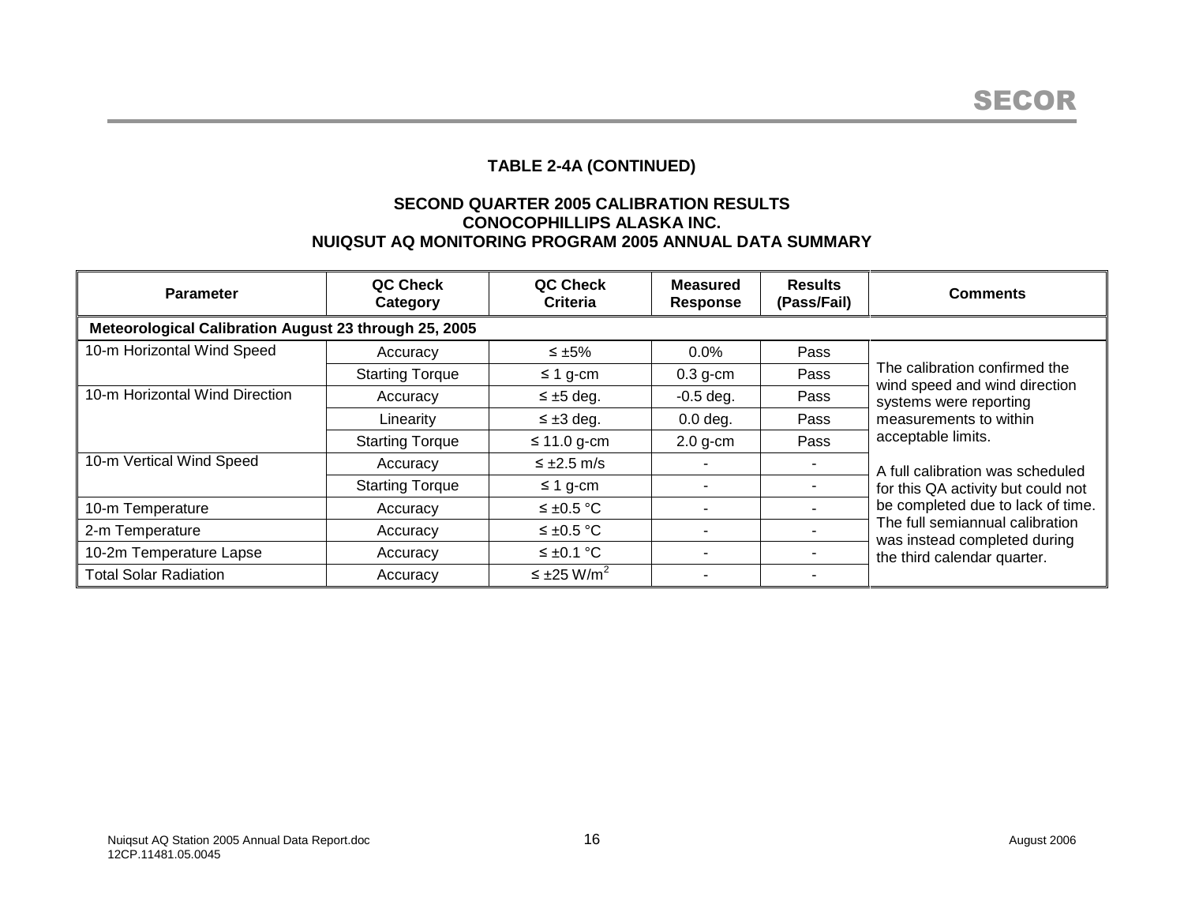**TABLE 2-4A (CONTINUED)**

**SECOND QUARTER 2005 CALIBRATION RESULTS**
**CONOCOPHILLIPS ALASKA INC.**
**NUIQSUT AQ MONITORING PROGRAM 2005 ANNUAL DATA SUMMARY**

| Parameter | QC Check Category | QC Check Criteria | Measured Response | Results (Pass/Fail) | Comments |
|---|---|---|---|---|---|
| **Meteorological Calibration August 23 through 25, 2005** | | | | | |
| 10-m Horizontal Wind Speed | Accuracy | ≤ ±5% | 0.0% | Pass | The calibration confirmed the wind speed and wind direction systems were reporting measurements to within acceptable limits.<br><br>A full calibration was scheduled for this QA activity but could not be completed due to lack of time. The full semiannual calibration was instead completed during the third calendar quarter. |
| | Starting Torque | ≤ 1 g-cm | 0.3 g-cm | Pass | |
| 10-m Horizontal Wind Direction | Accuracy | ≤ ±5 deg. | -0.5 deg. | Pass | |
| | Linearity | ≤ ±3 deg. | 0.0 deg. | Pass | |
| | Starting Torque | ≤ 11.0 g-cm | 2.0 g-cm | Pass | |
| 10-m Vertical Wind Speed | Accuracy | ≤ ±2.5 m/s | - | - | |
| | Starting Torque | ≤ 1 g-cm | - | - | |
| 10-m Temperature | Accuracy | ≤ ±0.5 °C | - | - | |
| 2-m Temperature | Accuracy | ≤ ±0.5 °C | - | - | |
| 10-2m Temperature Lapse | Accuracy | ≤ ±0.1 °C | - | - | |
| Total Solar Radiation | Accuracy | ≤ ±25 $W/m^2$ | - | - | |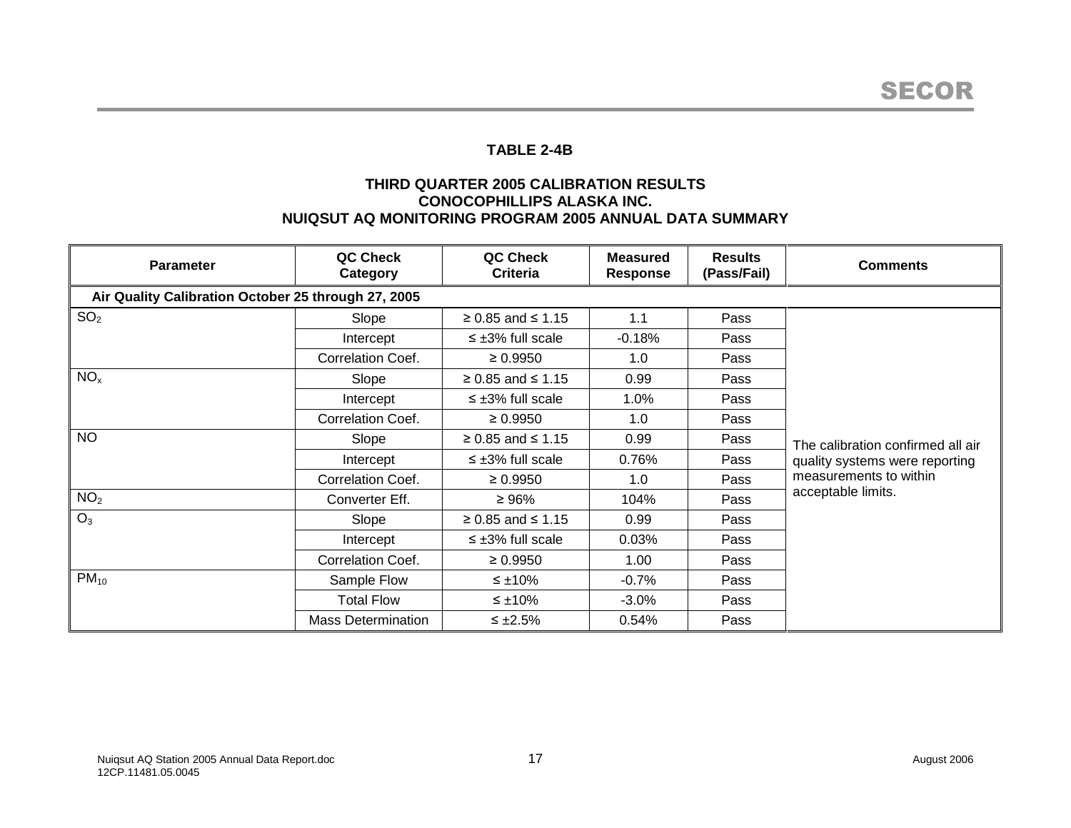**TABLE 2-4B**

**THIRD QUARTER 2005 CALIBRATION RESULTS**
**CONOCOPHILLIPS ALASKA INC.**
**NUIQSUT AQ MONITORING PROGRAM 2005 ANNUAL DATA SUMMARY**

| Parameter | QC Check Category | QC Check Criteria | Measured Response | Results (Pass/Fail) | Comments |
|---|---|---|---|---|---|
| **Air Quality Calibration October 25 through 27, 2005** | | | | | |
| $SO_2$ | Slope | ≥ 0.85 and ≤ 1.15 | 1.1 | Pass | The calibration confirmed all air quality systems were reporting measurements to within acceptable limits. |
| | Intercept | ≤ ±3% full scale | -0.18% | Pass | |
| | Correlation Coef. | ≥ 0.9950 | 1.0 | Pass | |
| $NO_x$ | Slope | ≥ 0.85 and ≤ 1.15 | 0.99 | Pass | |
| | Intercept | ≤ ±3% full scale | 1.0% | Pass | |
| | Correlation Coef. | ≥ 0.9950 | 1.0 | Pass | |
| NO | Slope | ≥ 0.85 and ≤ 1.15 | 0.99 | Pass | |
| | Intercept | ≤ ±3% full scale | 0.76% | Pass | |
| | Correlation Coef. | ≥ 0.9950 | 1.0 | Pass | |
| $NO_2$ | Converter Eff. | ≥ 96% | 104% | Pass | |
| $O_3$ | Slope | ≥ 0.85 and ≤ 1.15 | 0.99 | Pass | |
| | Intercept | ≤ ±3% full scale | 0.03% | Pass | |
| | Correlation Coef. | ≥ 0.9950 | 1.00 | Pass | |
| $PM_{10}$ | Sample Flow | ≤ ±10% | -0.7% | Pass | |
| | Total Flow | ≤ ±10% | -3.0% | Pass | |
| | Mass Determination | ≤ ±2.5% | 0.54% | Pass | |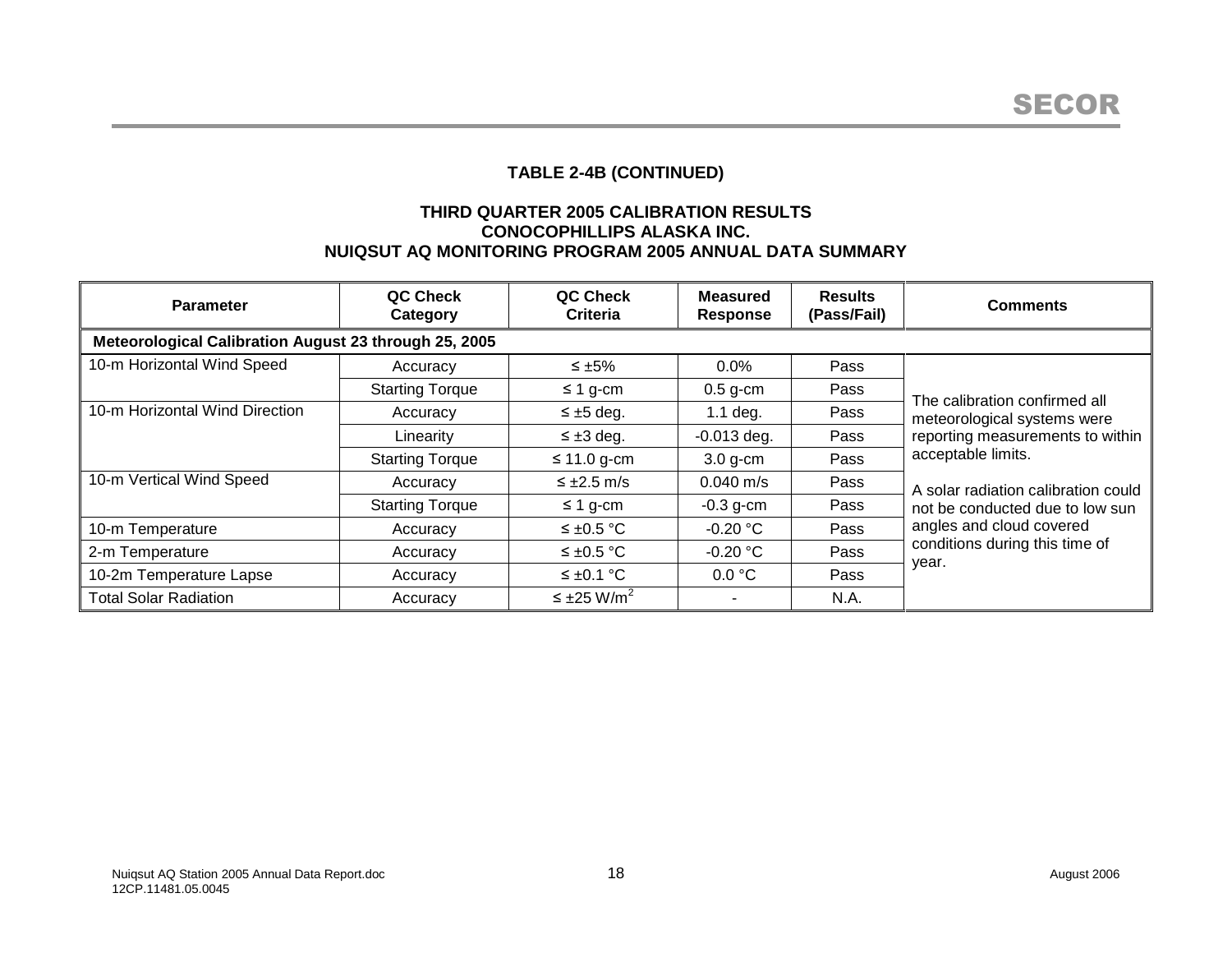**TABLE 2-4B (CONTINUED)**

**THIRD QUARTER 2005 CALIBRATION RESULTS**
**CONOCOPHILLIPS ALASKA INC.**
**NUIQSUT AQ MONITORING PROGRAM 2005 ANNUAL DATA SUMMARY**

| Parameter | QC Check Category | QC Check Criteria | Measured Response | Results (Pass/Fail) | Comments |
|---|---|---|---|---|---|
| **Meteorological Calibration August 23 through 25, 2005** | | | | | |
| 10-m Horizontal Wind Speed | Accuracy | ≤ ±5% | 0.0% | Pass | The calibration confirmed all meteorological systems were reporting measurements to within acceptable limits. A solar radiation calibration could not be conducted due to low sun angles and cloud covered conditions during this time of year. |
| | Starting Torque | ≤ 1 g-cm | 0.5 g-cm | Pass | |
| 10-m Horizontal Wind Direction | Accuracy | ≤ ±5 deg. | 1.1 deg. | Pass | |
| | Linearity | ≤ ±3 deg. | -0.013 deg. | Pass | |
| | Starting Torque | ≤ 11.0 g-cm | 3.0 g-cm | Pass | |
| 10-m Vertical Wind Speed | Accuracy | ≤ ±2.5 m/s | 0.040 m/s | Pass | |
| | Starting Torque | ≤ 1 g-cm | -0.3 g-cm | Pass | |
| 10-m Temperature | Accuracy | ≤ ±0.5 °C | -0.20 °C | Pass | |
| 2-m Temperature | Accuracy | ≤ ±0.5 °C | -0.20 °C | Pass | |
| 10-2m Temperature Lapse | Accuracy | ≤ ±0.1 °C | 0.0 °C | Pass | |
| Total Solar Radiation | Accuracy | ≤ ±25 $W/m^2$ | - | N.A. | |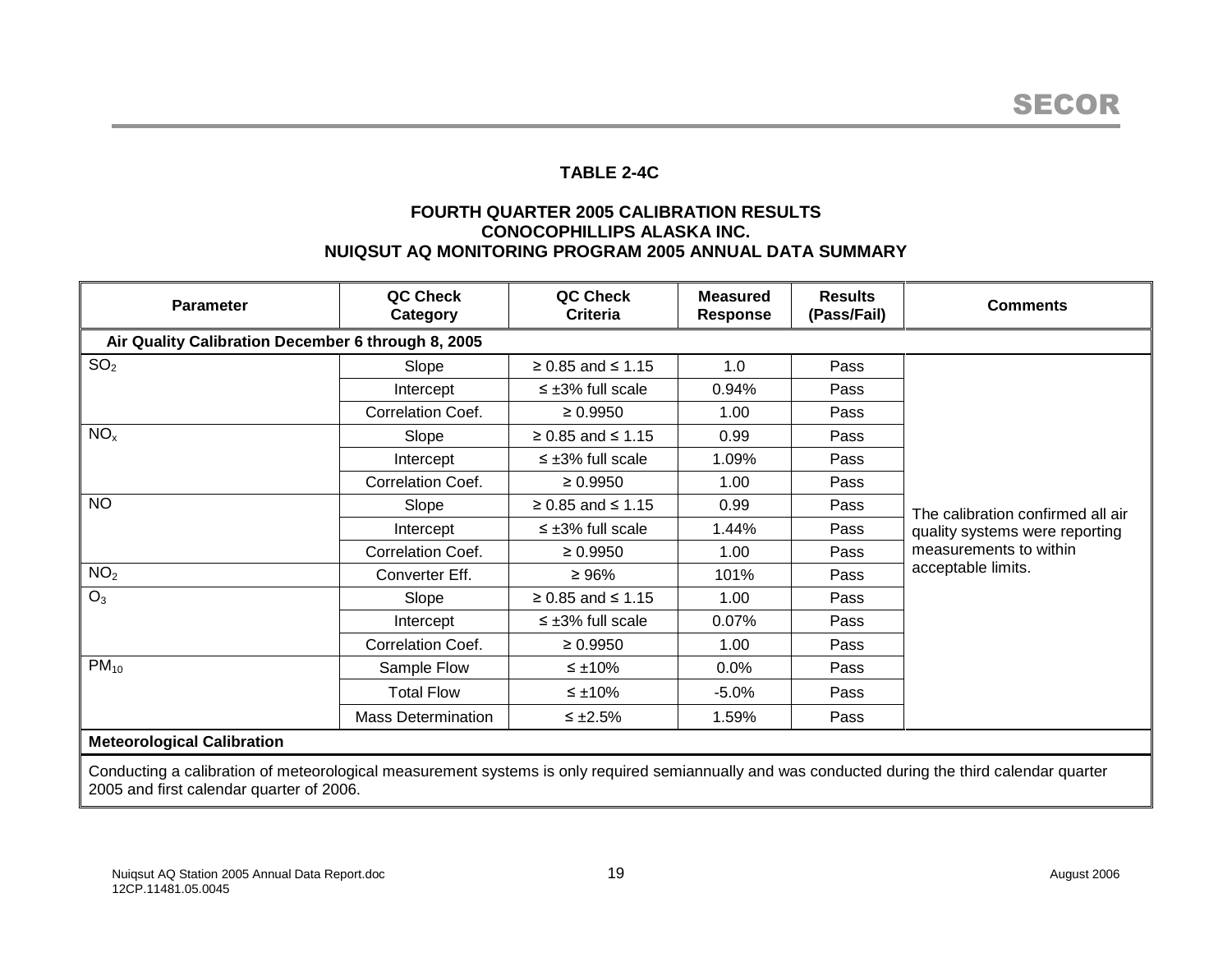## TABLE 2-4C

### FOURTH QUARTER 2005 CALIBRATION RESULTS
### CONOCOPHILLIPS ALASKA INC.
### NUIQSUT AQ MONITORING PROGRAM 2005 ANNUAL DATA SUMMARY

| Parameter | QC Check Category | QC Check Criteria | Measured Response | Results (Pass/Fail) | Comments |
|---|---|---|---|---|---|
| **Air Quality Calibration December 6 through 8, 2005** | | | | | |
| $SO_2$ | Slope | ≥ 0.85 and ≤ 1.15 | 1.0 | Pass | The calibration confirmed all air quality systems were reporting measurements to within acceptable limits. |
| | Intercept | ≤ ±3% full scale | 0.94% | Pass | |
| | Correlation Coef. | ≥ 0.9950 | 1.00 | Pass | |
| $NO_x$ | Slope | ≥ 0.85 and ≤ 1.15 | 0.99 | Pass | |
| | Intercept | ≤ ±3% full scale | 1.09% | Pass | |
| | Correlation Coef. | ≥ 0.9950 | 1.00 | Pass | |
| NO | Slope | ≥ 0.85 and ≤ 1.15 | 0.99 | Pass | |
| | Intercept | ≤ ±3% full scale | 1.44% | Pass | |
| | Correlation Coef. | ≥ 0.9950 | 1.00 | Pass | |
| $NO_2$ | Converter Eff. | ≥ 96% | 101% | Pass | |
| $O_3$ | Slope | ≥ 0.85 and ≤ 1.15 | 1.00 | Pass | |
| | Intercept | ≤ ±3% full scale | 0.07% | Pass | |
| | Correlation Coef. | ≥ 0.9950 | 1.00 | Pass | |
| $PM_{10}$ | Sample Flow | ≤ ±10% | 0.0% | Pass | |
| | Total Flow | ≤ ±10% | -5.0% | Pass | |
| | Mass Determination | ≤ ±2.5% | 1.59% | Pass | |
| **Meteorological Calibration** | | | | | |
| Conducting a calibration of meteorological measurement systems is only required semiannually and was conducted during the third calendar quarter 2005 and first calendar quarter of 2006. | | | | | |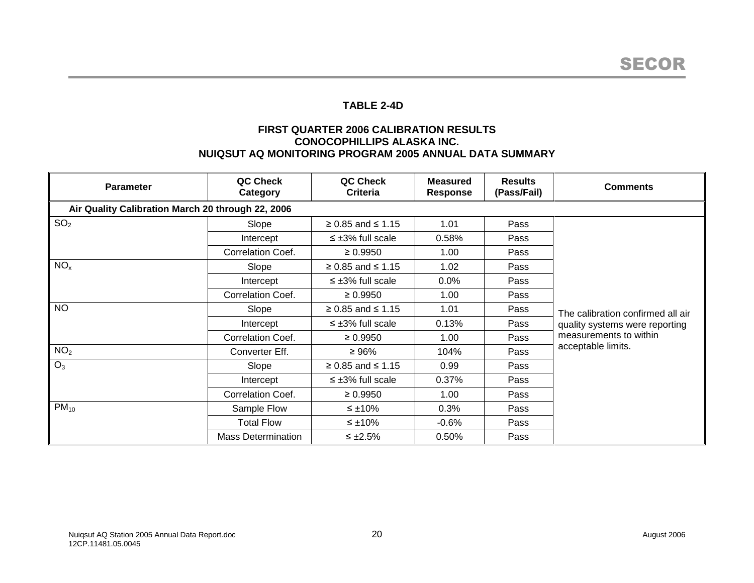## TABLE 2-4D

### FIRST QUARTER 2006 CALIBRATION RESULTS
### CONOCOPHILLIPS ALASKA INC.
### NUIQSUT AQ MONITORING PROGRAM 2005 ANNUAL DATA SUMMARY

| Parameter | QC Check Category | QC Check Criteria | Measured Response | Results (Pass/Fail) | Comments |
|---|---|---|---|---|---|
| **Air Quality Calibration March 20 through 22, 2006** | | | | | |
| $SO_2$ | Slope | ≥ 0.85 and ≤ 1.15 | 1.01 | Pass | The calibration confirmed all air quality systems were reporting measurements to within acceptable limits. |
| | Intercept | ≤ ±3% full scale | 0.58% | Pass | |
| | Correlation Coef. | ≥ 0.9950 | 1.00 | Pass | |
| $NO_x$ | Slope | ≥ 0.85 and ≤ 1.15 | 1.02 | Pass | |
| | Intercept | ≤ ±3% full scale | 0.0% | Pass | |
| | Correlation Coef. | ≥ 0.9950 | 1.00 | Pass | |
| NO | Slope | ≥ 0.85 and ≤ 1.15 | 1.01 | Pass | |
| | Intercept | ≤ ±3% full scale | 0.13% | Pass | |
| | Correlation Coef. | ≥ 0.9950 | 1.00 | Pass | |
| $NO_2$ | Converter Eff. | ≥ 96% | 104% | Pass | |
| $O_3$ | Slope | ≥ 0.85 and ≤ 1.15 | 0.99 | Pass | |
| | Intercept | ≤ ±3% full scale | 0.37% | Pass | |
| | Correlation Coef. | ≥ 0.9950 | 1.00 | Pass | |
| $PM_{10}$ | Sample Flow | ≤ ±10% | 0.3% | Pass | |
| | Total Flow | ≤ ±10% | -0.6% | Pass | |
| | Mass Determination | ≤ ±2.5% | 0.50% | Pass | |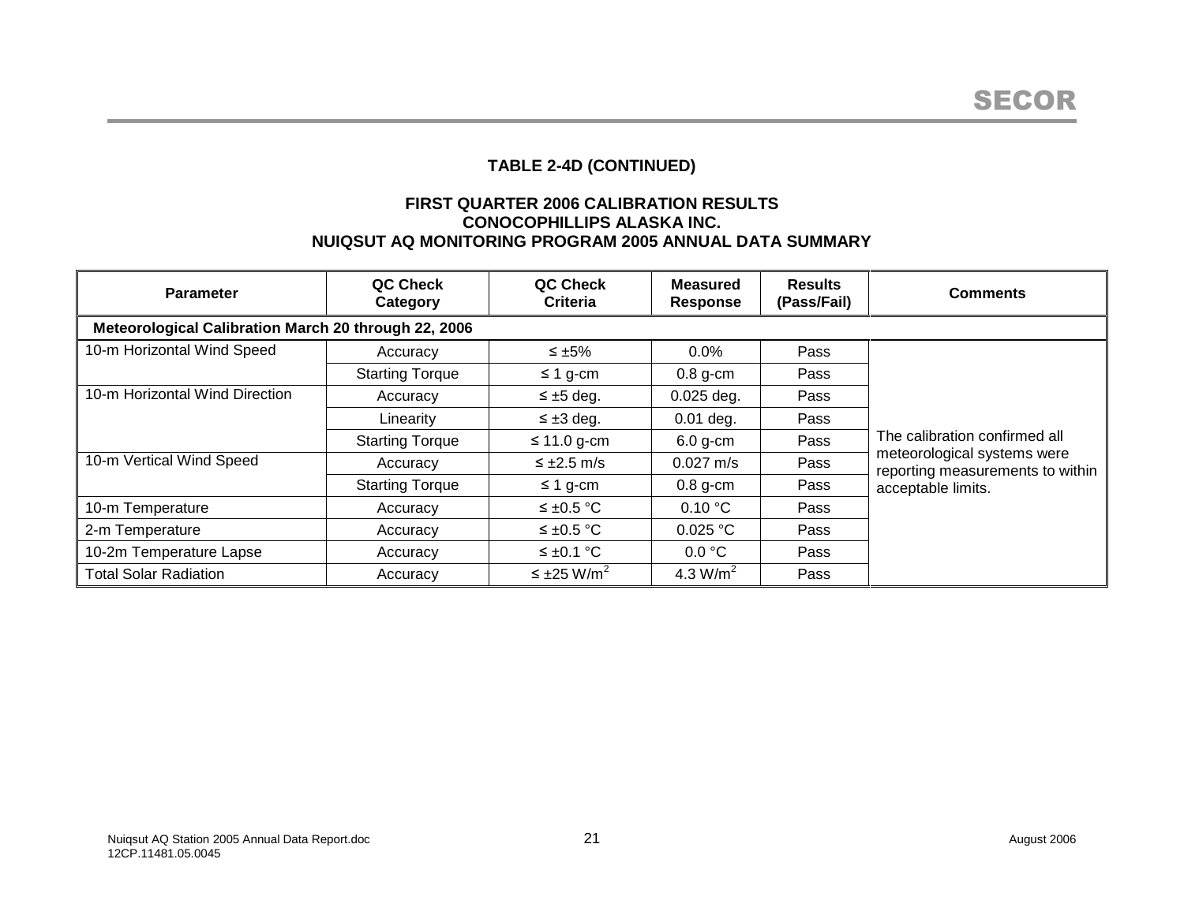**TABLE 2-4D (CONTINUED)**

**FIRST QUARTER 2006 CALIBRATION RESULTS**
**CONOCOPHILLIPS ALASKA INC.**
**NUIQSUT AQ MONITORING PROGRAM 2005 ANNUAL DATA SUMMARY**

| Parameter | QC Check Category | QC Check Criteria | Measured Response | Results (Pass/Fail) | Comments |
|---|---|---|---|---|---|
| **Meteorological Calibration March 20 through 22, 2006** | | | | | |
| 10-m Horizontal Wind Speed | Accuracy | ≤ ±5% | 0.0% | Pass | The calibration confirmed all meteorological systems were reporting measurements to within acceptable limits. |
| | Starting Torque | ≤ 1 g-cm | 0.8 g-cm | Pass | |
| 10-m Horizontal Wind Direction | Accuracy | ≤ ±5 deg. | 0.025 deg. | Pass | |
| | Linearity | ≤ ±3 deg. | 0.01 deg. | Pass | |
| | Starting Torque | ≤ 11.0 g-cm | 6.0 g-cm | Pass | |
| 10-m Vertical Wind Speed | Accuracy | ≤ ±2.5 m/s | 0.027 m/s | Pass | |
| | Starting Torque | ≤ 1 g-cm | 0.8 g-cm | Pass | |
| 10-m Temperature | Accuracy | ≤ ±0.5 °C | 0.10 °C | Pass | |
| 2-m Temperature | Accuracy | ≤ ±0.5 °C | 0.025 °C | Pass | |
| 10-2m Temperature Lapse | Accuracy | ≤ ±0.1 °C | 0.0 °C | Pass | |
| Total Solar Radiation | Accuracy | ≤ ±25 $W/m^2$ | 4.3 $W/m^2$ | Pass | |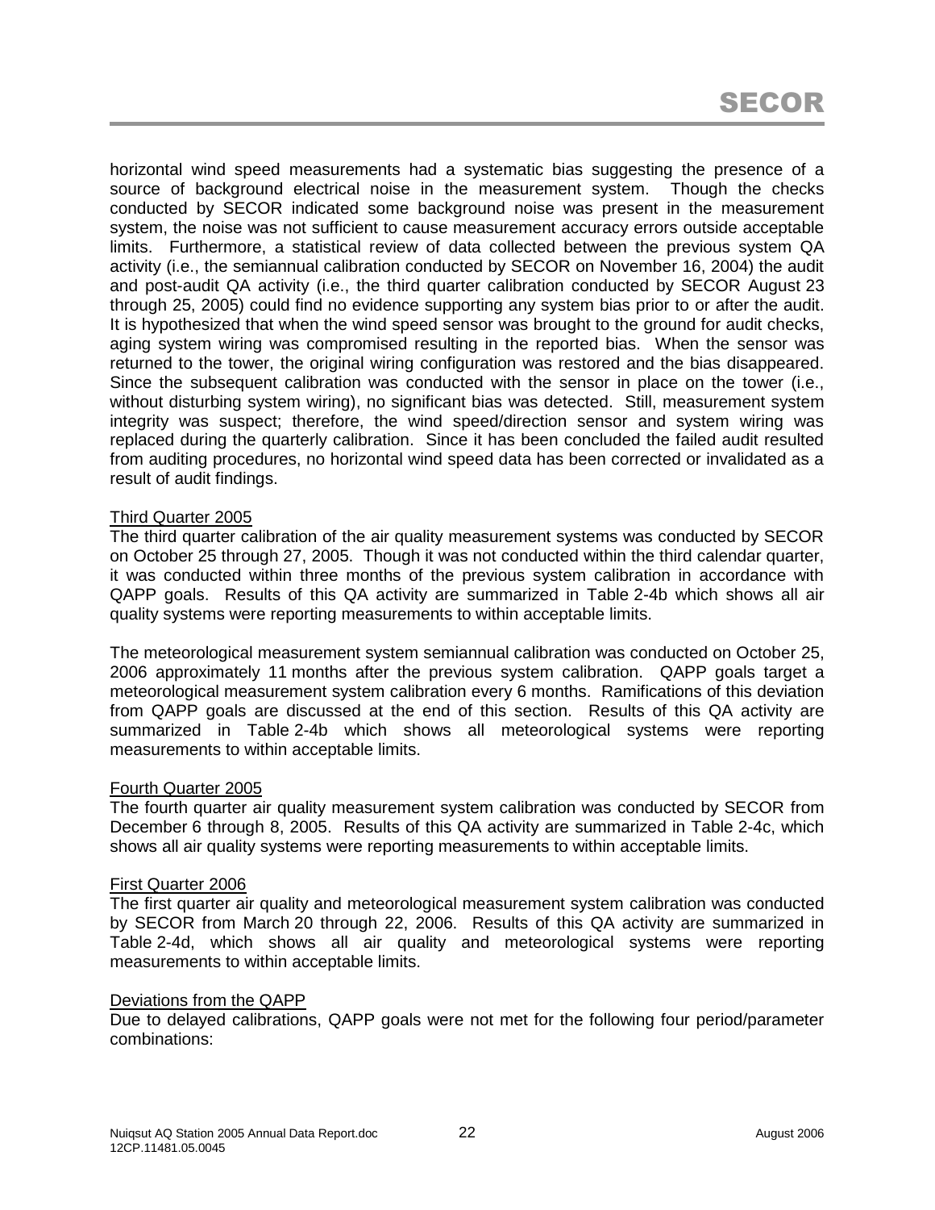horizontal wind speed measurements had a systematic bias suggesting the presence of a source of background electrical noise in the measurement system. Though the checks conducted by SECOR indicated some background noise was present in the measurement system, the noise was not sufficient to cause measurement accuracy errors outside acceptable limits. Furthermore, a statistical review of data collected between the previous system QA activity (i.e., the semiannual calibration conducted by SECOR on November 16, 2004) the audit and post-audit QA activity (i.e., the third quarter calibration conducted by SECOR August 23 through 25, 2005) could find no evidence supporting any system bias prior to or after the audit. It is hypothesized that when the wind speed sensor was brought to the ground for audit checks, aging system wiring was compromised resulting in the reported bias. When the sensor was returned to the tower, the original wiring configuration was restored and the bias disappeared. Since the subsequent calibration was conducted with the sensor in place on the tower (i.e., without disturbing system wiring), no significant bias was detected. Still, measurement system integrity was suspect; therefore, the wind speed/direction sensor and system wiring was replaced during the quarterly calibration. Since it has been concluded the failed audit resulted from auditing procedures, no horizontal wind speed data has been corrected or invalidated as a result of audit findings.

<u>Third Quarter 2005</u>

The third quarter calibration of the air quality measurement systems was conducted by SECOR on October 25 through 27, 2005. Though it was not conducted within the third calendar quarter, it was conducted within three months of the previous system calibration in accordance with QAPP goals. Results of this QA activity are summarized in Table 2-4b which shows all air quality systems were reporting measurements to within acceptable limits.

The meteorological measurement system semiannual calibration was conducted on October 25, 2006 approximately 11 months after the previous system calibration. QAPP goals target a meteorological measurement system calibration every 6 months. Ramifications of this deviation from QAPP goals are discussed at the end of this section. Results of this QA activity are summarized in Table 2-4b which shows all meteorological systems were reporting measurements to within acceptable limits.

<u>Fourth Quarter 2005</u>

The fourth quarter air quality measurement system calibration was conducted by SECOR from December 6 through 8, 2005. Results of this QA activity are summarized in Table 2-4c, which shows all air quality systems were reporting measurements to within acceptable limits.

<u>First Quarter 2006</u>

The first quarter air quality and meteorological measurement system calibration was conducted by SECOR from March 20 through 22, 2006. Results of this QA activity are summarized in Table 2-4d, which shows all air quality and meteorological systems were reporting measurements to within acceptable limits.

<u>Deviations from the QAPP</u>

Due to delayed calibrations, QAPP goals were not met for the following four period/parameter combinations: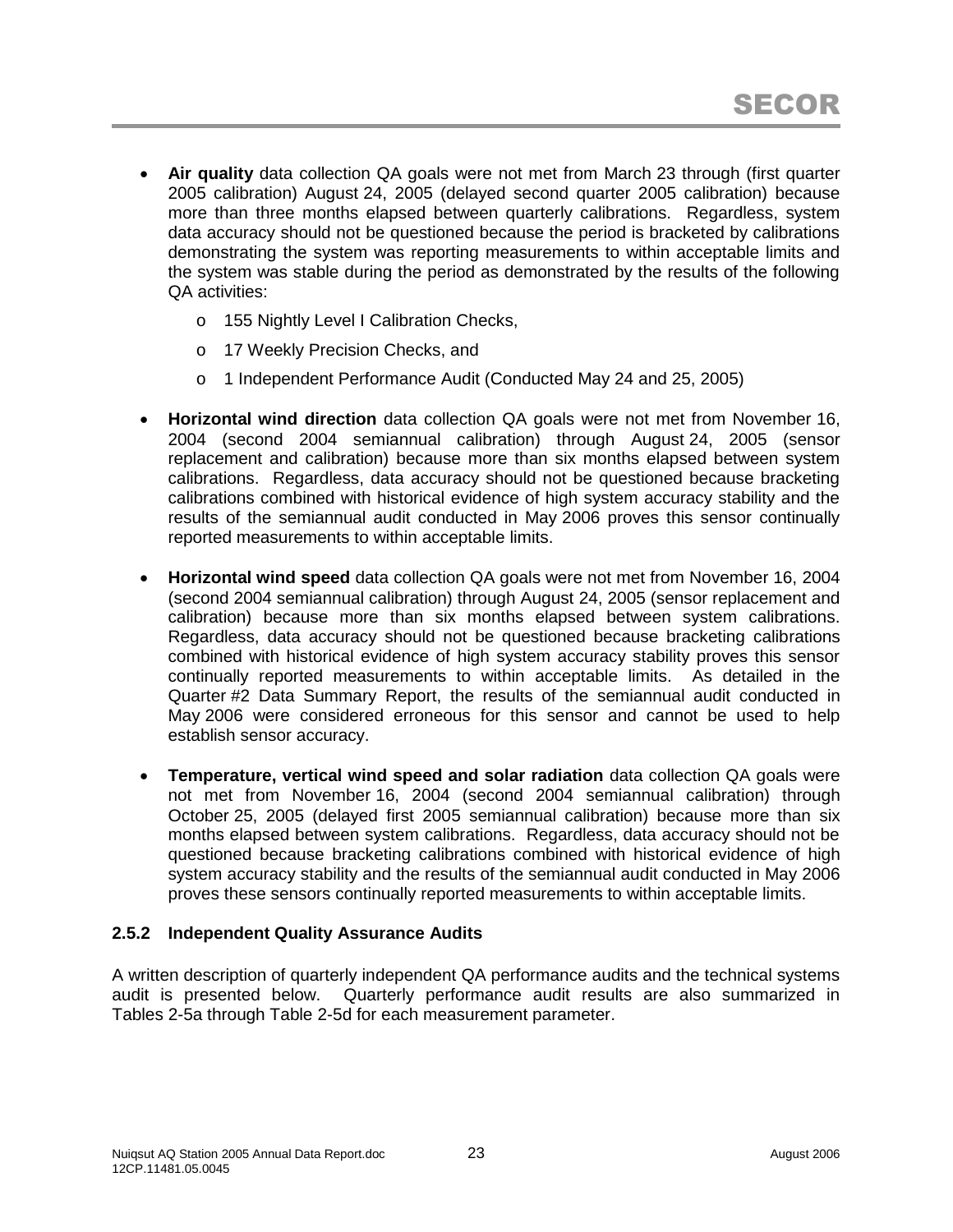- **Air quality** data collection QA goals were not met from March 23 through (first quarter 2005 calibration) August 24, 2005 (delayed second quarter 2005 calibration) because more than three months elapsed between quarterly calibrations. Regardless, system data accuracy should not be questioned because the period is bracketed by calibrations demonstrating the system was reporting measurements to within acceptable limits and the system was stable during the period as demonstrated by the results of the following QA activities:
  - 155 Nightly Level I Calibration Checks,
  - 17 Weekly Precision Checks, and
  - 1 Independent Performance Audit (Conducted May 24 and 25, 2005)
- **Horizontal wind direction** data collection QA goals were not met from November 16, 2004 (second 2004 semiannual calibration) through August 24, 2005 (sensor replacement and calibration) because more than six months elapsed between system calibrations. Regardless, data accuracy should not be questioned because bracketing calibrations combined with historical evidence of high system accuracy stability and the results of the semiannual audit conducted in May 2006 proves this sensor continually reported measurements to within acceptable limits.
- **Horizontal wind speed** data collection QA goals were not met from November 16, 2004 (second 2004 semiannual calibration) through August 24, 2005 (sensor replacement and calibration) because more than six months elapsed between system calibrations. Regardless, data accuracy should not be questioned because bracketing calibrations combined with historical evidence of high system accuracy stability proves this sensor continually reported measurements to within acceptable limits. As detailed in the Quarter #2 Data Summary Report, the results of the semiannual audit conducted in May 2006 were considered erroneous for this sensor and cannot be used to help establish sensor accuracy.
- **Temperature, vertical wind speed and solar radiation** data collection QA goals were not met from November 16, 2004 (second 2004 semiannual calibration) through October 25, 2005 (delayed first 2005 semiannual calibration) because more than six months elapsed between system calibrations. Regardless, data accuracy should not be questioned because bracketing calibrations combined with historical evidence of high system accuracy stability and the results of the semiannual audit conducted in May 2006 proves these sensors continually reported measurements to within acceptable limits.

### 2.5.2 Independent Quality Assurance Audits

A written description of quarterly independent QA performance audits and the technical systems audit is presented below. Quarterly performance audit results are also summarized in Tables 2-5a through Table 2-5d for each measurement parameter.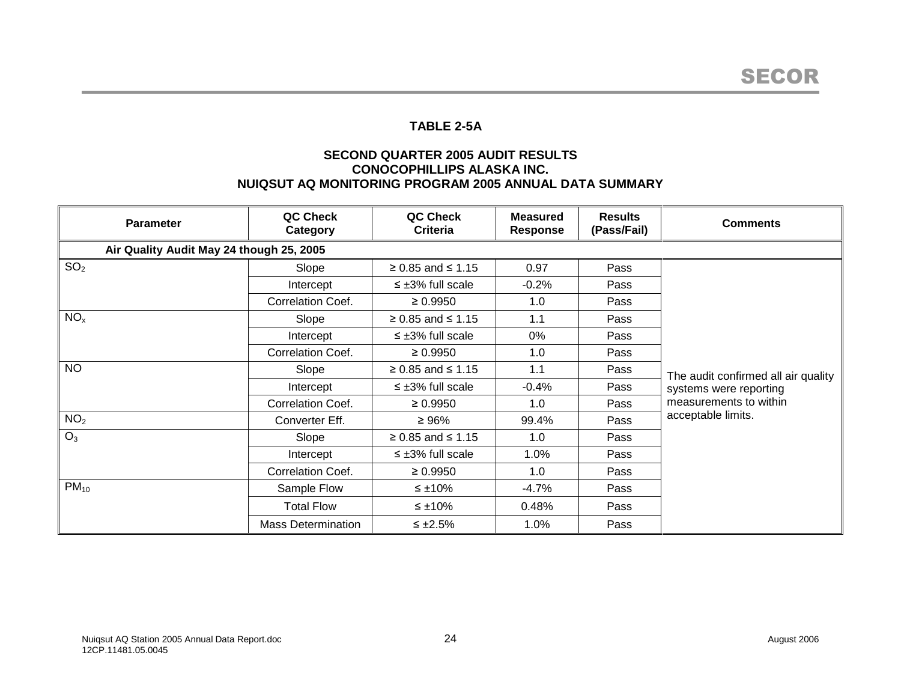**TABLE 2-5A**

**SECOND QUARTER 2005 AUDIT RESULTS**
**CONOCOPHILLIPS ALASKA INC.**
**NUIQSUT AQ MONITORING PROGRAM 2005 ANNUAL DATA SUMMARY**

| Parameter | QC Check Category | QC Check Criteria | Measured Response | Results (Pass/Fail) | Comments |
|---|---|---|---|---|---|
| **Air Quality Audit May 24 though 25, 2005** | | | | | |
| $SO_2$ | Slope | ≥ 0.85 and ≤ 1.15 | 0.97 | Pass | The audit confirmed all air quality systems were reporting measurements to within acceptable limits. |
| | Intercept | ≤ ±3% full scale | -0.2% | Pass | |
| | Correlation Coef. | ≥ 0.9950 | 1.0 | Pass | |
| $NO_x$ | Slope | ≥ 0.85 and ≤ 1.15 | 1.1 | Pass | |
| | Intercept | ≤ ±3% full scale | 0% | Pass | |
| | Correlation Coef. | ≥ 0.9950 | 1.0 | Pass | |
| NO | Slope | ≥ 0.85 and ≤ 1.15 | 1.1 | Pass | |
| | Intercept | ≤ ±3% full scale | -0.4% | Pass | |
| | Correlation Coef. | ≥ 0.9950 | 1.0 | Pass | |
| $NO_2$ | Converter Eff. | ≥ 96% | 99.4% | Pass | |
| $O_3$ | Slope | ≥ 0.85 and ≤ 1.15 | 1.0 | Pass | |
| | Intercept | ≤ ±3% full scale | 1.0% | Pass | |
| | Correlation Coef. | ≥ 0.9950 | 1.0 | Pass | |
| $PM_{10}$ | Sample Flow | ≤ ±10% | -4.7% | Pass | |
| | Total Flow | ≤ ±10% | 0.48% | Pass | |
| | Mass Determination | ≤ ±2.5% | 1.0% | Pass | |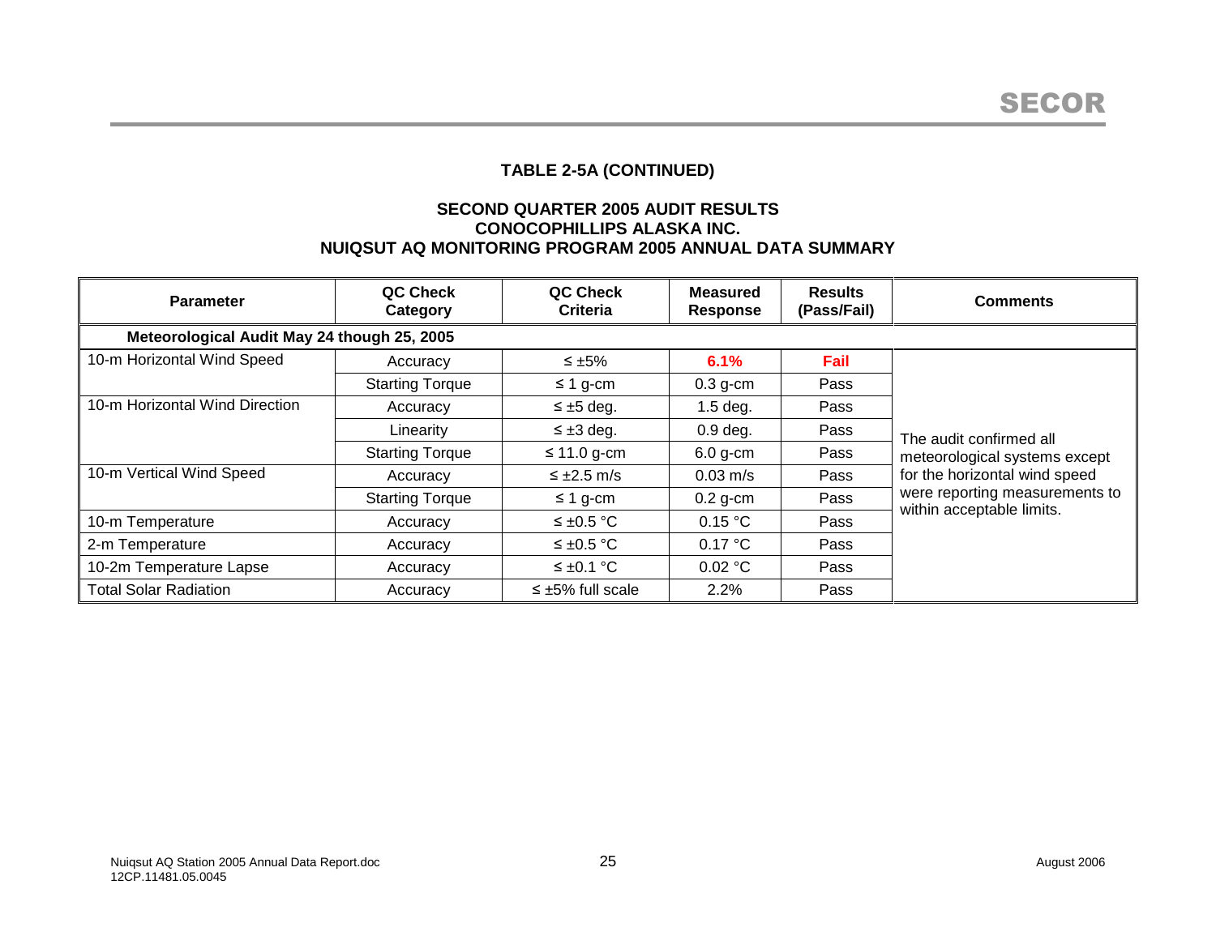**TABLE 2-5A (CONTINUED)**

**SECOND QUARTER 2005 AUDIT RESULTS**
**CONOCOPHILLIPS ALASKA INC.**
**NUIQSUT AQ MONITORING PROGRAM 2005 ANNUAL DATA SUMMARY**

| Parameter | QC Check Category | QC Check Criteria | Measured Response | Results (Pass/Fail) | Comments |
|---|---|---|---|---|---|
| **Meteorological Audit May 24 though 25, 2005** | | | | | |
| 10-m Horizontal Wind Speed | Accuracy | ≤ ±5% | **6.1%** | **Fail** | The audit confirmed all meteorological systems except for the horizontal wind speed were reporting measurements to within acceptable limits. |
| | Starting Torque | ≤ 1 g-cm | 0.3 g-cm | Pass | |
| 10-m Horizontal Wind Direction | Accuracy | ≤ ±5 deg. | 1.5 deg. | Pass | |
| | Linearity | ≤ ±3 deg. | 0.9 deg. | Pass | |
| | Starting Torque | ≤ 11.0 g-cm | 6.0 g-cm | Pass | |
| 10-m Vertical Wind Speed | Accuracy | ≤ ±2.5 m/s | 0.03 m/s | Pass | |
| | Starting Torque | ≤ 1 g-cm | 0.2 g-cm | Pass | |
| 10-m Temperature | Accuracy | ≤ ±0.5 °C | 0.15 °C | Pass | |
| 2-m Temperature | Accuracy | ≤ ±0.5 °C | 0.17 °C | Pass | |
| 10-2m Temperature Lapse | Accuracy | ≤ ±0.1 °C | 0.02 °C | Pass | |
| Total Solar Radiation | Accuracy | ≤ ±5% full scale | 2.2% | Pass | |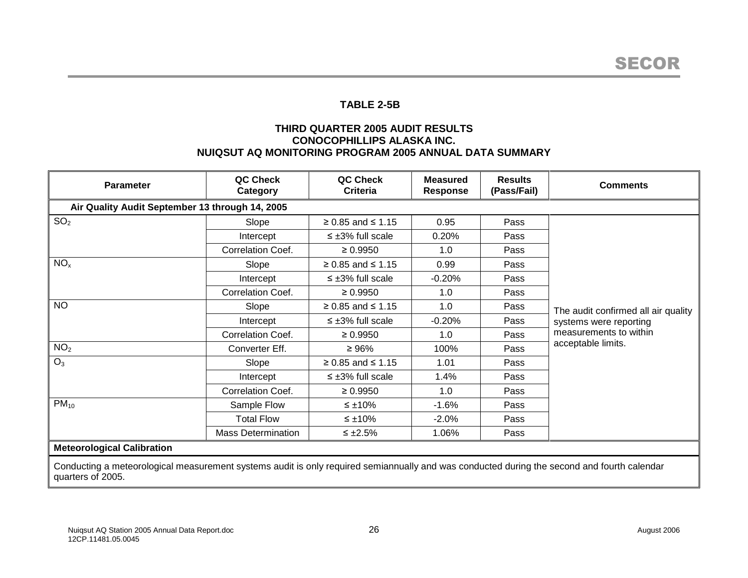## TABLE 2-5B

## THIRD QUARTER 2005 AUDIT RESULTS
## CONOCOPHILLIPS ALASKA INC.
## NUIQSUT AQ MONITORING PROGRAM 2005 ANNUAL DATA SUMMARY

| Parameter | QC Check Category | QC Check Criteria | Measured Response | Results (Pass/Fail) | Comments |
|---|---|---|---|---|---|
| **Air Quality Audit September 13 through 14, 2005** | | | | | |
| $SO_2$ | Slope | ≥ 0.85 and ≤ 1.15 | 0.95 | Pass | The audit confirmed all air quality systems were reporting measurements to within acceptable limits. |
| | Intercept | ≤ ±3% full scale | 0.20% | Pass | |
| | Correlation Coef. | ≥ 0.9950 | 1.0 | Pass | |
| $NO_x$ | Slope | ≥ 0.85 and ≤ 1.15 | 0.99 | Pass | |
| | Intercept | ≤ ±3% full scale | -0.20% | Pass | |
| | Correlation Coef. | ≥ 0.9950 | 1.0 | Pass | |
| NO | Slope | ≥ 0.85 and ≤ 1.15 | 1.0 | Pass | |
| | Intercept | ≤ ±3% full scale | -0.20% | Pass | |
| | Correlation Coef. | ≥ 0.9950 | 1.0 | Pass | |
| $NO_2$ | Converter Eff. | ≥ 96% | 100% | Pass | |
| $O_3$ | Slope | ≥ 0.85 and ≤ 1.15 | 1.01 | Pass | |
| | Intercept | ≤ ±3% full scale | 1.4% | Pass | |
| | Correlation Coef. | ≥ 0.9950 | 1.0 | Pass | |
| $PM_{10}$ | Sample Flow | ≤ ±10% | -1.6% | Pass | |
| | Total Flow | ≤ ±10% | -2.0% | Pass | |
| | Mass Determination | ≤ ±2.5% | 1.06% | Pass | |
| **Meteorological Calibration** | | | | | |
| Conducting a meteorological measurement systems audit is only required semiannually and was conducted during the second and fourth calendar quarters of 2005. | | | | | |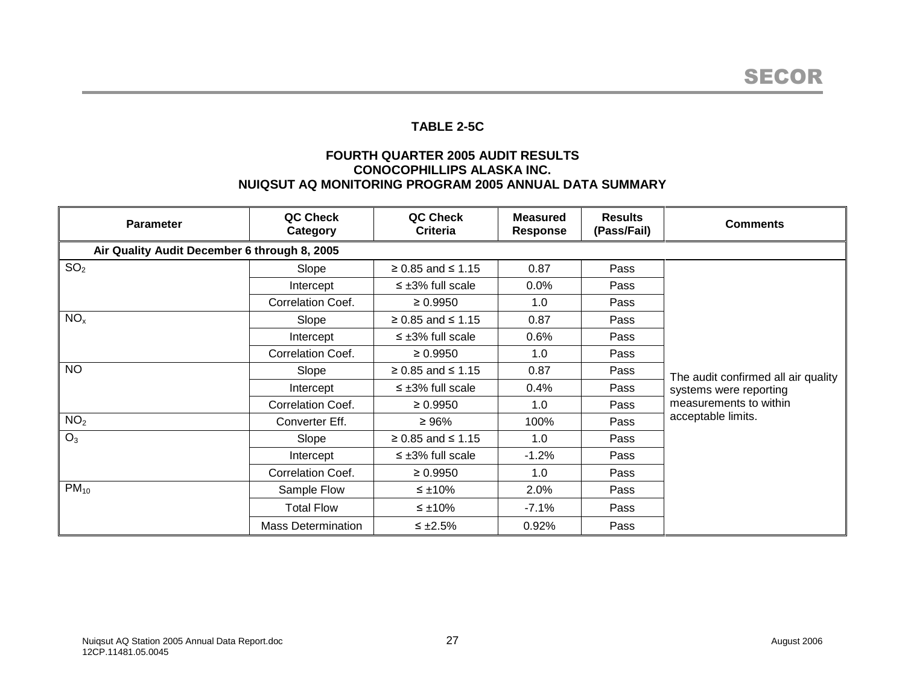**TABLE 2-5C**

**FOURTH QUARTER 2005 AUDIT RESULTS**
**CONOCOPHILLIPS ALASKA INC.**
**NUIQSUT AQ MONITORING PROGRAM 2005 ANNUAL DATA SUMMARY**

| Parameter | QC Check Category | QC Check Criteria | Measured Response | Results (Pass/Fail) | Comments |
|---|---|---|---|---|---|
| **Air Quality Audit December 6 through 8, 2005** | | | | | |
| $SO_2$ | Slope | ≥ 0.85 and ≤ 1.15 | 0.87 | Pass | The audit confirmed all air quality systems were reporting measurements to within acceptable limits. |
| | Intercept | ≤ ±3% full scale | 0.0% | Pass | |
| | Correlation Coef. | ≥ 0.9950 | 1.0 | Pass | |
| $NO_x$ | Slope | ≥ 0.85 and ≤ 1.15 | 0.87 | Pass | |
| | Intercept | ≤ ±3% full scale | 0.6% | Pass | |
| | Correlation Coef. | ≥ 0.9950 | 1.0 | Pass | |
| NO | Slope | ≥ 0.85 and ≤ 1.15 | 0.87 | Pass | |
| | Intercept | ≤ ±3% full scale | 0.4% | Pass | |
| | Correlation Coef. | ≥ 0.9950 | 1.0 | Pass | |
| $NO_2$ | Converter Eff. | ≥ 96% | 100% | Pass | |
| $O_3$ | Slope | ≥ 0.85 and ≤ 1.15 | 1.0 | Pass | |
| | Intercept | ≤ ±3% full scale | -1.2% | Pass | |
| | Correlation Coef. | ≥ 0.9950 | 1.0 | Pass | |
| $PM_{10}$ | Sample Flow | ≤ ±10% | 2.0% | Pass | |
| | Total Flow | ≤ ±10% | -7.1% | Pass | |
| | Mass Determination | ≤ ±2.5% | 0.92% | Pass | |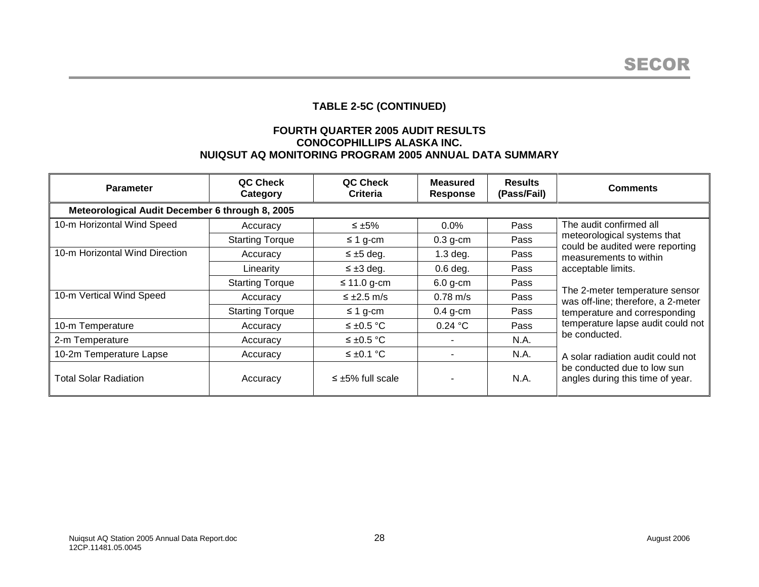**TABLE 2-5C (CONTINUED)**

**FOURTH QUARTER 2005 AUDIT RESULTS**
**CONOCOPHILLIPS ALASKA INC.**
**NUIQSUT AQ MONITORING PROGRAM 2005 ANNUAL DATA SUMMARY**

| Parameter | QC Check Category | QC Check Criteria | Measured Response | Results (Pass/Fail) | Comments |
|---|---|---|---|---|---|
| **Meteorological Audit December 6 through 8, 2005** | | | | | |
| 10-m Horizontal Wind Speed | Accuracy | ≤ ±5% | 0.0% | Pass | The audit confirmed all meteorological systems that could be audited were reporting measurements to within acceptable limits.<br><br>The 2-meter temperature sensor was off-line; therefore, a 2-meter temperature and corresponding temperature lapse audit could not be conducted.<br><br>A solar radiation audit could not be conducted due to low sun angles during this time of year. |
| | Starting Torque | ≤ 1 g-cm | 0.3 g-cm | Pass | |
| 10-m Horizontal Wind Direction | Accuracy | ≤ ±5 deg. | 1.3 deg. | Pass | |
| | Linearity | ≤ ±3 deg. | 0.6 deg. | Pass | |
| | Starting Torque | ≤ 11.0 g-cm | 6.0 g-cm | Pass | |
| 10-m Vertical Wind Speed | Accuracy | ≤ ±2.5 m/s | 0.78 m/s | Pass | |
| | Starting Torque | ≤ 1 g-cm | 0.4 g-cm | Pass | |
| 10-m Temperature | Accuracy | ≤ ±0.5 °C | 0.24 °C | Pass | |
| 2-m Temperature | Accuracy | ≤ ±0.5 °C | - | N.A. | |
| 10-2m Temperature Lapse | Accuracy | ≤ ±0.1 °C | - | N.A. | |
| Total Solar Radiation | Accuracy | ≤ ±5% full scale | - | N.A. | |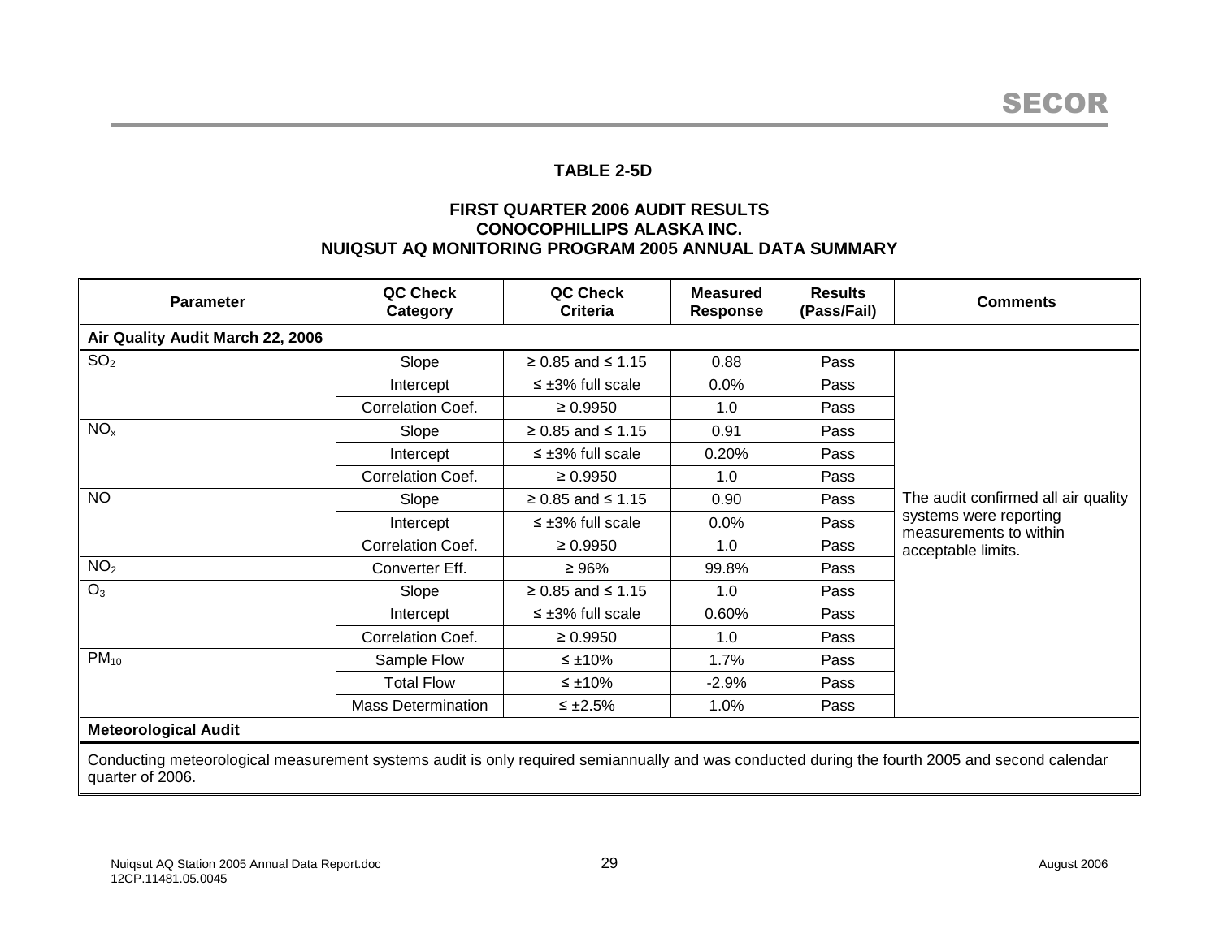## TABLE 2-5D

### FIRST QUARTER 2006 AUDIT RESULTS
### CONOCOPHILLIPS ALASKA INC.
### NUIQSUT AQ MONITORING PROGRAM 2005 ANNUAL DATA SUMMARY

| Parameter | QC Check Category | QC Check Criteria | Measured Response | Results (Pass/Fail) | Comments |
|---|---|---|---|---|---|
| **Air Quality Audit March 22, 2006** | | | | | |
| $SO_2$ | Slope | ≥ 0.85 and ≤ 1.15 | 0.88 | Pass | The audit confirmed all air quality systems were reporting measurements to within acceptable limits. |
| | Intercept | ≤ ±3% full scale | 0.0% | Pass | |
| | Correlation Coef. | ≥ 0.9950 | 1.0 | Pass | |
| $NO_x$ | Slope | ≥ 0.85 and ≤ 1.15 | 0.91 | Pass | |
| | Intercept | ≤ ±3% full scale | 0.20% | Pass | |
| | Correlation Coef. | ≥ 0.9950 | 1.0 | Pass | |
| NO | Slope | ≥ 0.85 and ≤ 1.15 | 0.90 | Pass | |
| | Intercept | ≤ ±3% full scale | 0.0% | Pass | |
| | Correlation Coef. | ≥ 0.9950 | 1.0 | Pass | |
| $NO_2$ | Converter Eff. | ≥ 96% | 99.8% | Pass | |
| $O_3$ | Slope | ≥ 0.85 and ≤ 1.15 | 1.0 | Pass | |
| | Intercept | ≤ ±3% full scale | 0.60% | Pass | |
| | Correlation Coef. | ≥ 0.9950 | 1.0 | Pass | |
| $PM_{10}$ | Sample Flow | ≤ ±10% | 1.7% | Pass | |
| | Total Flow | ≤ ±10% | -2.9% | Pass | |
| | Mass Determination | ≤ ±2.5% | 1.0% | Pass | |
| **Meteorological Audit** | | | | | |
| Conducting meteorological measurement systems audit is only required semiannually and was conducted during the fourth 2005 and second calendar quarter of 2006. | | | | | |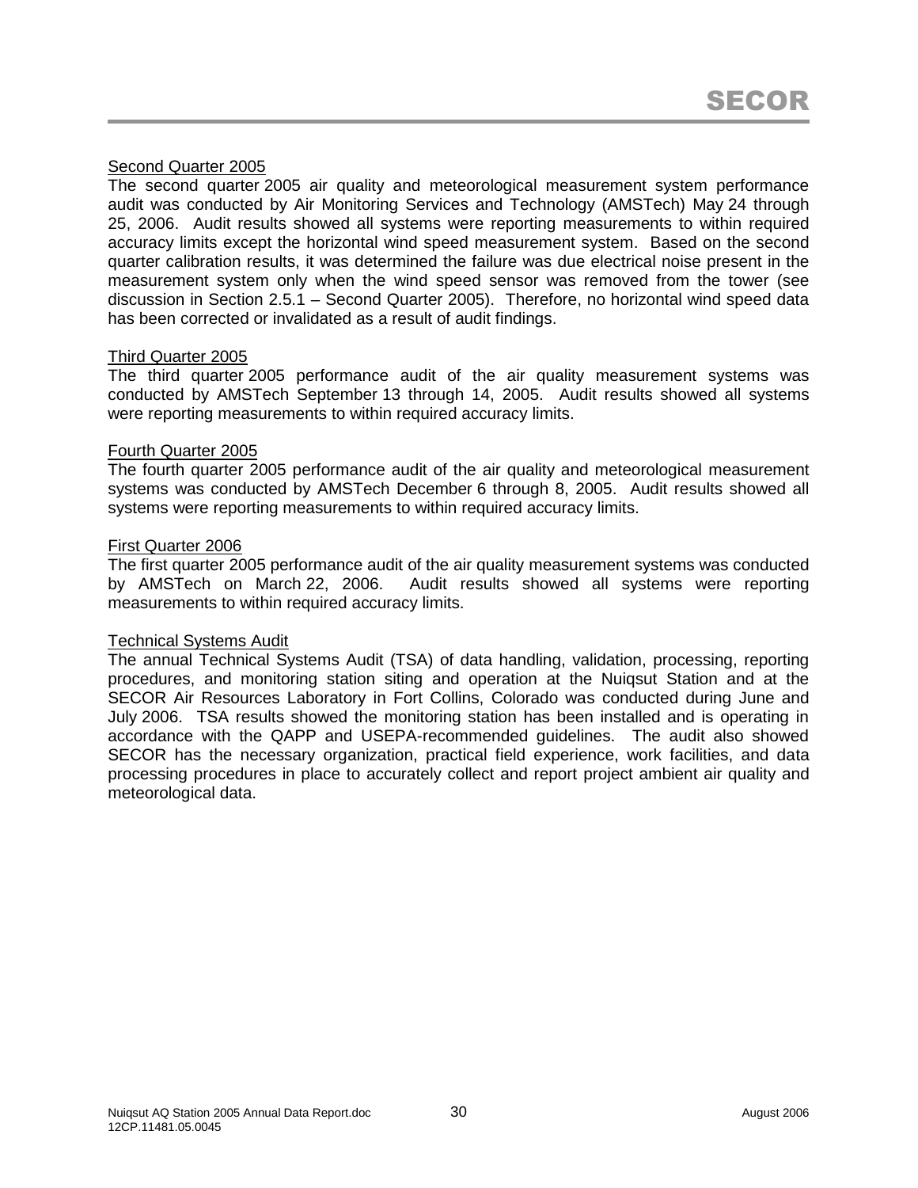Second Quarter 2005

The second quarter 2005 air quality and meteorological measurement system performance audit was conducted by Air Monitoring Services and Technology (AMSTech) May 24 through 25, 2006. Audit results showed all systems were reporting measurements to within required accuracy limits except the horizontal wind speed measurement system. Based on the second quarter calibration results, it was determined the failure was due electrical noise present in the measurement system only when the wind speed sensor was removed from the tower (see discussion in Section 2.5.1 – Second Quarter 2005). Therefore, no horizontal wind speed data has been corrected or invalidated as a result of audit findings.

Third Quarter 2005

The third quarter 2005 performance audit of the air quality measurement systems was conducted by AMSTech September 13 through 14, 2005. Audit results showed all systems were reporting measurements to within required accuracy limits.

Fourth Quarter 2005

The fourth quarter 2005 performance audit of the air quality and meteorological measurement systems was conducted by AMSTech December 6 through 8, 2005. Audit results showed all systems were reporting measurements to within required accuracy limits.

First Quarter 2006

The first quarter 2005 performance audit of the air quality measurement systems was conducted by AMSTech on March 22, 2006. Audit results showed all systems were reporting measurements to within required accuracy limits.

Technical Systems Audit

The annual Technical Systems Audit (TSA) of data handling, validation, processing, reporting procedures, and monitoring station siting and operation at the Nuiqsut Station and at the SECOR Air Resources Laboratory in Fort Collins, Colorado was conducted during June and July 2006. TSA results showed the monitoring station has been installed and is operating in accordance with the QAPP and USEPA-recommended guidelines. The audit also showed SECOR has the necessary organization, practical field experience, work facilities, and data processing procedures in place to accurately collect and report project ambient air quality and meteorological data.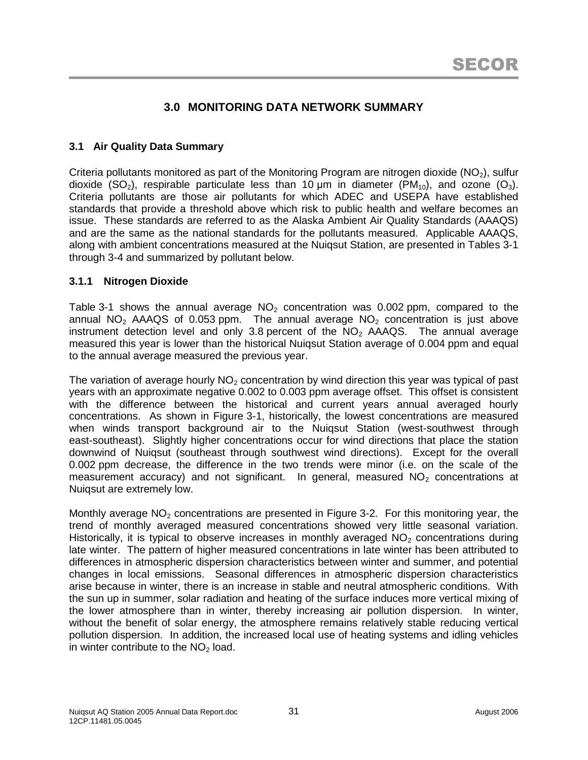# 3.0 MONITORING DATA NETWORK SUMMARY

## 3.1 Air Quality Data Summary

Criteria pollutants monitored as part of the Monitoring Program are nitrogen dioxide ($NO_2$), sulfur dioxide ($SO_2$), respirable particulate less than 10 µm in diameter ($PM_{10}$), and ozone ($O_3$). Criteria pollutants are those air pollutants for which ADEC and USEPA have established standards that provide a threshold above which risk to public health and welfare becomes an issue. These standards are referred to as the Alaska Ambient Air Quality Standards (AAAQS) and are the same as the national standards for the pollutants measured. Applicable AAAQS, along with ambient concentrations measured at the Nuiqsut Station, are presented in Tables 3-1 through 3-4 and summarized by pollutant below.

### 3.1.1 Nitrogen Dioxide

Table 3-1 shows the annual average $NO_2$ concentration was 0.002 ppm, compared to the annual $NO_2$ AAAQS of 0.053 ppm. The annual average $NO_2$ concentration is just above instrument detection level and only 3.8 percent of the $NO_2$ AAAQS. The annual average measured this year is lower than the historical Nuiqsut Station average of 0.004 ppm and equal to the annual average measured the previous year.

The variation of average hourly $NO_2$ concentration by wind direction this year was typical of past years with an approximate negative 0.002 to 0.003 ppm average offset. This offset is consistent with the difference between the historical and current years annual averaged hourly concentrations. As shown in Figure 3-1, historically, the lowest concentrations are measured when winds transport background air to the Nuiqsut Station (west-southwest through east-southeast). Slightly higher concentrations occur for wind directions that place the station downwind of Nuiqsut (southeast through southwest wind directions). Except for the overall 0.002 ppm decrease, the difference in the two trends were minor (i.e. on the scale of the measurement accuracy) and not significant. In general, measured $NO_2$ concentrations at Nuiqsut are extremely low.

Monthly average $NO_2$ concentrations are presented in Figure 3-2. For this monitoring year, the trend of monthly averaged measured concentrations showed very little seasonal variation. Historically, it is typical to observe increases in monthly averaged $NO_2$ concentrations during late winter. The pattern of higher measured concentrations in late winter has been attributed to differences in atmospheric dispersion characteristics between winter and summer, and potential changes in local emissions. Seasonal differences in atmospheric dispersion characteristics arise because in winter, there is an increase in stable and neutral atmospheric conditions. With the sun up in summer, solar radiation and heating of the surface induces more vertical mixing of the lower atmosphere than in winter, thereby increasing air pollution dispersion. In winter, without the benefit of solar energy, the atmosphere remains relatively stable reducing vertical pollution dispersion. In addition, the increased local use of heating systems and idling vehicles in winter contribute to the $NO_2$ load.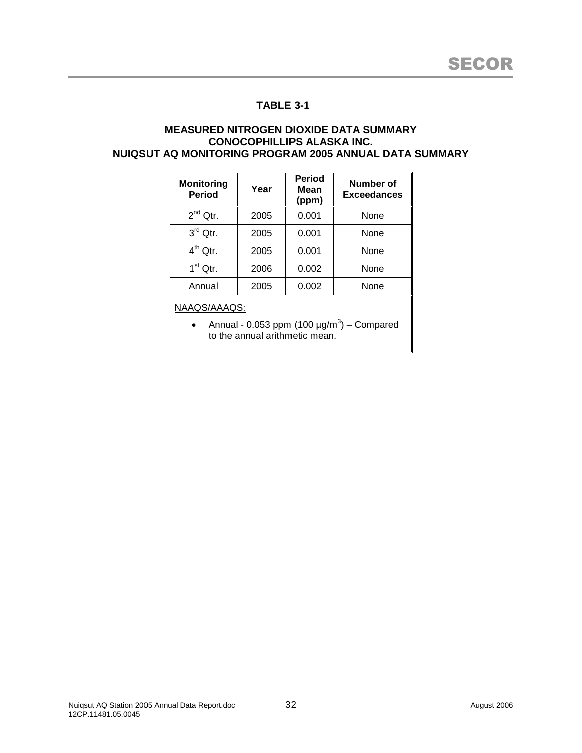## TABLE 3-1

### MEASURED NITROGEN DIOXIDE DATA SUMMARY
### CONOCOPHILLIPS ALASKA INC.
### NUIQSUT AQ MONITORING PROGRAM 2005 ANNUAL DATA SUMMARY

| Monitoring Period | Year | Period Mean (ppm) | Number of Exceedances |
|---|---|---|---|
| 2nd Qtr. | 2005 | 0.001 | None |
| 3rd Qtr. | 2005 | 0.001 | None |
| 4th Qtr. | 2005 | 0.001 | None |
| 1st Qtr. | 2006 | 0.002 | None |
| Annual | 2005 | 0.002 | None |

NAAQS/AAAQS:

- Annual - 0.053 ppm (100 µg/m$^3$) – Compared to the annual arithmetic mean.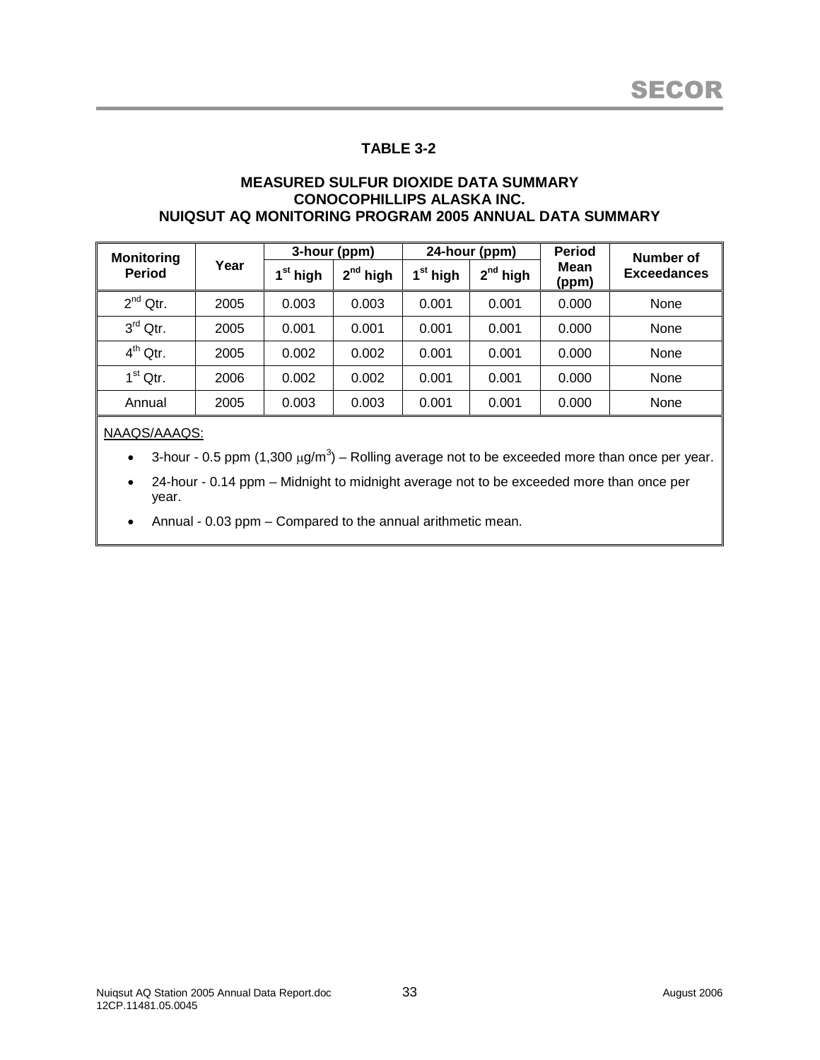## TABLE 3-2

### MEASURED SULFUR DIOXIDE DATA SUMMARY
### CONOCOPHILLIPS ALASKA INC.
### NUIQSUT AQ MONITORING PROGRAM 2005 ANNUAL DATA SUMMARY

| Monitoring Period | Year | 3-hour (ppm) | | 24-hour (ppm) | | Period Mean (ppm) | Number of Exceedances |
|---|---|---|---|---|---|---|---|
| | | 1st high | 2nd high | 1st high | 2nd high | | |
| 2nd Qtr. | 2005 | 0.003 | 0.003 | 0.001 | 0.001 | 0.000 | None |
| 3rd Qtr. | 2005 | 0.001 | 0.001 | 0.001 | 0.001 | 0.000 | None |
| 4th Qtr. | 2005 | 0.002 | 0.002 | 0.001 | 0.001 | 0.000 | None |
| 1st Qtr. | 2006 | 0.002 | 0.002 | 0.001 | 0.001 | 0.000 | None |
| Annual | 2005 | 0.003 | 0.003 | 0.001 | 0.001 | 0.000 | None |

NAAQS/AAAQS:

- 3-hour - 0.5 ppm (1,300 $\mu g/m^3$) – Rolling average not to be exceeded more than once per year.
- 24-hour - 0.14 ppm – Midnight to midnight average not to be exceeded more than once per year.
- Annual - 0.03 ppm – Compared to the annual arithmetic mean.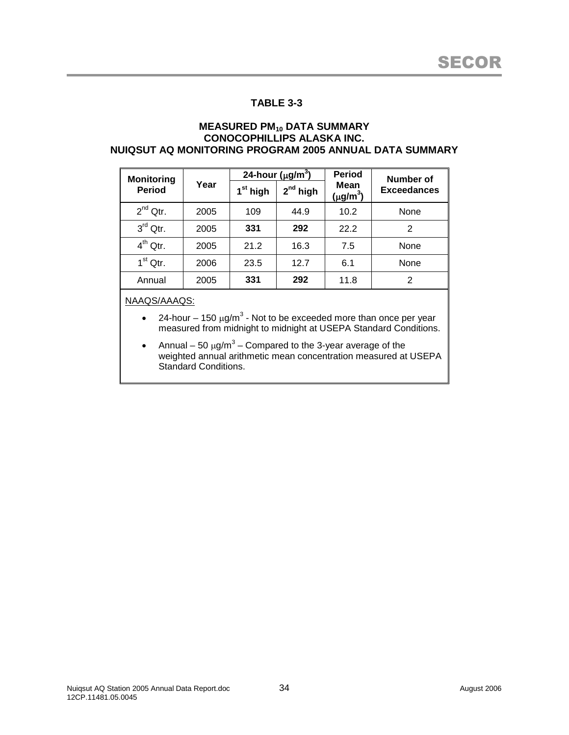### TABLE 3-3

**MEASURED $PM_{10}$ DATA SUMMARY**
**CONOCOPHILLIPS ALASKA INC.**
**NUIQSUT AQ MONITORING PROGRAM 2005 ANNUAL DATA SUMMARY**

| Monitoring Period | Year | 24-hour ($\mu g/m^3$) | | Period Mean ($\mu g/m^3$) | Number of Exceedances |
|---|---|---|---|---|---|
| | | 1st high | 2nd high | | |
| 2nd Qtr. | 2005 | 109 | 44.9 | 10.2 | None |
| 3rd Qtr. | 2005 | **331** | **292** | 22.2 | 2 |
| 4th Qtr. | 2005 | 21.2 | 16.3 | 7.5 | None |
| 1st Qtr. | 2006 | 23.5 | 12.7 | 6.1 | None |
| Annual | 2005 | **331** | **292** | 11.8 | 2 |

NAAQS/AAAQS:

- 24-hour – 150 $\mu g/m^3$ - Not to be exceeded more than once per year measured from midnight to midnight at USEPA Standard Conditions.
- Annual – 50 $\mu g/m^3$ – Compared to the 3-year average of the weighted annual arithmetic mean concentration measured at USEPA Standard Conditions.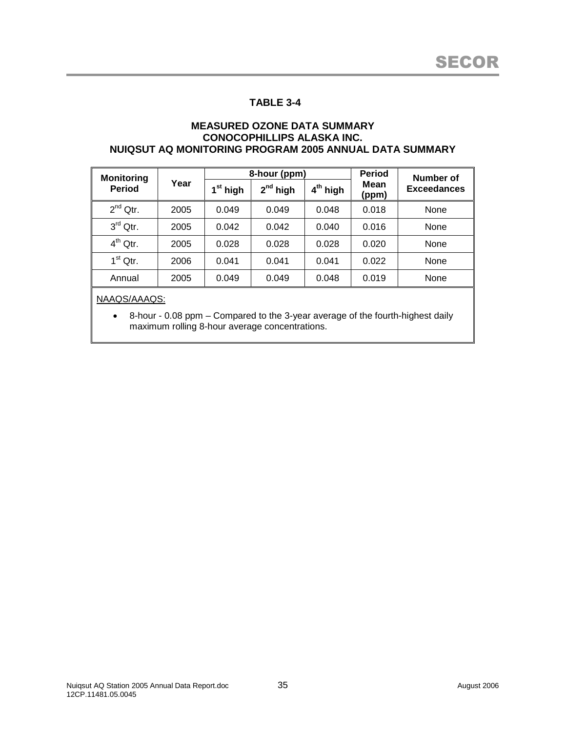## TABLE 3-4

### MEASURED OZONE DATA SUMMARY
### CONOCOPHILLIPS ALASKA INC.
### NUIQSUT AQ MONITORING PROGRAM 2005 ANNUAL DATA SUMMARY

| Monitoring Period | Year | 8-hour (ppm) | | | Period Mean (ppm) | Number of Exceedances |
|---|---|---|---|---|---|---|
| | | 1st high | 2nd high | 4th high | | |
| 2nd Qtr. | 2005 | 0.049 | 0.049 | 0.048 | 0.018 | None |
| 3rd Qtr. | 2005 | 0.042 | 0.042 | 0.040 | 0.016 | None |
| 4th Qtr. | 2005 | 0.028 | 0.028 | 0.028 | 0.020 | None |
| 1st Qtr. | 2006 | 0.041 | 0.041 | 0.041 | 0.022 | None |
| Annual | 2005 | 0.049 | 0.049 | 0.048 | 0.019 | None |

NAAQS/AAAQS:

- 8-hour - 0.08 ppm – Compared to the 3-year average of the fourth-highest daily maximum rolling 8-hour average concentrations.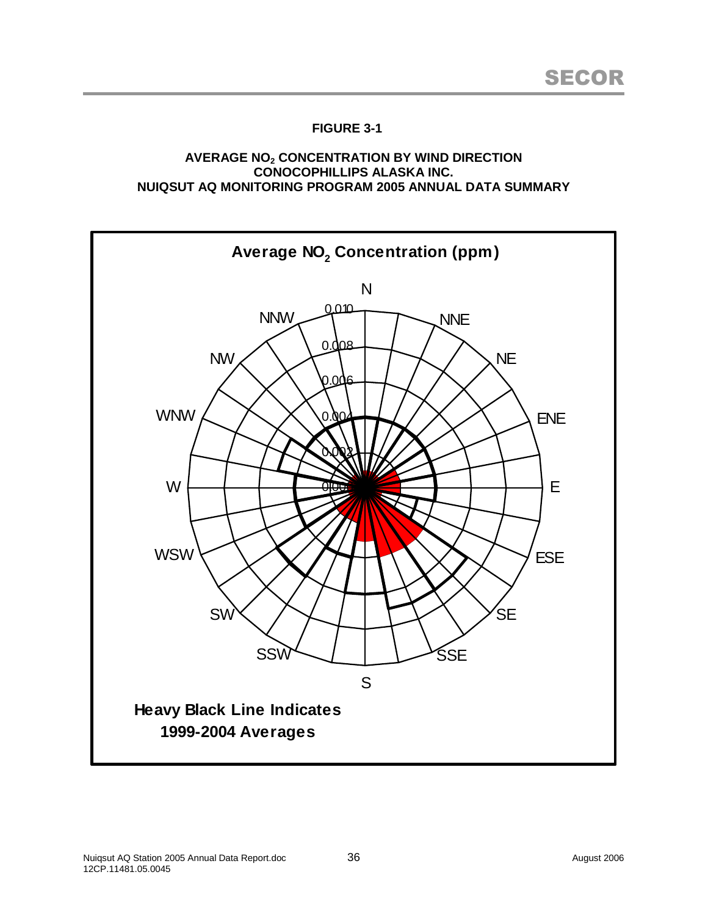**FIGURE 3-1**

**AVERAGE $NO_2$ CONCENTRATION BY WIND DIRECTION**
**CONOCOPHILLIPS ALASKA INC.**
**NUIQSUT AQ MONITORING PROGRAM 2005 ANNUAL DATA SUMMARY**

**Average $NO_2$ Concentration (ppm)**

N, NNE, NE, ENE, E, ESE, SE, SSE, S, SSW, SW, WSW, W, WNW, NW, NNW

0.000, 0.002, 0.004, 0.006, 0.008, 0.010

**Heavy Black Line Indicates 1999-2004 Averages**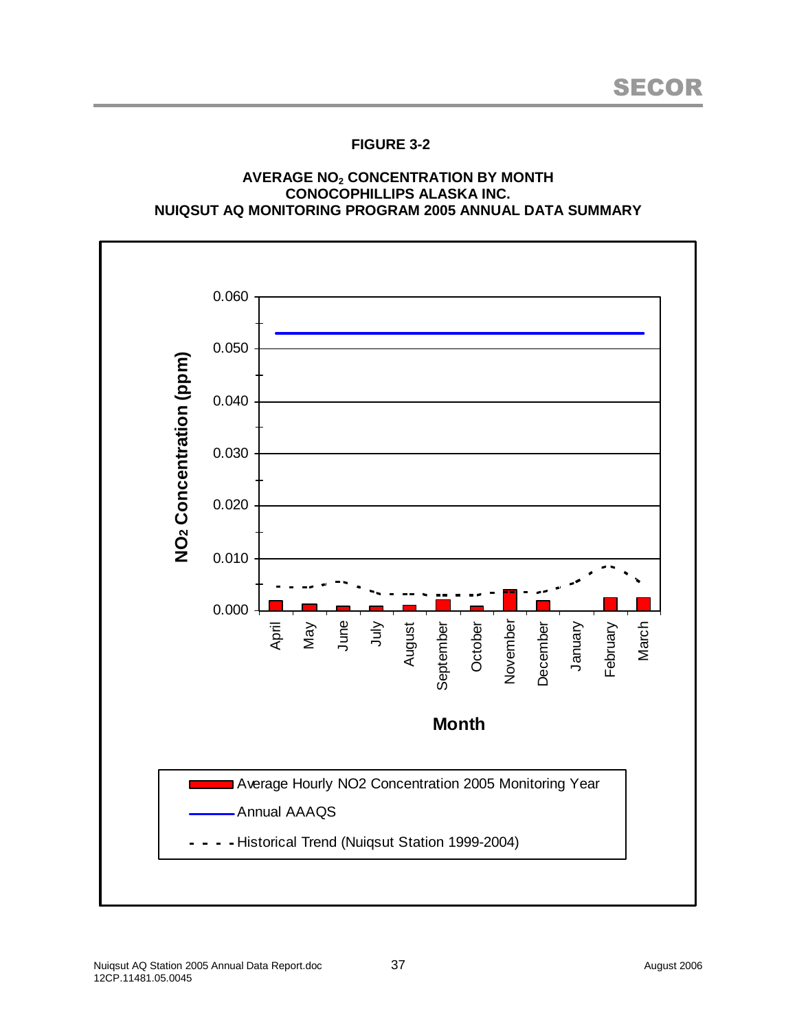**FIGURE 3-2**

**AVERAGE $NO_2$ CONCENTRATION BY MONTH**
**CONOCOPHILLIPS ALASKA INC.**
**NUIQSUT AQ MONITORING PROGRAM 2005 ANNUAL DATA SUMMARY**

$NO_2$ Concentration (ppm)

0.060
0.050
0.040
0.030
0.020
0.010
0.000

April May June July August September October November December January February March

**Month**

Average Hourly NO2 Concentration 2005 Monitoring Year

Annual AAAQS

Historical Trend (Nuiqsut Station 1999-2004)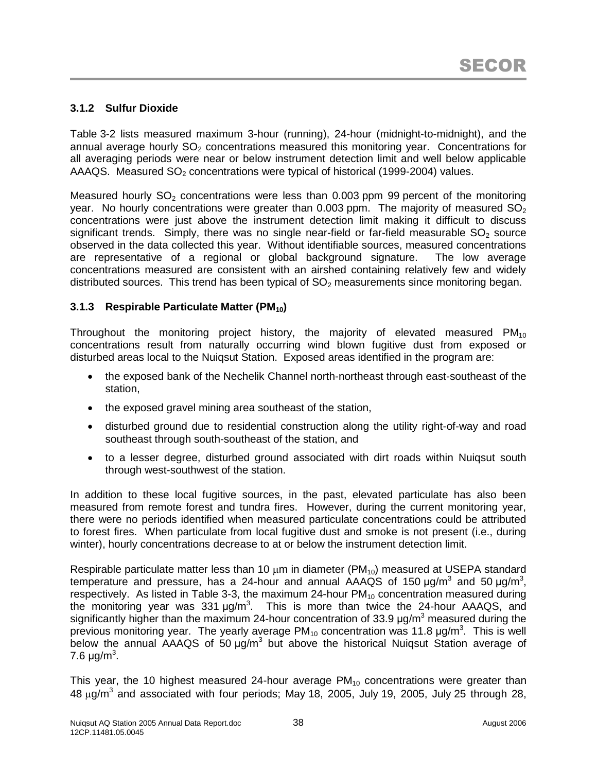### 3.1.2 Sulfur Dioxide

Table 3-2 lists measured maximum 3-hour (running), 24-hour (midnight-to-midnight), and the annual average hourly $SO_2$ concentrations measured this monitoring year. Concentrations for all averaging periods were near or below instrument detection limit and well below applicable AAAQS. Measured $SO_2$ concentrations were typical of historical (1999-2004) values.

Measured hourly $SO_2$ concentrations were less than 0.003 ppm 99 percent of the monitoring year. No hourly concentrations were greater than 0.003 ppm. The majority of measured $SO_2$ concentrations were just above the instrument detection limit making it difficult to discuss significant trends. Simply, there was no single near-field or far-field measurable $SO_2$ source observed in the data collected this year. Without identifiable sources, measured concentrations are representative of a regional or global background signature. The low average concentrations measured are consistent with an airshed containing relatively few and widely distributed sources. This trend has been typical of $SO_2$ measurements since monitoring began.

### 3.1.3 Respirable Particulate Matter ($PM_{10}$)

Throughout the monitoring project history, the majority of elevated measured $PM_{10}$ concentrations result from naturally occurring wind blown fugitive dust from exposed or disturbed areas local to the Nuiqsut Station. Exposed areas identified in the program are:

- the exposed bank of the Nechelik Channel north-northeast through east-southeast of the station,
- the exposed gravel mining area southeast of the station,
- disturbed ground due to residential construction along the utility right-of-way and road southeast through south-southeast of the station, and
- to a lesser degree, disturbed ground associated with dirt roads within Nuiqsut south through west-southwest of the station.

In addition to these local fugitive sources, in the past, elevated particulate has also been measured from remote forest and tundra fires. However, during the current monitoring year, there were no periods identified when measured particulate concentrations could be attributed to forest fires. When particulate from local fugitive dust and smoke is not present (i.e., during winter), hourly concentrations decrease to at or below the instrument detection limit.

Respirable particulate matter less than 10 $\mu$m in diameter ($PM_{10}$) measured at USEPA standard temperature and pressure, has a 24-hour and annual AAAQS of 150 $\mu g/m^3$ and 50 $\mu g/m^3$, respectively. As listed in Table 3-3, the maximum 24-hour $PM_{10}$ concentration measured during the monitoring year was 331 $\mu g/m^3$. This is more than twice the 24-hour AAAQS, and significantly higher than the maximum 24-hour concentration of 33.9 $\mu g/m^3$ measured during the previous monitoring year. The yearly average $PM_{10}$ concentration was 11.8 $\mu g/m^3$. This is well below the annual AAAQS of 50 $\mu g/m^3$ but above the historical Nuiqsut Station average of 7.6 $\mu g/m^3$.

This year, the 10 highest measured 24-hour average $PM_{10}$ concentrations were greater than 48 $\mu g/m^3$ and associated with four periods; May 18, 2005, July 19, 2005, July 25 through 28,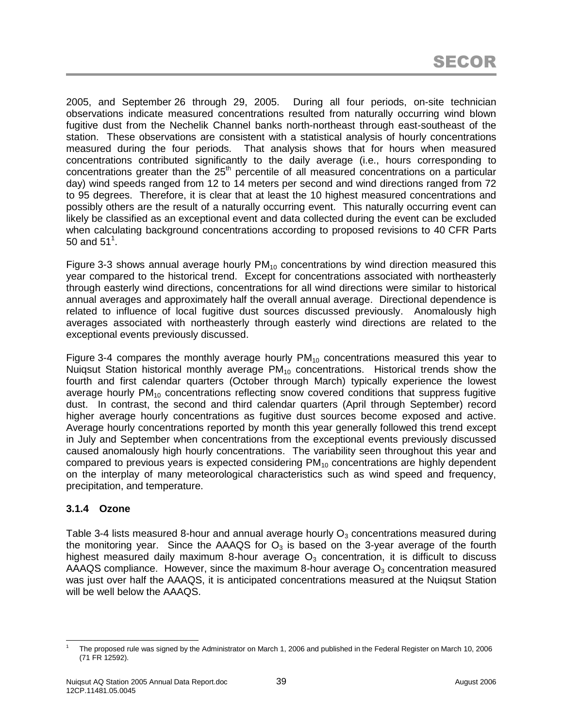2005, and September 26 through 29, 2005. During all four periods, on-site technician observations indicate measured concentrations resulted from naturally occurring wind blown fugitive dust from the Nechelik Channel banks north-northeast through east-southeast of the station. These observations are consistent with a statistical analysis of hourly concentrations measured during the four periods. That analysis shows that for hours when measured concentrations contributed significantly to the daily average (i.e., hours corresponding to concentrations greater than the 25th percentile of all measured concentrations on a particular day) wind speeds ranged from 12 to 14 meters per second and wind directions ranged from 72 to 95 degrees. Therefore, it is clear that at least the 10 highest measured concentrations and possibly others are the result of a naturally occurring event. This naturally occurring event can likely be classified as an exceptional event and data collected during the event can be excluded when calculating background concentrations according to proposed revisions to 40 CFR Parts 50 and 51[1].

Figure 3-3 shows annual average hourly $PM_{10}$ concentrations by wind direction measured this year compared to the historical trend. Except for concentrations associated with northeasterly through easterly wind directions, concentrations for all wind directions were similar to historical annual averages and approximately half the overall annual average. Directional dependence is related to influence of local fugitive dust sources discussed previously. Anomalously high averages associated with northeasterly through easterly wind directions are related to the exceptional events previously discussed.

Figure 3-4 compares the monthly average hourly $PM_{10}$ concentrations measured this year to Nuiqsut Station historical monthly average $PM_{10}$ concentrations. Historical trends show the fourth and first calendar quarters (October through March) typically experience the lowest average hourly $PM_{10}$ concentrations reflecting snow covered conditions that suppress fugitive dust. In contrast, the second and third calendar quarters (April through September) record higher average hourly concentrations as fugitive dust sources become exposed and active. Average hourly concentrations reported by month this year generally followed this trend except in July and September when concentrations from the exceptional events previously discussed caused anomalously high hourly concentrations. The variability seen throughout this year and compared to previous years is expected considering $PM_{10}$ concentrations are highly dependent on the interplay of many meteorological characteristics such as wind speed and frequency, precipitation, and temperature.

### 3.1.4 Ozone

Table 3-4 lists measured 8-hour and annual average hourly $O_3$ concentrations measured during the monitoring year. Since the AAAQS for $O_3$ is based on the 3-year average of the fourth highest measured daily maximum 8-hour average $O_3$ concentration, it is difficult to discuss AAAQS compliance. However, since the maximum 8-hour average $O_3$ concentration measured was just over half the AAAQS, it is anticipated concentrations measured at the Nuiqsut Station will be well below the AAAQS.

[1] The proposed rule was signed by the Administrator on March 1, 2006 and published in the Federal Register on March 10, 2006 (71 FR 12592).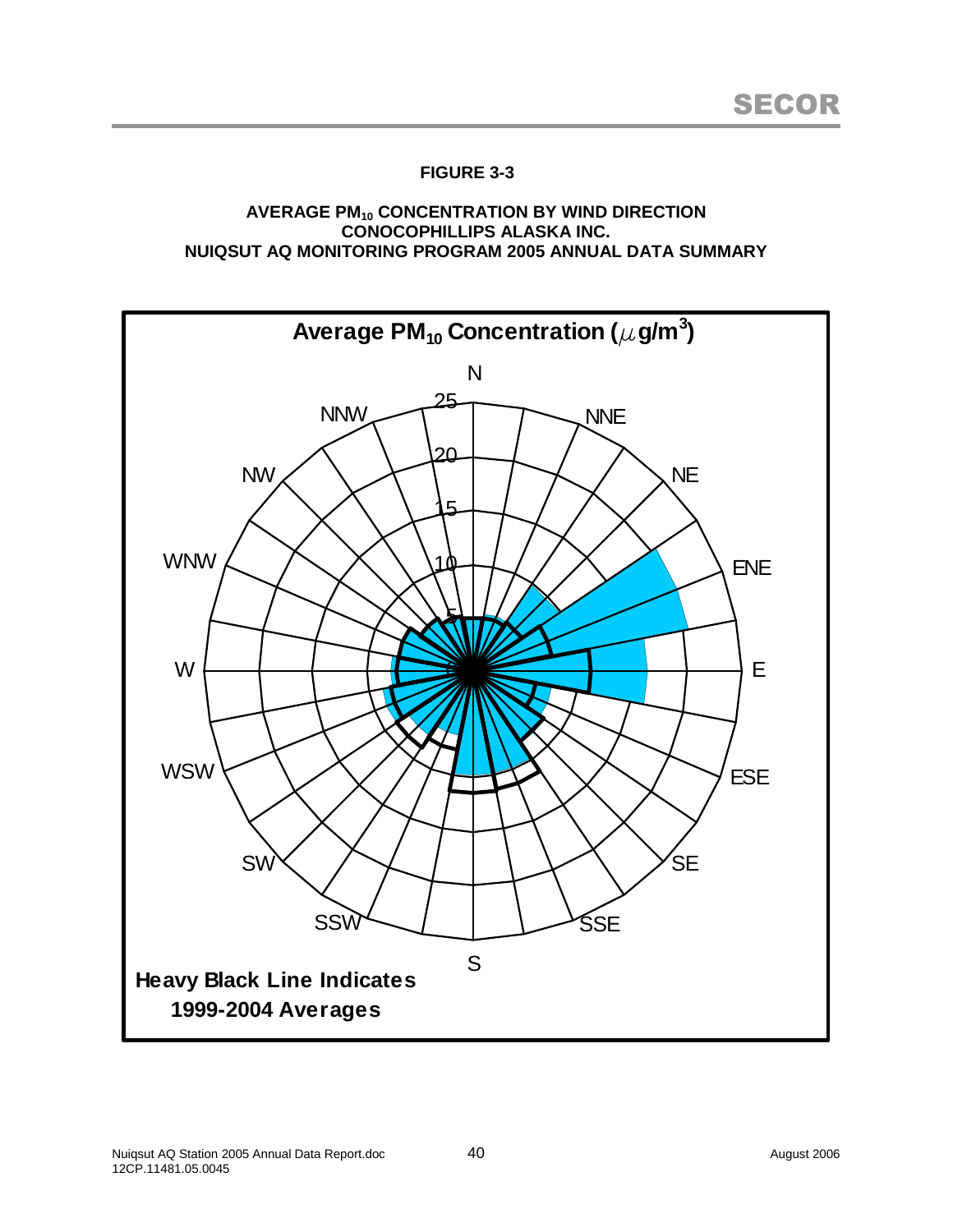**FIGURE 3-3**

**AVERAGE $PM_{10}$ CONCENTRATION BY WIND DIRECTION**
**CONOCOPHILLIPS ALASKA INC.**
**NUIQSUT AQ MONITORING PROGRAM 2005 ANNUAL DATA SUMMARY**

**Average $PM_{10}$ Concentration ($\mu g/m^3$)**

N, NNE, NE, ENE, E, ESE, SE, SSE, S, SSW, SW, WSW, W, WNW, NW, NNW

0, 5, 10, 15, 20, 25

**Heavy Black Line Indicates 1999-2004 Averages**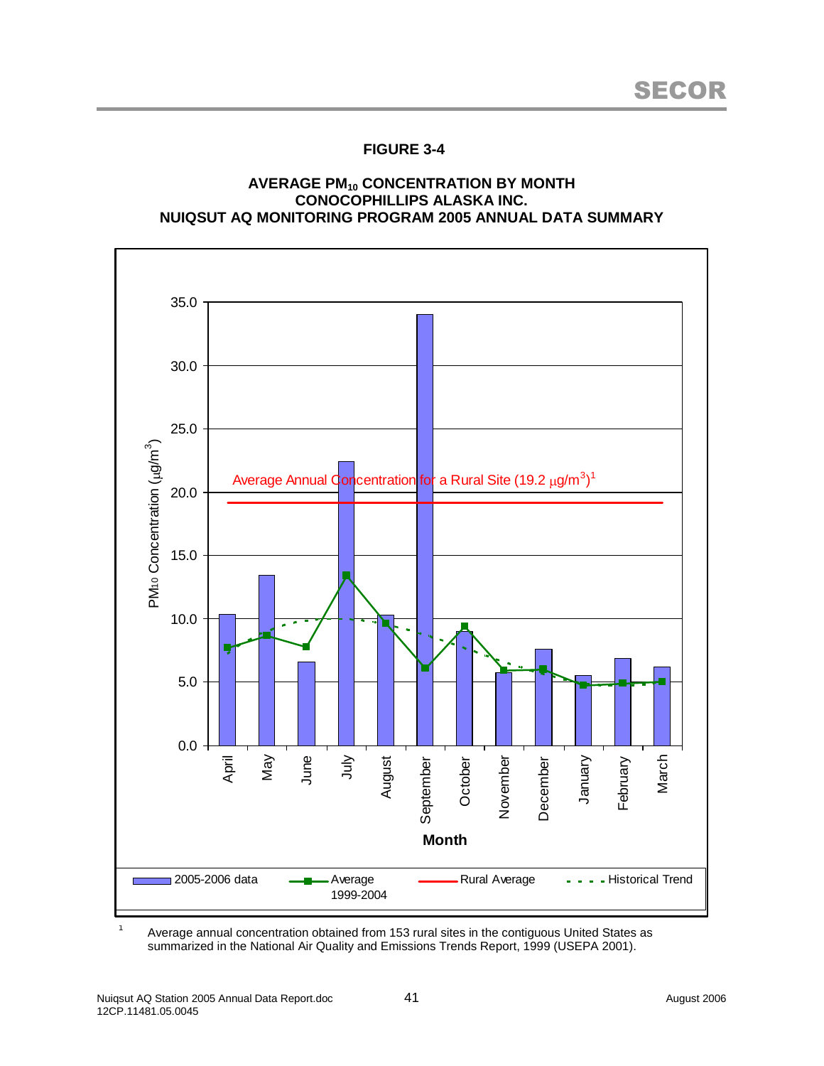**FIGURE 3-4**

**AVERAGE $PM_{10}$ CONCENTRATION BY MONTH**
**CONOCOPHILLIPS ALASKA INC.**
**NUIQSUT AQ MONITORING PROGRAM 2005 ANNUAL DATA SUMMARY**

[1] Average annual concentration obtained from 153 rural sites in the contiguous United States as summarized in the National Air Quality and Emissions Trends Report, 1999 (USEPA 2001).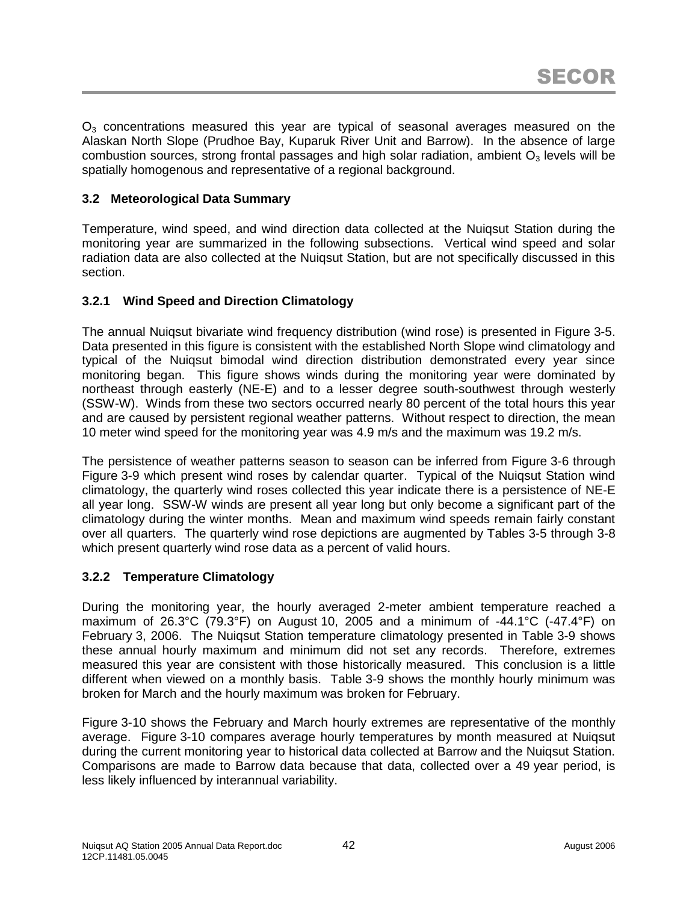$O_3$ concentrations measured this year are typical of seasonal averages measured on the Alaskan North Slope (Prudhoe Bay, Kuparuk River Unit and Barrow). In the absence of large combustion sources, strong frontal passages and high solar radiation, ambient $O_3$ levels will be spatially homogenous and representative of a regional background.

### 3.2 Meteorological Data Summary

Temperature, wind speed, and wind direction data collected at the Nuiqsut Station during the monitoring year are summarized in the following subsections. Vertical wind speed and solar radiation data are also collected at the Nuiqsut Station, but are not specifically discussed in this section.

#### 3.2.1 Wind Speed and Direction Climatology

The annual Nuiqsut bivariate wind frequency distribution (wind rose) is presented in Figure 3-5. Data presented in this figure is consistent with the established North Slope wind climatology and typical of the Nuiqsut bimodal wind direction distribution demonstrated every year since monitoring began. This figure shows winds during the monitoring year were dominated by northeast through easterly (NE-E) and to a lesser degree south-southwest through westerly (SSW-W). Winds from these two sectors occurred nearly 80 percent of the total hours this year and are caused by persistent regional weather patterns. Without respect to direction, the mean 10 meter wind speed for the monitoring year was 4.9 m/s and the maximum was 19.2 m/s.

The persistence of weather patterns season to season can be inferred from Figure 3-6 through Figure 3-9 which present wind roses by calendar quarter. Typical of the Nuiqsut Station wind climatology, the quarterly wind roses collected this year indicate there is a persistence of NE-E all year long. SSW-W winds are present all year long but only become a significant part of the climatology during the winter months. Mean and maximum wind speeds remain fairly constant over all quarters. The quarterly wind rose depictions are augmented by Tables 3-5 through 3-8 which present quarterly wind rose data as a percent of valid hours.

#### 3.2.2 Temperature Climatology

During the monitoring year, the hourly averaged 2-meter ambient temperature reached a maximum of 26.3°C (79.3°F) on August 10, 2005 and a minimum of -44.1°C (-47.4°F) on February 3, 2006. The Nuiqsut Station temperature climatology presented in Table 3-9 shows these annual hourly maximum and minimum did not set any records. Therefore, extremes measured this year are consistent with those historically measured. This conclusion is a little different when viewed on a monthly basis. Table 3-9 shows the monthly hourly minimum was broken for March and the hourly maximum was broken for February.

Figure 3-10 shows the February and March hourly extremes are representative of the monthly average. Figure 3-10 compares average hourly temperatures by month measured at Nuiqsut during the current monitoring year to historical data collected at Barrow and the Nuiqsut Station. Comparisons are made to Barrow data because that data, collected over a 49 year period, is less likely influenced by interannual variability.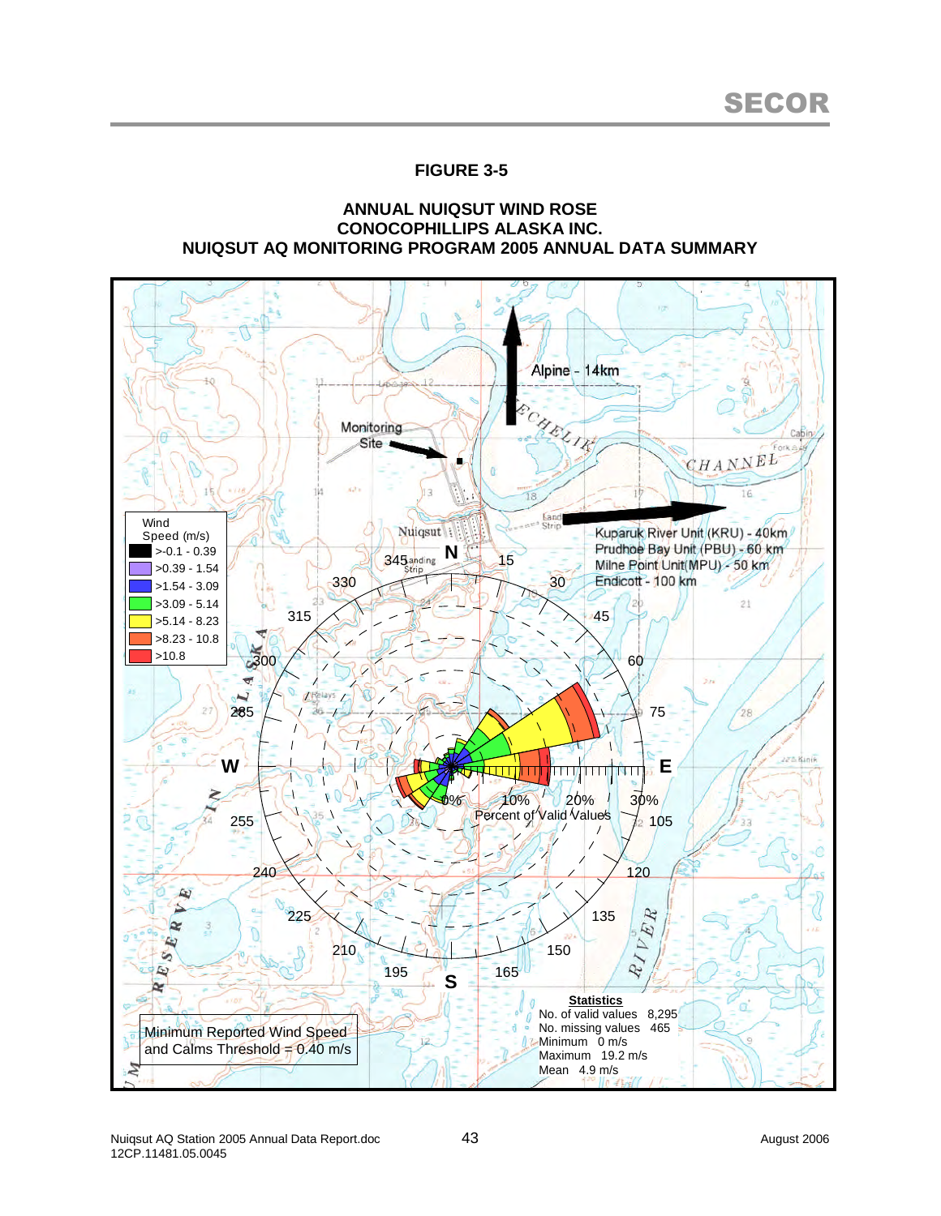**FIGURE 3-5**

**ANNUAL NUIQSUT WIND ROSE**
**CONOCOPHILLIPS ALASKA INC.**
**NUIQSUT AQ MONITORING PROGRAM 2005 ANNUAL DATA SUMMARY**

Alpine - 14km

Monitoring Site

Nuiqsut

Kuparuk River Unit (KRU) - 40km
Prudhoe Bay Unit (PBU) - 60 km
Milne Point Unit(MPU) - 50 km
Endicott - 100 km

Wind Speed (m/s)

- >-0.1 - 0.39
- >0.39 - 1.54
- >1.54 - 3.09
- >3.09 - 5.14
- >5.14 - 8.23
- >8.23 - 10.8
- >10.8

N, E, S, W

0%, 10%, 20%, 30%

Percent of Valid Values

Minimum Reported Wind Speed and Calms Threshold = 0.40 m/s

**Statistics**

No. of valid values 8,295
No. missing values 465
Minimum 0 m/s
Maximum 19.2 m/s
Mean 4.9 m/s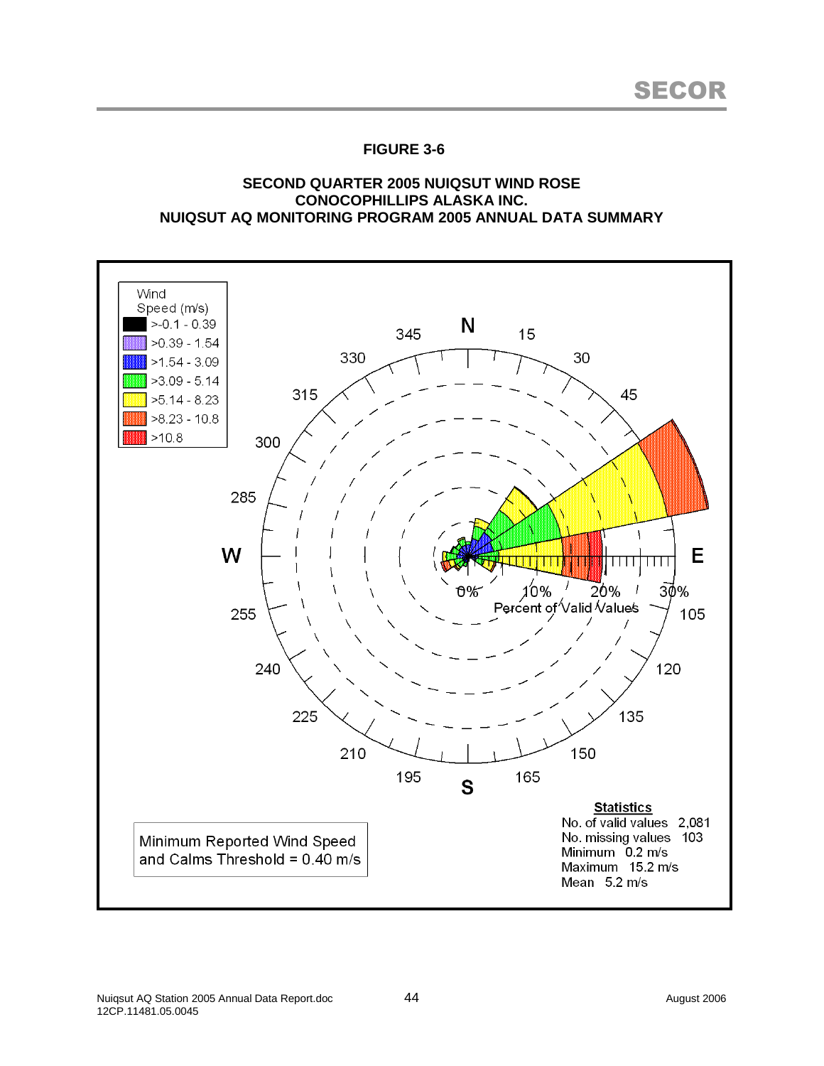**FIGURE 3-6**

**SECOND QUARTER 2005 NUIQSUT WIND ROSE**
**CONOCOPHILLIPS ALASKA INC.**
**NUIQSUT AQ MONITORING PROGRAM 2005 ANNUAL DATA SUMMARY**

Wind Speed (m/s)

- >-0.1 - 0.39
- >0.39 - 1.54
- >1.54 - 3.09
- >3.09 - 5.14
- >5.14 - 8.23
- >8.23 - 10.8
- >10.8

Percent of Valid Values: 0%, 10%, 20%, 30%

**Statistics**

No. of valid values 2,081
No. missing values 103
Minimum 0.2 m/s
Maximum 15.2 m/s
Mean 5.2 m/s

Minimum Reported Wind Speed and Calms Threshold = 0.40 m/s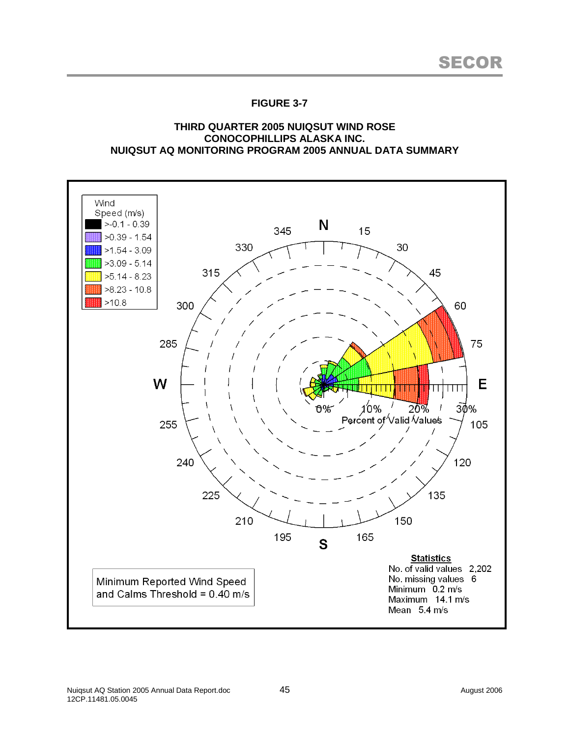**FIGURE 3-7**

**THIRD QUARTER 2005 NUIQSUT WIND ROSE**
**CONOCOPHILLIPS ALASKA INC.**
**NUIQSUT AQ MONITORING PROGRAM 2005 ANNUAL DATA SUMMARY**

Wind Speed (m/s)

- >-0.1 - 0.39
- >0.39 - 1.54
- >1.54 - 3.09
- >3.09 - 5.14
- >5.14 - 8.23
- >8.23 - 10.8
- >10.8

Minimum Reported Wind Speed and Calms Threshold = 0.40 m/s

**Statistics**

No. of valid values 2,202
No. missing values 6
Minimum 0.2 m/s
Maximum 14.1 m/s
Mean 5.4 m/s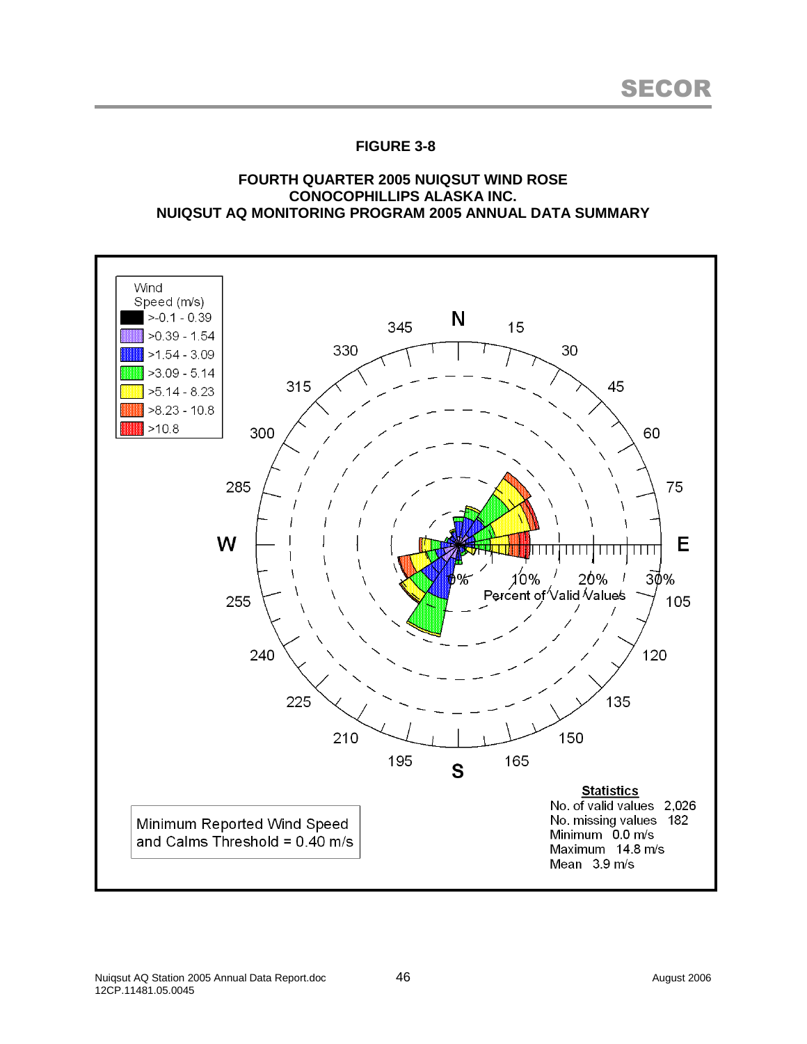**FIGURE 3-8**

**FOURTH QUARTER 2005 NUIQSUT WIND ROSE**
**CONOCOPHILLIPS ALASKA INC.**
**NUIQSUT AQ MONITORING PROGRAM 2005 ANNUAL DATA SUMMARY**

Wind Speed (m/s)
- >-0.1 - 0.39
- >0.39 - 1.54
- >1.54 - 3.09
- >3.09 - 5.14
- >5.14 - 8.23
- >8.23 - 10.8
- >10.8

N, 15, 30, 45, 60, 75, E, 105, 120, 135, 150, 165, S, 195, 210, 225, 240, 255, W, 285, 300, 315, 330, 345

0%, 10%, 20%, 30%
Percent of Valid Values

**Statistics**
No. of valid values 2,026
No. missing values 182
Minimum 0.0 m/s
Maximum 14.8 m/s
Mean 3.9 m/s

Minimum Reported Wind Speed and Calms Threshold = 0.40 m/s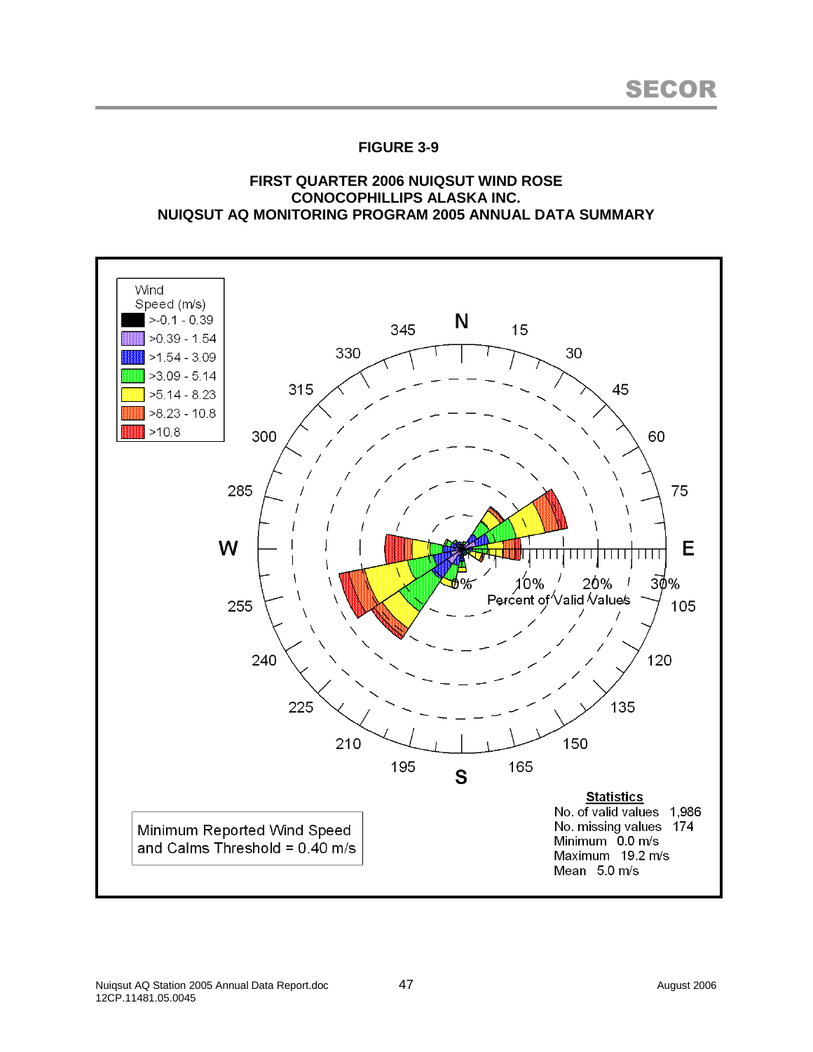**FIGURE 3-9**

**FIRST QUARTER 2006 NUIQSUT WIND ROSE**
**CONOCOPHILLIPS ALASKA INC.**
**NUIQSUT AQ MONITORING PROGRAM 2005 ANNUAL DATA SUMMARY**

Wind Speed (m/s)
- >-0.1 - 0.39
- >0.39 - 1.54
- >1.54 - 3.09
- >3.09 - 5.14
- >5.14 - 8.23
- >8.23 - 10.8
- >10.8

Percent of Valid Values

**Statistics**

No. of valid values 1,986
No. missing values 174
Minimum 0.0 m/s
Maximum 19.2 m/s
Mean 5.0 m/s

Minimum Reported Wind Speed and Calms Threshold = 0.40 m/s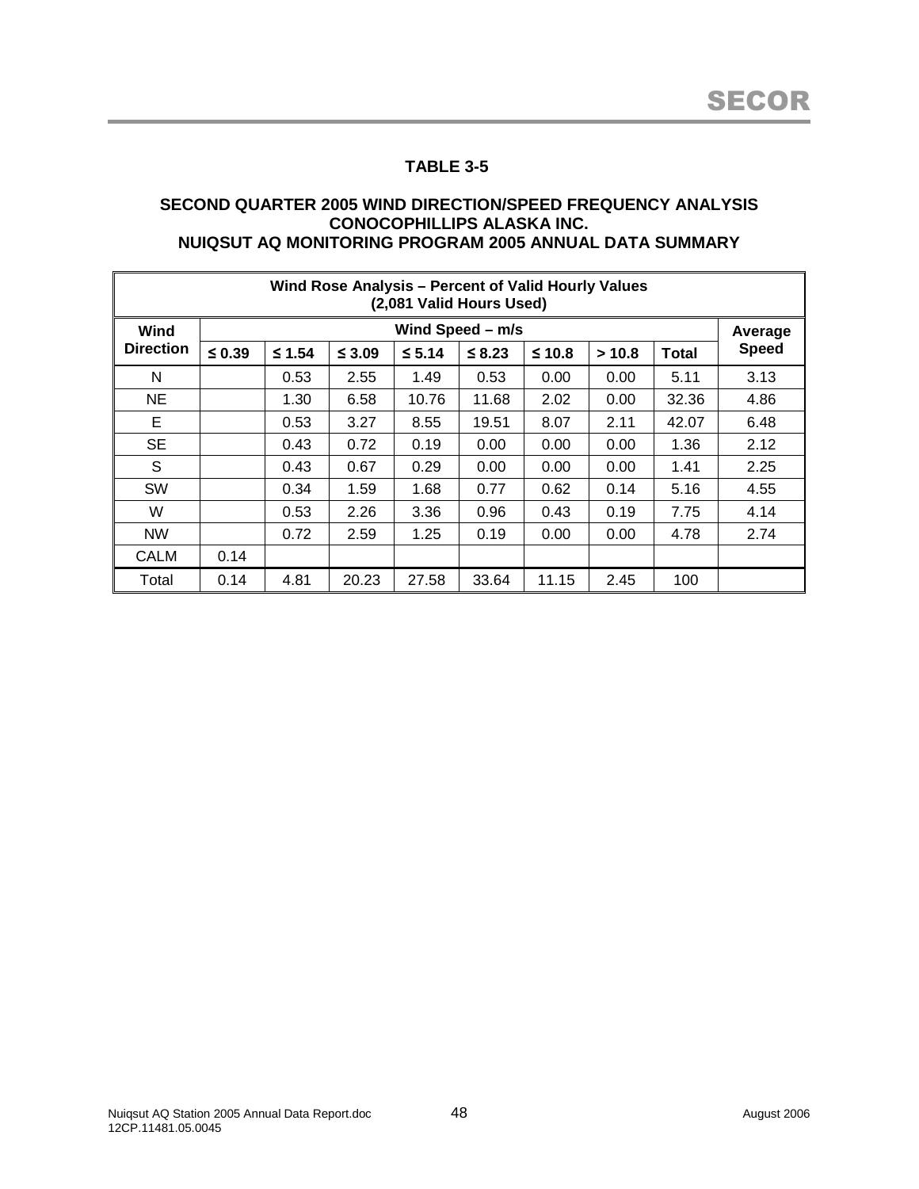## TABLE 3-5

### SECOND QUARTER 2005 WIND DIRECTION/SPEED FREQUENCY ANALYSIS CONOCOPHILLIPS ALASKA INC. NUIQSUT AQ MONITORING PROGRAM 2005 ANNUAL DATA SUMMARY

| Wind Rose Analysis – Percent of Valid Hourly Values (2,081 Valid Hours Used) | | | | | | | | | |
|---|---|---|---|---|---|---|---|---|---|
| Wind Direction | Wind Speed – m/s | | | | | | | | Average Speed |
| | ≤ 0.39 | ≤ 1.54 | ≤ 3.09 | ≤ 5.14 | ≤ 8.23 | ≤ 10.8 | > 10.8 | Total | |
| N | | 0.53 | 2.55 | 1.49 | 0.53 | 0.00 | 0.00 | 5.11 | 3.13 |
| NE | | 1.30 | 6.58 | 10.76 | 11.68 | 2.02 | 0.00 | 32.36 | 4.86 |
| E | | 0.53 | 3.27 | 8.55 | 19.51 | 8.07 | 2.11 | 42.07 | 6.48 |
| SE | | 0.43 | 0.72 | 0.19 | 0.00 | 0.00 | 0.00 | 1.36 | 2.12 |
| S | | 0.43 | 0.67 | 0.29 | 0.00 | 0.00 | 0.00 | 1.41 | 2.25 |
| SW | | 0.34 | 1.59 | 1.68 | 0.77 | 0.62 | 0.14 | 5.16 | 4.55 |
| W | | 0.53 | 2.26 | 3.36 | 0.96 | 0.43 | 0.19 | 7.75 | 4.14 |
| NW | | 0.72 | 2.59 | 1.25 | 0.19 | 0.00 | 0.00 | 4.78 | 2.74 |
| CALM | 0.14 | | | | | | | | |
| Total | 0.14 | 4.81 | 20.23 | 27.58 | 33.64 | 11.15 | 2.45 | 100 | |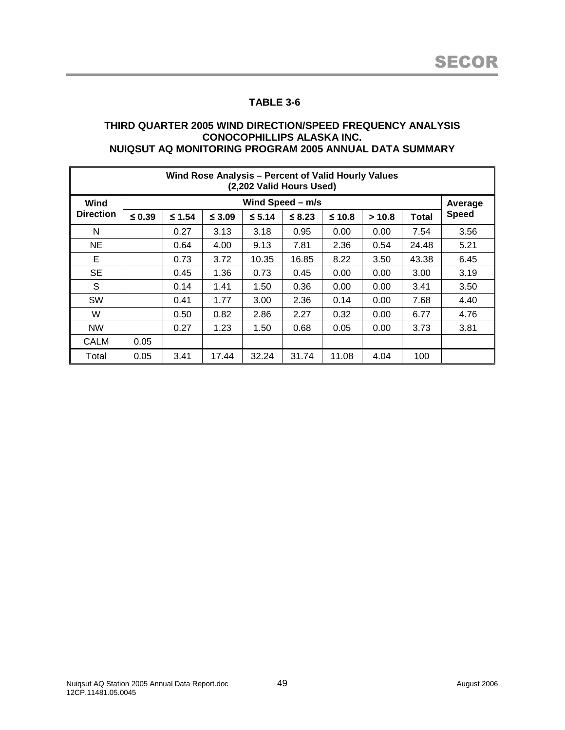## TABLE 3-6

### THIRD QUARTER 2005 WIND DIRECTION/SPEED FREQUENCY ANALYSIS CONOCOPHILLIPS ALASKA INC. NUIQSUT AQ MONITORING PROGRAM 2005 ANNUAL DATA SUMMARY

| Wind Rose Analysis – Percent of Valid Hourly Values (2,202 Valid Hours Used) | | | | | | | | | |
|---|---|---|---|---|---|---|---|---|---|
| **Wind Direction** | **Wind Speed – m/s** | | | | | | | | **Average Speed** |
| | **≤ 0.39** | **≤ 1.54** | **≤ 3.09** | **≤ 5.14** | **≤ 8.23** | **≤ 10.8** | **> 10.8** | **Total** | |
| N | | 0.27 | 3.13 | 3.18 | 0.95 | 0.00 | 0.00 | 7.54 | 3.56 |
| NE | | 0.64 | 4.00 | 9.13 | 7.81 | 2.36 | 0.54 | 24.48 | 5.21 |
| E | | 0.73 | 3.72 | 10.35 | 16.85 | 8.22 | 3.50 | 43.38 | 6.45 |
| SE | | 0.45 | 1.36 | 0.73 | 0.45 | 0.00 | 0.00 | 3.00 | 3.19 |
| S | | 0.14 | 1.41 | 1.50 | 0.36 | 0.00 | 0.00 | 3.41 | 3.50 |
| SW | | 0.41 | 1.77 | 3.00 | 2.36 | 0.14 | 0.00 | 7.68 | 4.40 |
| W | | 0.50 | 0.82 | 2.86 | 2.27 | 0.32 | 0.00 | 6.77 | 4.76 |
| NW | | 0.27 | 1.23 | 1.50 | 0.68 | 0.05 | 0.00 | 3.73 | 3.81 |
| CALM | 0.05 | | | | | | | | |
| Total | 0.05 | 3.41 | 17.44 | 32.24 | 31.74 | 11.08 | 4.04 | 100 | |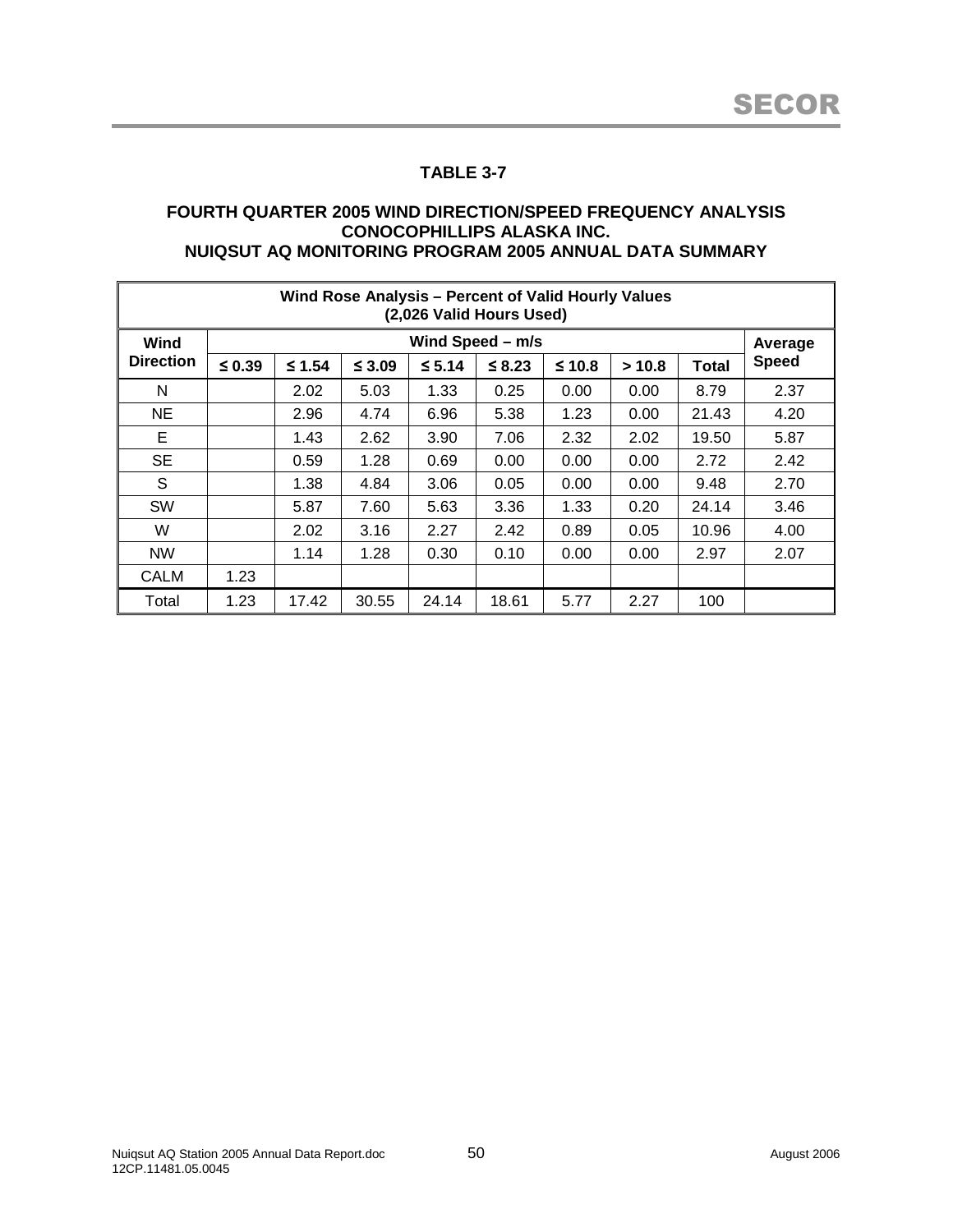## TABLE 3-7

### FOURTH QUARTER 2005 WIND DIRECTION/SPEED FREQUENCY ANALYSIS
### CONOCOPHILLIPS ALASKA INC.
### NUIQSUT AQ MONITORING PROGRAM 2005 ANNUAL DATA SUMMARY

| Wind Rose Analysis – Percent of Valid Hourly Values (2,026 Valid Hours Used) | | | | | | | | | |
|---|---|---|---|---|---|---|---|---|---|
| **Wind Direction** | **Wind Speed – m/s** | | | | | | | | **Average Speed** |
| | **≤ 0.39** | **≤ 1.54** | **≤ 3.09** | **≤ 5.14** | **≤ 8.23** | **≤ 10.8** | **> 10.8** | **Total** | |
| N | | 2.02 | 5.03 | 1.33 | 0.25 | 0.00 | 0.00 | 8.79 | 2.37 |
| NE | | 2.96 | 4.74 | 6.96 | 5.38 | 1.23 | 0.00 | 21.43 | 4.20 |
| E | | 1.43 | 2.62 | 3.90 | 7.06 | 2.32 | 2.02 | 19.50 | 5.87 |
| SE | | 0.59 | 1.28 | 0.69 | 0.00 | 0.00 | 0.00 | 2.72 | 2.42 |
| S | | 1.38 | 4.84 | 3.06 | 0.05 | 0.00 | 0.00 | 9.48 | 2.70 |
| SW | | 5.87 | 7.60 | 5.63 | 3.36 | 1.33 | 0.20 | 24.14 | 3.46 |
| W | | 2.02 | 3.16 | 2.27 | 2.42 | 0.89 | 0.05 | 10.96 | 4.00 |
| NW | | 1.14 | 1.28 | 0.30 | 0.10 | 0.00 | 0.00 | 2.97 | 2.07 |
| CALM | 1.23 | | | | | | | | |
| Total | 1.23 | 17.42 | 30.55 | 24.14 | 18.61 | 5.77 | 2.27 | 100 | |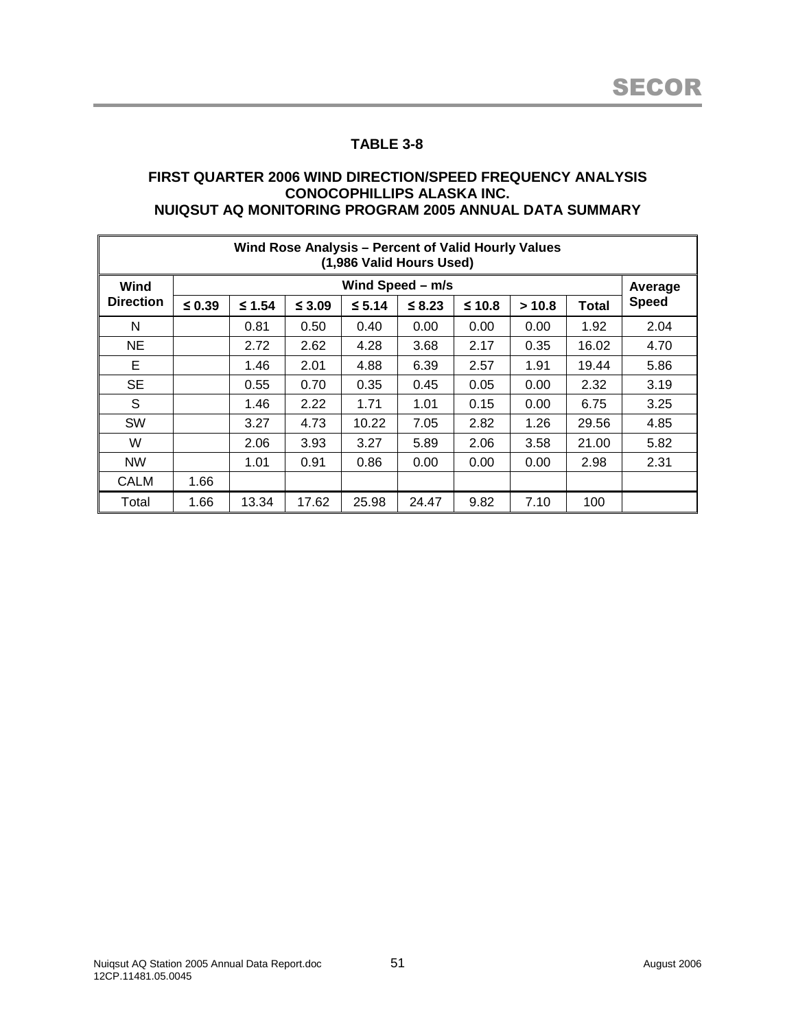## TABLE 3-8

### FIRST QUARTER 2006 WIND DIRECTION/SPEED FREQUENCY ANALYSIS CONOCOPHILLIPS ALASKA INC. NUIQSUT AQ MONITORING PROGRAM 2005 ANNUAL DATA SUMMARY

| Wind Rose Analysis – Percent of Valid Hourly Values (1,986 Valid Hours Used) | | | | | | | | | |
|---|---|---|---|---|---|---|---|---|---|
| **Wind Direction** | **Wind Speed – m/s** | | | | | | | | **Average Speed** |
| | **≤ 0.39** | **≤ 1.54** | **≤ 3.09** | **≤ 5.14** | **≤ 8.23** | **≤ 10.8** | **> 10.8** | **Total** | |
| N | | 0.81 | 0.50 | 0.40 | 0.00 | 0.00 | 0.00 | 1.92 | 2.04 |
| NE | | 2.72 | 2.62 | 4.28 | 3.68 | 2.17 | 0.35 | 16.02 | 4.70 |
| E | | 1.46 | 2.01 | 4.88 | 6.39 | 2.57 | 1.91 | 19.44 | 5.86 |
| SE | | 0.55 | 0.70 | 0.35 | 0.45 | 0.05 | 0.00 | 2.32 | 3.19 |
| S | | 1.46 | 2.22 | 1.71 | 1.01 | 0.15 | 0.00 | 6.75 | 3.25 |
| SW | | 3.27 | 4.73 | 10.22 | 7.05 | 2.82 | 1.26 | 29.56 | 4.85 |
| W | | 2.06 | 3.93 | 3.27 | 5.89 | 2.06 | 3.58 | 21.00 | 5.82 |
| NW | | 1.01 | 0.91 | 0.86 | 0.00 | 0.00 | 0.00 | 2.98 | 2.31 |
| CALM | 1.66 | | | | | | | | |
| Total | 1.66 | 13.34 | 17.62 | 25.98 | 24.47 | 9.82 | 7.10 | 100 | |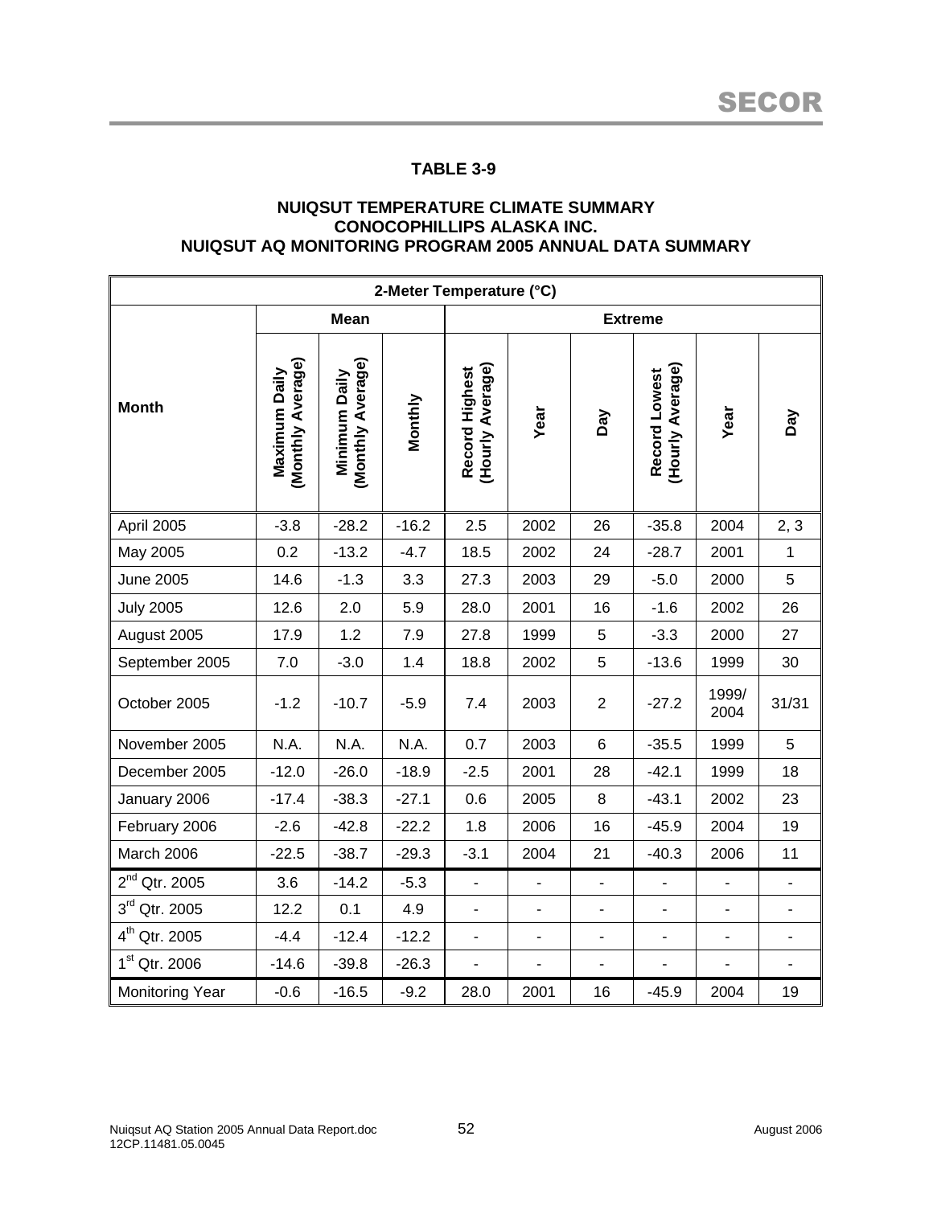**TABLE 3-9**

**NUIQSUT TEMPERATURE CLIMATE SUMMARY**
**CONOCOPHILLIPS ALASKA INC.**
**NUIQSUT AQ MONITORING PROGRAM 2005 ANNUAL DATA SUMMARY**

| 2-Meter Temperature (°C) | | | | | | | | | |
|---|---|---|---|---|---|---|---|---|---|
| | **Mean** | | | **Extreme** | | | | | |
| **Month** | **Maximum Daily (Monthly Average)** | **Minimum Daily (Monthly Average)** | **Monthly** | **Record Highest (Hourly Average)** | **Year** | **Day** | **Record Lowest (Hourly Average)** | **Year** | **Day** |
| April 2005 | -3.8 | -28.2 | -16.2 | 2.5 | 2002 | 26 | -35.8 | 2004 | 2, 3 |
| May 2005 | 0.2 | -13.2 | -4.7 | 18.5 | 2002 | 24 | -28.7 | 2001 | 1 |
| June 2005 | 14.6 | -1.3 | 3.3 | 27.3 | 2003 | 29 | -5.0 | 2000 | 5 |
| July 2005 | 12.6 | 2.0 | 5.9 | 28.0 | 2001 | 16 | -1.6 | 2002 | 26 |
| August 2005 | 17.9 | 1.2 | 7.9 | 27.8 | 1999 | 5 | -3.3 | 2000 | 27 |
| September 2005 | 7.0 | -3.0 | 1.4 | 18.8 | 2002 | 5 | -13.6 | 1999 | 30 |
| October 2005 | -1.2 | -10.7 | -5.9 | 7.4 | 2003 | 2 | -27.2 | 1999/ 2004 | 31/31 |
| November 2005 | N.A. | N.A. | N.A. | 0.7 | 2003 | 6 | -35.5 | 1999 | 5 |
| December 2005 | -12.0 | -26.0 | -18.9 | -2.5 | 2001 | 28 | -42.1 | 1999 | 18 |
| January 2006 | -17.4 | -38.3 | -27.1 | 0.6 | 2005 | 8 | -43.1 | 2002 | 23 |
| February 2006 | -2.6 | -42.8 | -22.2 | 1.8 | 2006 | 16 | -45.9 | 2004 | 19 |
| March 2006 | -22.5 | -38.7 | -29.3 | -3.1 | 2004 | 21 | -40.3 | 2006 | 11 |
| 2nd Qtr. 2005 | 3.6 | -14.2 | -5.3 | - | - | - | - | - | - |
| 3rd Qtr. 2005 | 12.2 | 0.1 | 4.9 | - | - | - | - | - | - |
| 4th Qtr. 2005 | -4.4 | -12.4 | -12.2 | - | - | - | - | - | - |
| 1st Qtr. 2006 | -14.6 | -39.8 | -26.3 | - | - | - | - | - | - |
| Monitoring Year | -0.6 | -16.5 | -9.2 | 28.0 | 2001 | 16 | -45.9 | 2004 | 19 |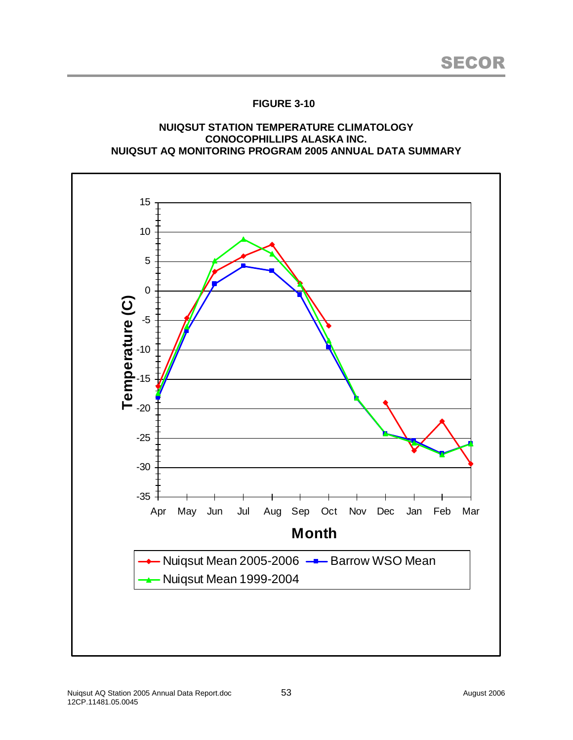**FIGURE 3-10**

**NUIQSUT STATION TEMPERATURE CLIMATOLOGY**
**CONOCOPHILLIPS ALASKA INC.**
**NUIQSUT AQ MONITORING PROGRAM 2005 ANNUAL DATA SUMMARY**

Temperature (C)

15, 10, 5, 0, -5, -10, -15, -20, -25, -30, -35

Apr May Jun Jul Aug Sep Oct Nov Dec Jan Feb Mar

**Month**

Nuiqsut Mean 2005-2006 — Barrow WSO Mean — Nuiqsut Mean 1999-2004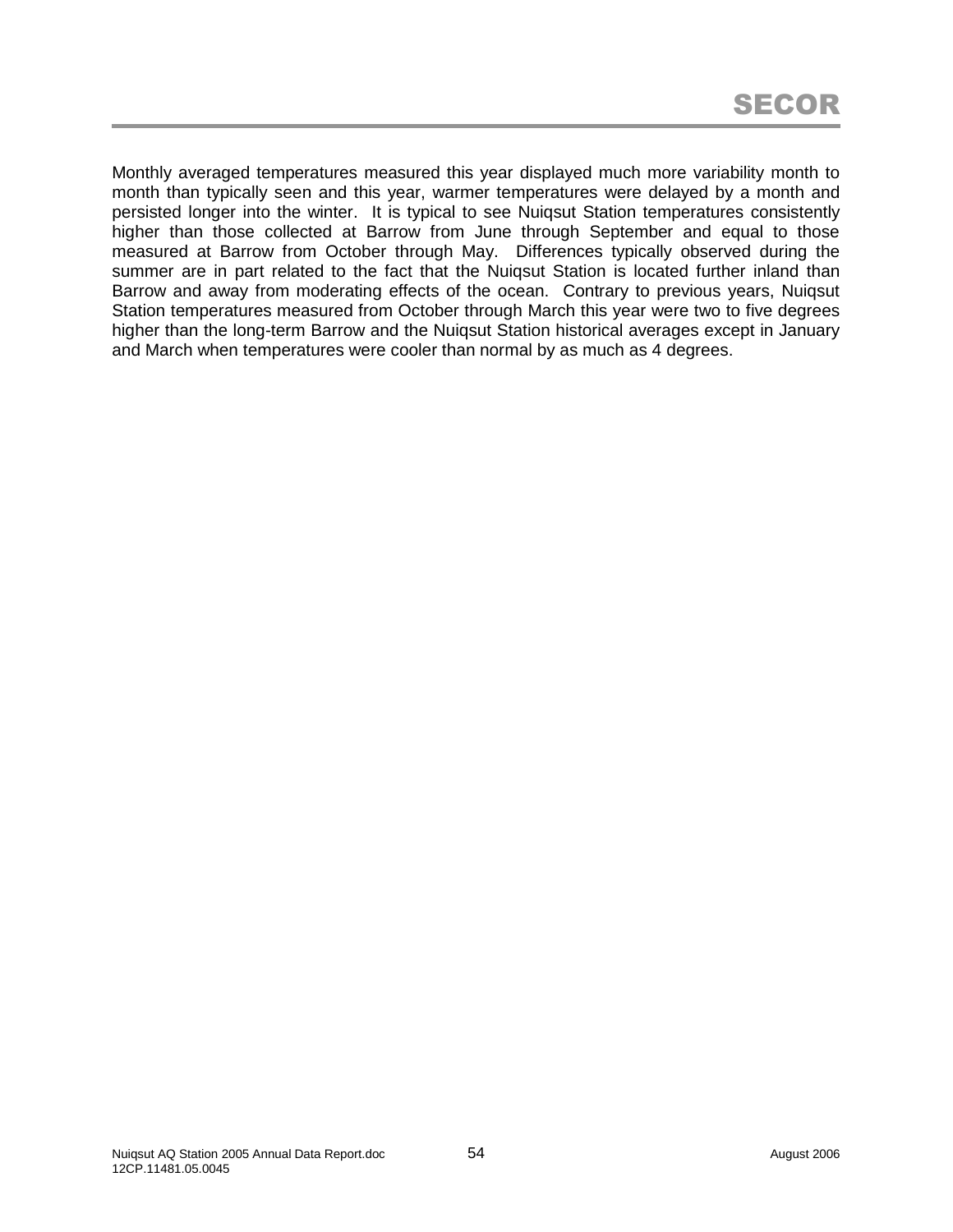Monthly averaged temperatures measured this year displayed much more variability month to month than typically seen and this year, warmer temperatures were delayed by a month and persisted longer into the winter. It is typical to see Nuiqsut Station temperatures consistently higher than those collected at Barrow from June through September and equal to those measured at Barrow from October through May. Differences typically observed during the summer are in part related to the fact that the Nuiqsut Station is located further inland than Barrow and away from moderating effects of the ocean. Contrary to previous years, Nuiqsut Station temperatures measured from October through March this year were two to five degrees higher than the long-term Barrow and the Nuiqsut Station historical averages except in January and March when temperatures were cooler than normal by as much as 4 degrees.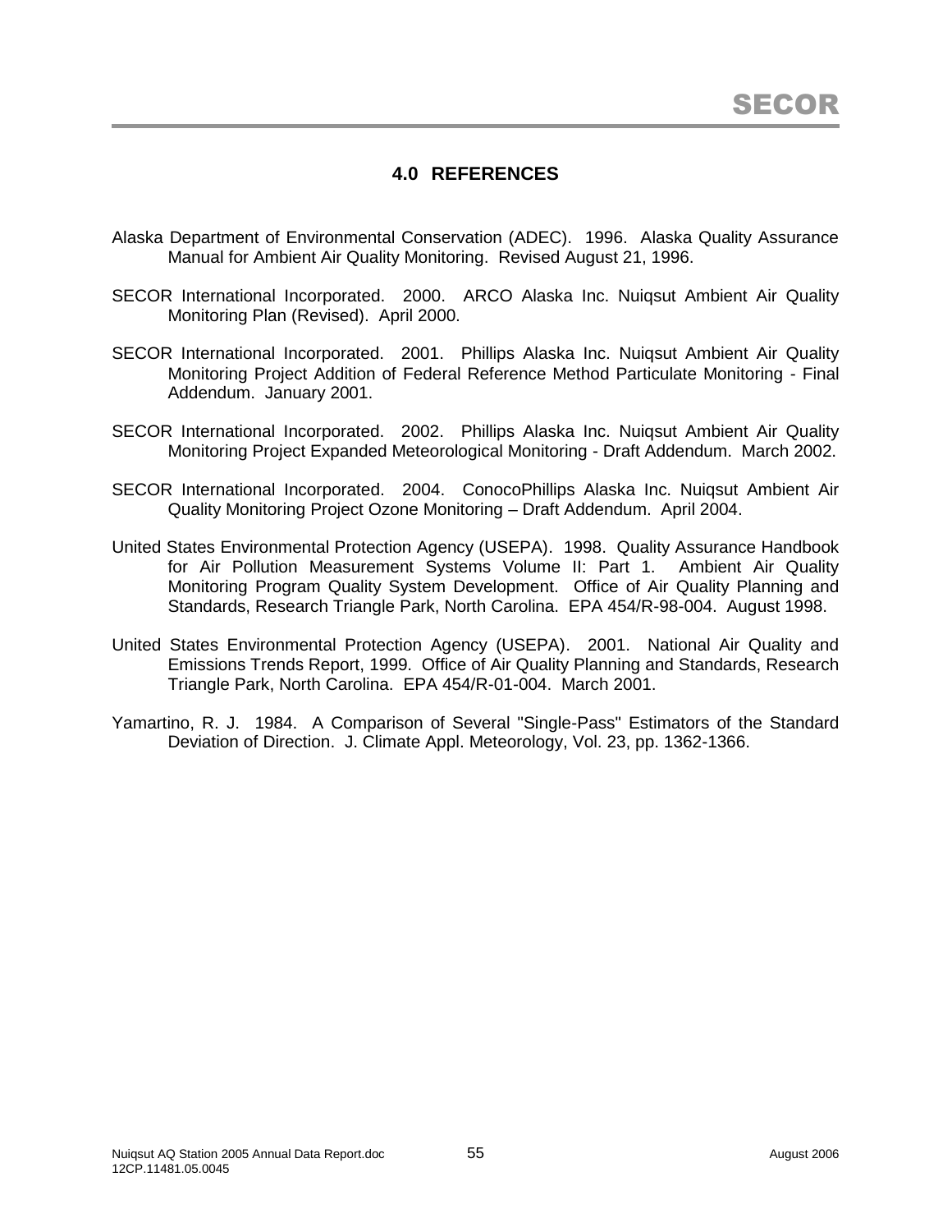# 4.0 REFERENCES

Alaska Department of Environmental Conservation (ADEC). 1996. Alaska Quality Assurance Manual for Ambient Air Quality Monitoring. Revised August 21, 1996.

SECOR International Incorporated. 2000. ARCO Alaska Inc. Nuiqsut Ambient Air Quality Monitoring Plan (Revised). April 2000.

SECOR International Incorporated. 2001. Phillips Alaska Inc. Nuiqsut Ambient Air Quality Monitoring Project Addition of Federal Reference Method Particulate Monitoring - Final Addendum. January 2001.

SECOR International Incorporated. 2002. Phillips Alaska Inc. Nuiqsut Ambient Air Quality Monitoring Project Expanded Meteorological Monitoring - Draft Addendum. March 2002.

SECOR International Incorporated. 2004. ConocoPhillips Alaska Inc. Nuiqsut Ambient Air Quality Monitoring Project Ozone Monitoring – Draft Addendum. April 2004.

United States Environmental Protection Agency (USEPA). 1998. Quality Assurance Handbook for Air Pollution Measurement Systems Volume II: Part 1. Ambient Air Quality Monitoring Program Quality System Development. Office of Air Quality Planning and Standards, Research Triangle Park, North Carolina. EPA 454/R-98-004. August 1998.

United States Environmental Protection Agency (USEPA). 2001. National Air Quality and Emissions Trends Report, 1999. Office of Air Quality Planning and Standards, Research Triangle Park, North Carolina. EPA 454/R-01-004. March 2001.

Yamartino, R. J. 1984. A Comparison of Several "Single-Pass" Estimators of the Standard Deviation of Direction. J. Climate Appl. Meteorology, Vol. 23, pp. 1362-1366.